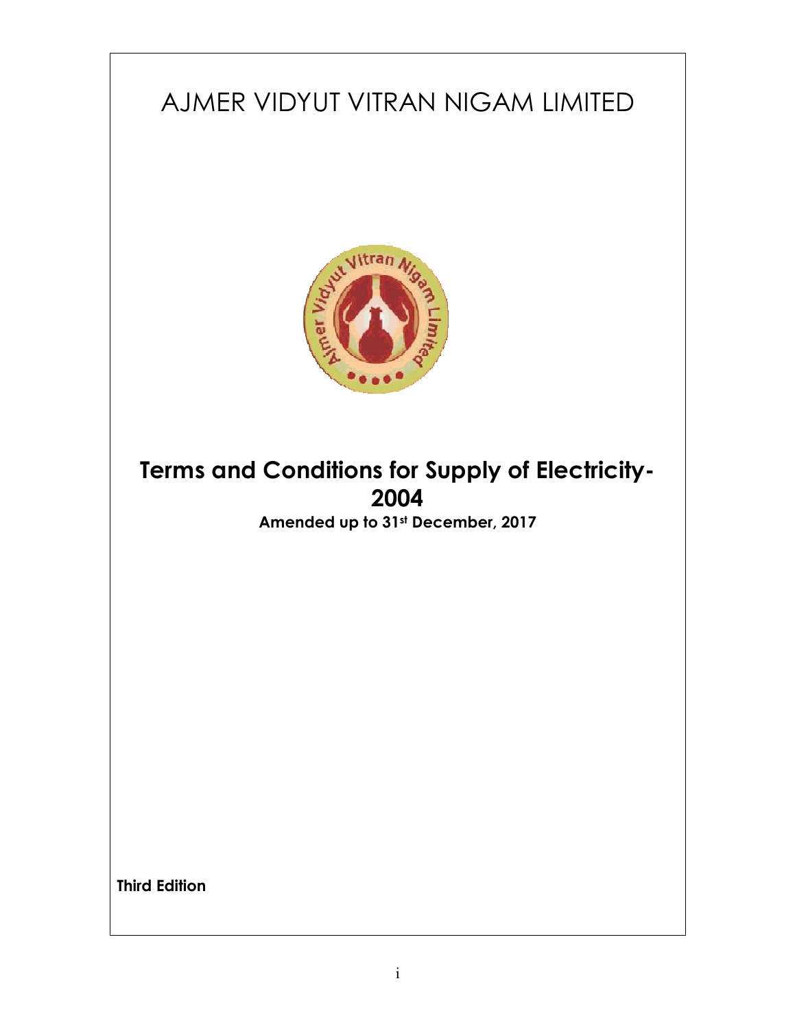# AJMER VIDYUT VITRAN NIGAM LIMITED

## Terms and Conditions for Supply of Electricity-2004

**Amended up to 31st December, 2017**

**Third Edition**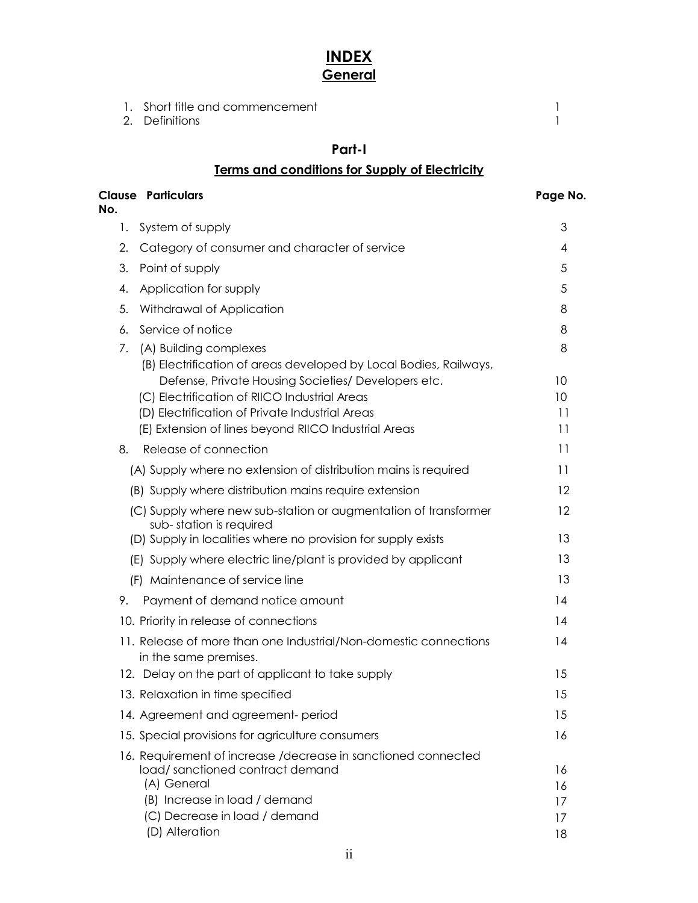# INDEX

## General

| | | |
|---|---|---|
| 1. | Short title and commencement | 1 |
| 2. | Definitions | 1 |

## Part-I

### Terms and conditions for Supply of Electricity

| Clause No. | Particulars | Page No. |
|---|---|---|
| 1. | System of supply | 3 |
| 2. | Category of consumer and character of service | 4 |
| 3. | Point of supply | 5 |
| 4. | Application for supply | 5 |
| 5. | Withdrawal of Application | 8 |
| 6. | Service of notice | 8 |
| 7. | (A) Building complexes | 8 |
| | (B) Electrification of areas developed by Local Bodies, Railways, Defense, Private Housing Societies/ Developers etc. | 10 |
| | (C) Electrification of RIICO Industrial Areas | 10 |
| | (D) Electrification of Private Industrial Areas | 11 |
| | (E) Extension of lines beyond RIICO Industrial Areas | 11 |
| 8. | Release of connection | 11 |
| | (A) Supply where no extension of distribution mains is required | 11 |
| | (B) Supply where distribution mains require extension | 12 |
| | (C) Supply where new sub-station or augmentation of transformer sub- station is required | 12 |
| | (D) Supply in localities where no provision for supply exists | 13 |
| | (E) Supply where electric line/plant is provided by applicant | 13 |
| | (F) Maintenance of service line | 13 |
| 9. | Payment of demand notice amount | 14 |
| 10. | Priority in release of connections | 14 |
| 11. | Release of more than one Industrial/Non-domestic connections in the same premises. | 14 |
| 12. | Delay on the part of applicant to take supply | 15 |
| 13. | Relaxation in time specified | 15 |
| 14. | Agreement and agreement- period | 15 |
| 15. | Special provisions for agriculture consumers | 16 |
| 16. | Requirement of increase /decrease in sanctioned connected load/ sanctioned contract demand | 16 |
| | (A) General | 16 |
| | (B) Increase in load / demand | 17 |
| | (C) Decrease in load / demand | 17 |
| | (D) Alteration | 18 |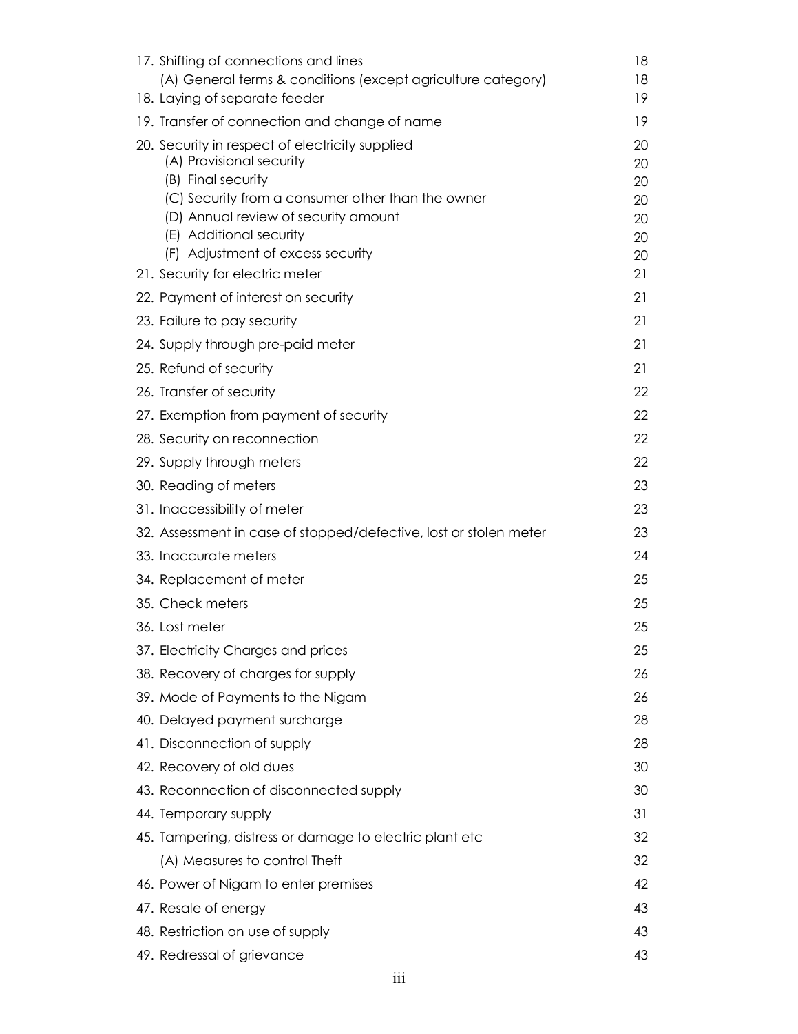| | |
|---|---|
| 17. Shifting of connections and lines | 18 |
| (A) General terms & conditions (except agriculture category) | 18 |
| 18. Laying of separate feeder | 19 |
| 19. Transfer of connection and change of name | 19 |
| 20. Security in respect of electricity supplied | 20 |
| (A) Provisional security | 20 |
| (B) Final security | 20 |
| (C) Security from a consumer other than the owner | 20 |
| (D) Annual review of security amount | 20 |
| (E) Additional security | 20 |
| (F) Adjustment of excess security | 20 |
| 21. Security for electric meter | 21 |
| 22. Payment of interest on security | 21 |
| 23. Failure to pay security | 21 |
| 24. Supply through pre-paid meter | 21 |
| 25. Refund of security | 21 |
| 26. Transfer of security | 22 |
| 27. Exemption from payment of security | 22 |
| 28. Security on reconnection | 22 |
| 29. Supply through meters | 22 |
| 30. Reading of meters | 23 |
| 31. Inaccessibility of meter | 23 |
| 32. Assessment in case of stopped/defective, lost or stolen meter | 23 |
| 33. Inaccurate meters | 24 |
| 34. Replacement of meter | 25 |
| 35. Check meters | 25 |
| 36. Lost meter | 25 |
| 37. Electricity Charges and prices | 25 |
| 38. Recovery of charges for supply | 26 |
| 39. Mode of Payments to the Nigam | 26 |
| 40. Delayed payment surcharge | 28 |
| 41. Disconnection of supply | 28 |
| 42. Recovery of old dues | 30 |
| 43. Reconnection of disconnected supply | 30 |
| 44. Temporary supply | 31 |
| 45. Tampering, distress or damage to electric plant etc | 32 |
| (A) Measures to control Theft | 32 |
| 46. Power of Nigam to enter premises | 42 |
| 47. Resale of energy | 43 |
| 48. Restriction on use of supply | 43 |
| 49. Redressal of grievance | 43 |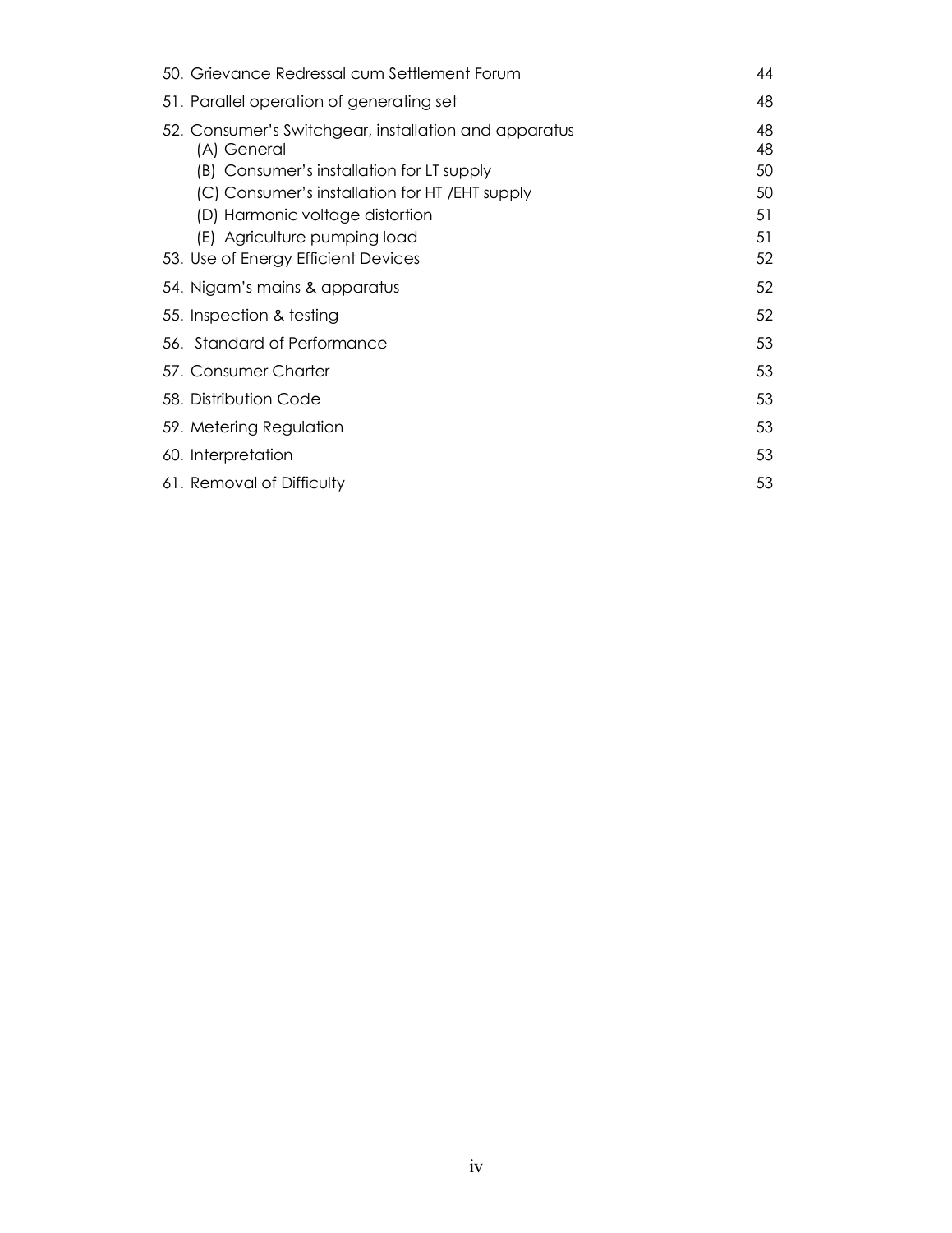| | |
|---|---|
| 50. Grievance Redressal cum Settlement Forum | 44 |
| 51. Parallel operation of generating set | 48 |
| 52. Consumer's Switchgear, installation and apparatus | 48 |
| (A) General | 48 |
| (B) Consumer's installation for LT supply | 50 |
| (C) Consumer's installation for HT /EHT supply | 50 |
| (D) Harmonic voltage distortion | 51 |
| (E) Agriculture pumping load | 51 |
| 53. Use of Energy Efficient Devices | 52 |
| 54. Nigam's mains & apparatus | 52 |
| 55. Inspection & testing | 52 |
| 56. Standard of Performance | 53 |
| 57. Consumer Charter | 53 |
| 58. Distribution Code | 53 |
| 59. Metering Regulation | 53 |
| 60. Interpretation | 53 |
| 61. Removal of Difficulty | 53 |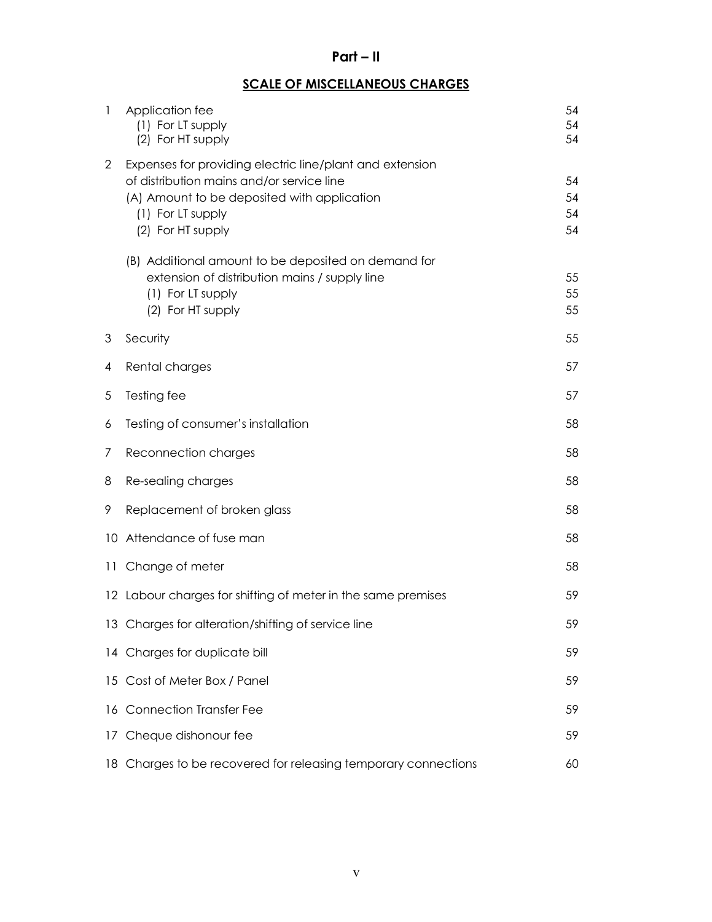# Part – II

## SCALE OF MISCELLANEOUS CHARGES

| | | |
|---|---|---|
| 1 | Application fee | 54 |
| | (1) For LT supply | 54 |
| | (2) For HT supply | 54 |
| 2 | Expenses for providing electric line/plant and extension of distribution mains and/or service line | 54 |
| | (A) Amount to be deposited with application | 54 |
| | (1) For LT supply | 54 |
| | (2) For HT supply | 54 |
| | (B) Additional amount to be deposited on demand for extension of distribution mains / supply line | 55 |
| | (1) For LT supply | 55 |
| | (2) For HT supply | 55 |
| 3 | Security | 55 |
| 4 | Rental charges | 57 |
| 5 | Testing fee | 57 |
| 6 | Testing of consumer's installation | 58 |
| 7 | Reconnection charges | 58 |
| 8 | Re-sealing charges | 58 |
| 9 | Replacement of broken glass | 58 |
| 10 | Attendance of fuse man | 58 |
| 11 | Change of meter | 58 |
| 12 | Labour charges for shifting of meter in the same premises | 59 |
| 13 | Charges for alteration/shifting of service line | 59 |
| 14 | Charges for duplicate bill | 59 |
| 15 | Cost of Meter Box / Panel | 59 |
| 16 | Connection Transfer Fee | 59 |
| 17 | Cheque dishonour fee | 59 |
| 18 | Charges to be recovered for releasing temporary connections | 60 |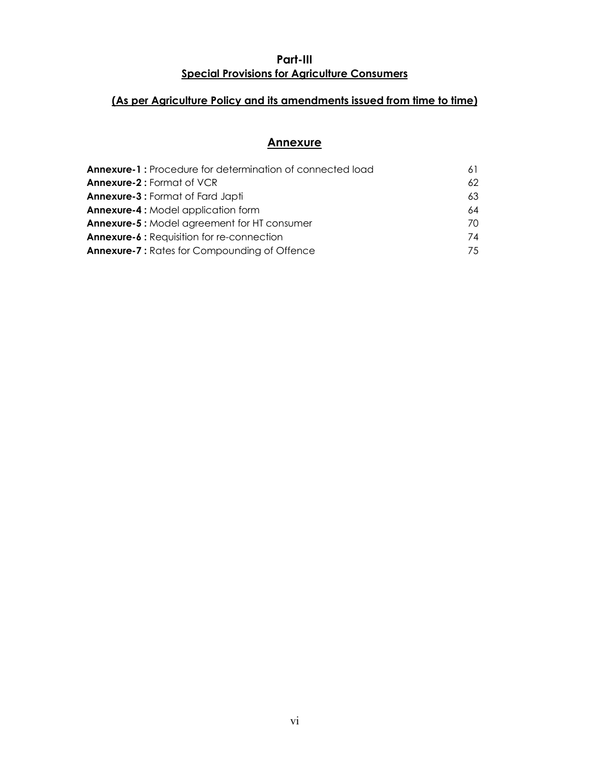## Part-III
## Special Provisions for Agriculture Consumers

### (As per Agriculture Policy and its amendments issued from time to time)

## Annexure

| | |
|---|---|
| **Annexure-1 :** Procedure for determination of connected load | 61 |
| **Annexure-2 :** Format of VCR | 62 |
| **Annexure-3 :** Format of Fard Japti | 63 |
| **Annexure-4 :** Model application form | 64 |
| **Annexure-5 :** Model agreement for HT consumer | 70 |
| **Annexure-6 :** Requisition for re-connection | 74 |
| **Annexure-7 :** Rates for Compounding of Offence | 75 |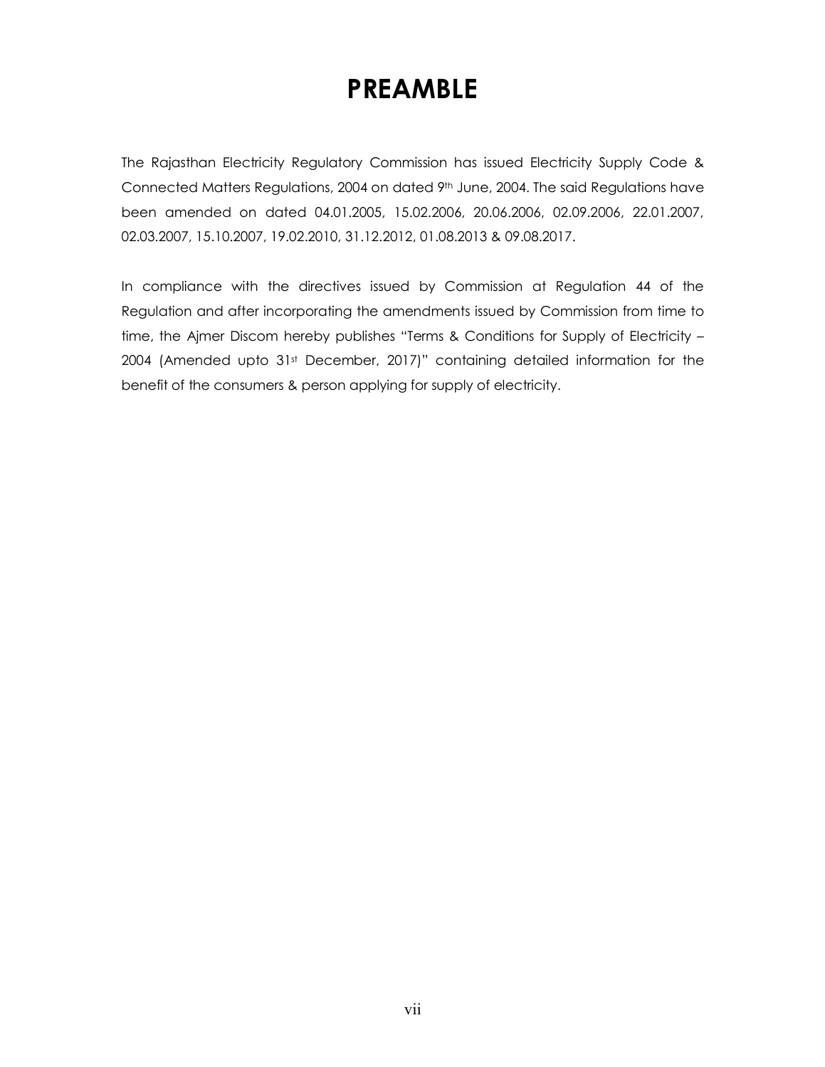# PREAMBLE

The Rajasthan Electricity Regulatory Commission has issued Electricity Supply Code & Connected Matters Regulations, 2004 on dated 9th June, 2004. The said Regulations have been amended on dated 04.01.2005, 15.02.2006, 20.06.2006, 02.09.2006, 22.01.2007, 02.03.2007, 15.10.2007, 19.02.2010, 31.12.2012, 01.08.2013 & 09.08.2017.

In compliance with the directives issued by Commission at Regulation 44 of the Regulation and after incorporating the amendments issued by Commission from time to time, the Ajmer Discom hereby publishes "Terms & Conditions for Supply of Electricity – 2004 (Amended upto 31st December, 2017)" containing detailed information for the benefit of the consumers & person applying for supply of electricity.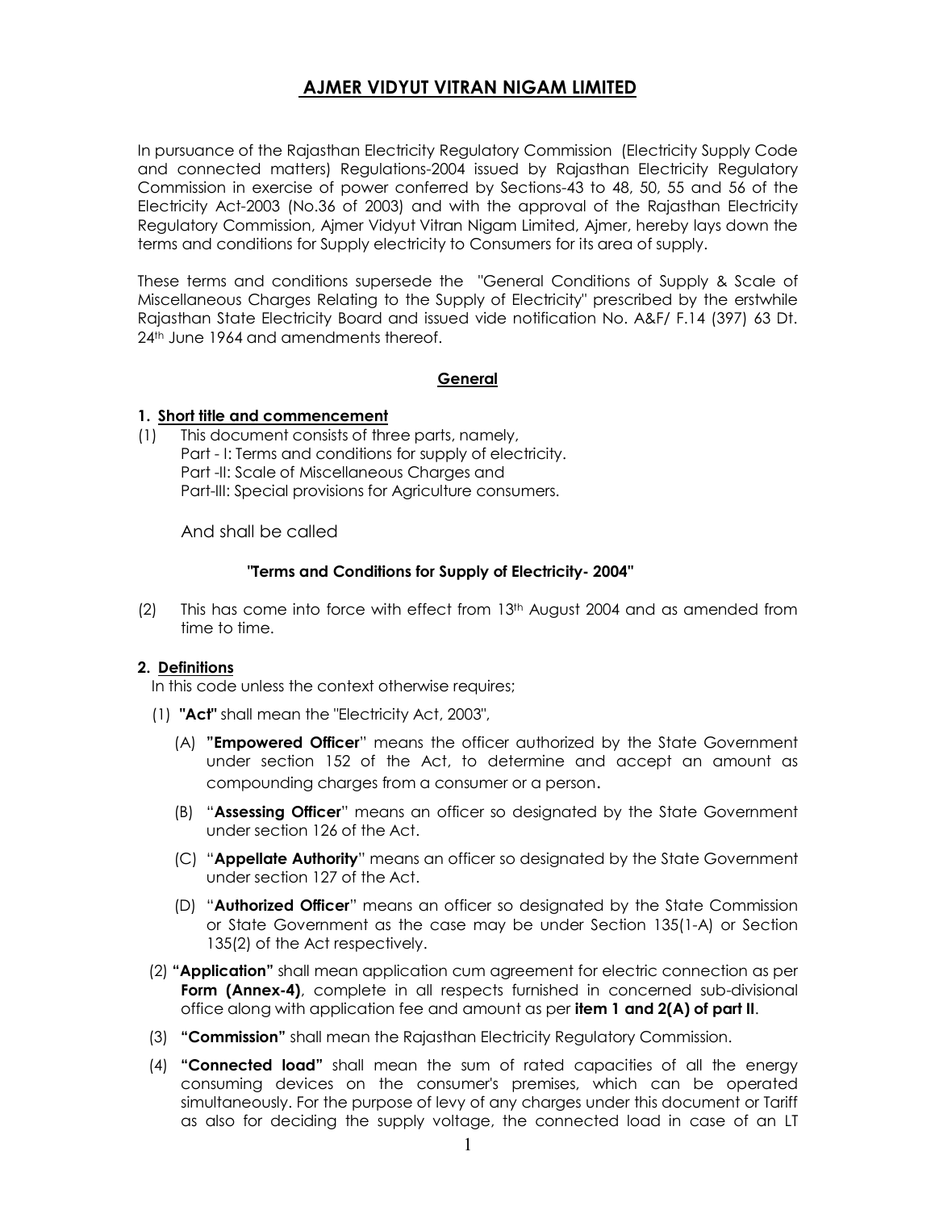# AJMER VIDYUT VITRAN NIGAM LIMITED

In pursuance of the Rajasthan Electricity Regulatory Commission (Electricity Supply Code and connected matters) Regulations-2004 issued by Rajasthan Electricity Regulatory Commission in exercise of power conferred by Sections-43 to 48, 50, 55 and 56 of the Electricity Act-2003 (No.36 of 2003) and with the approval of the Rajasthan Electricity Regulatory Commission, Ajmer Vidyut Vitran Nigam Limited, Ajmer, hereby lays down the terms and conditions for Supply electricity to Consumers for its area of supply.

These terms and conditions supersede the "General Conditions of Supply & Scale of Miscellaneous Charges Relating to the Supply of Electricity" prescribed by the erstwhile Rajasthan State Electricity Board and issued vide notification No. A&F/ F.14 (397) 63 Dt. 24th June 1964 and amendments thereof.

## General

### 1. Short title and commencement

(1) This document consists of three parts, namely,
Part - I: Terms and conditions for supply of electricity.
Part -II: Scale of Miscellaneous Charges and
Part-III: Special provisions for Agriculture consumers.

And shall be called

**"Terms and Conditions for Supply of Electricity- 2004"**

(2) This has come into force with effect from 13th August 2004 and as amended from time to time.

### 2. Definitions

In this code unless the context otherwise requires;

(1) **"Act"** shall mean the "Electricity Act, 2003",

(A) **"Empowered Officer"** means the officer authorized by the State Government under section 152 of the Act, to determine and accept an amount as compounding charges from a consumer or a person.

(B) "**Assessing Officer**" means an officer so designated by the State Government under section 126 of the Act.

(C) "**Appellate Authority**" means an officer so designated by the State Government under section 127 of the Act.

(D) "**Authorized Officer**" means an officer so designated by the State Commission or State Government as the case may be under Section 135(1-A) or Section 135(2) of the Act respectively.

(2) **"Application"** shall mean application cum agreement for electric connection as per **Form (Annex-4)**, complete in all respects furnished in concerned sub-divisional office along with application fee and amount as per **item 1 and 2(A) of part II**.

(3) **"Commission"** shall mean the Rajasthan Electricity Regulatory Commission.

(4) **"Connected load"** shall mean the sum of rated capacities of all the energy consuming devices on the consumer's premises, which can be operated simultaneously. For the purpose of levy of any charges under this document or Tariff as also for deciding the supply voltage, the connected load in case of an LT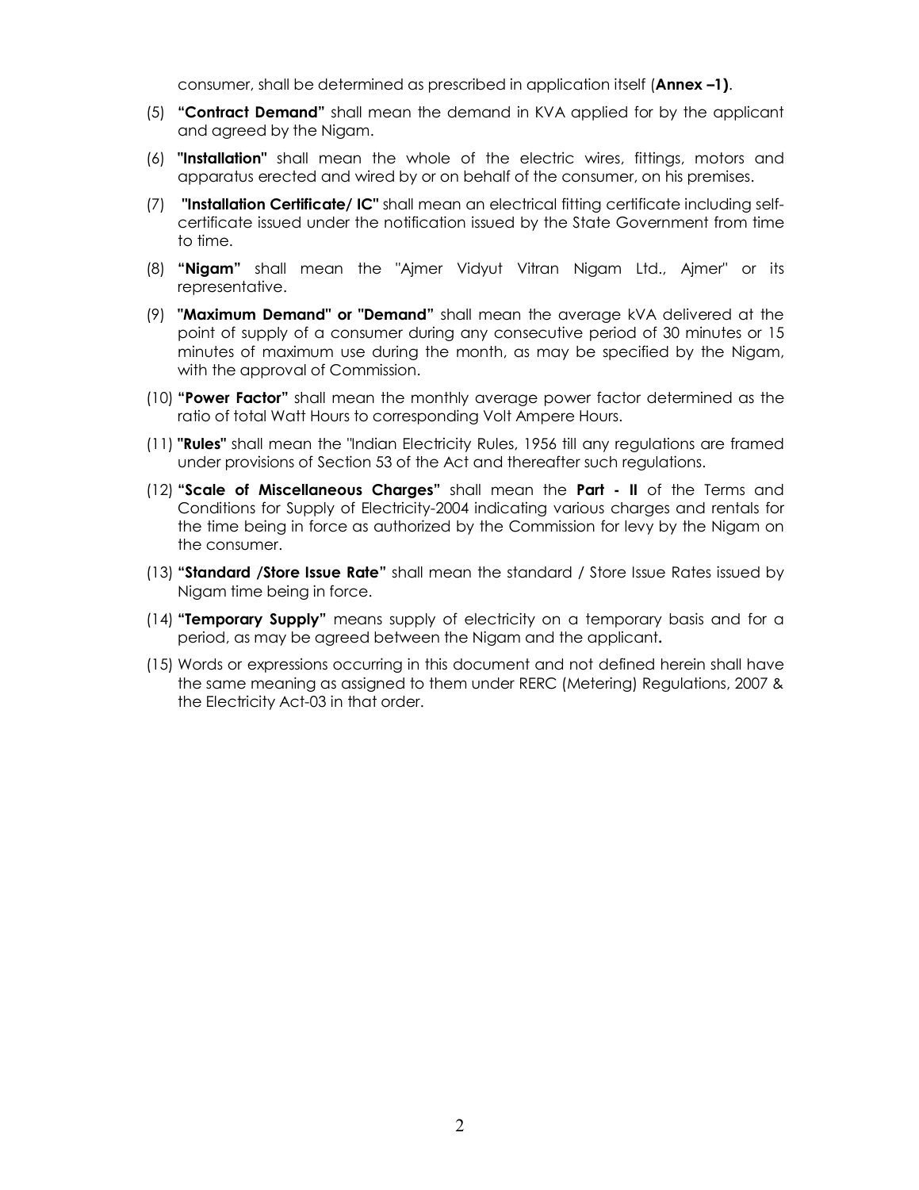consumer, shall be determined as prescribed in application itself (**Annex –1)**.

(5) **"Contract Demand"** shall mean the demand in KVA applied for by the applicant and agreed by the Nigam.

(6) **"Installation"** shall mean the whole of the electric wires, fittings, motors and apparatus erected and wired by or on behalf of the consumer, on his premises.

(7) **"Installation Certificate/ IC"** shall mean an electrical fitting certificate including self-certificate issued under the notification issued by the State Government from time to time.

(8) **"Nigam"** shall mean the "Ajmer Vidyut Vitran Nigam Ltd., Ajmer" or its representative.

(9) **"Maximum Demand" or "Demand"** shall mean the average kVA delivered at the point of supply of a consumer during any consecutive period of 30 minutes or 15 minutes of maximum use during the month, as may be specified by the Nigam, with the approval of Commission.

(10) **"Power Factor"** shall mean the monthly average power factor determined as the ratio of total Watt Hours to corresponding Volt Ampere Hours.

(11) **"Rules"** shall mean the "Indian Electricity Rules, 1956 till any regulations are framed under provisions of Section 53 of the Act and thereafter such regulations.

(12) **"Scale of Miscellaneous Charges"** shall mean the **Part - II** of the Terms and Conditions for Supply of Electricity-2004 indicating various charges and rentals for the time being in force as authorized by the Commission for levy by the Nigam on the consumer.

(13) **"Standard /Store Issue Rate"** shall mean the standard / Store Issue Rates issued by Nigam time being in force.

(14) **"Temporary Supply"** means supply of electricity on a temporary basis and for a period, as may be agreed between the Nigam and the applicant**.**

(15) Words or expressions occurring in this document and not defined herein shall have the same meaning as assigned to them under RERC (Metering) Regulations, 2007 & the Electricity Act-03 in that order.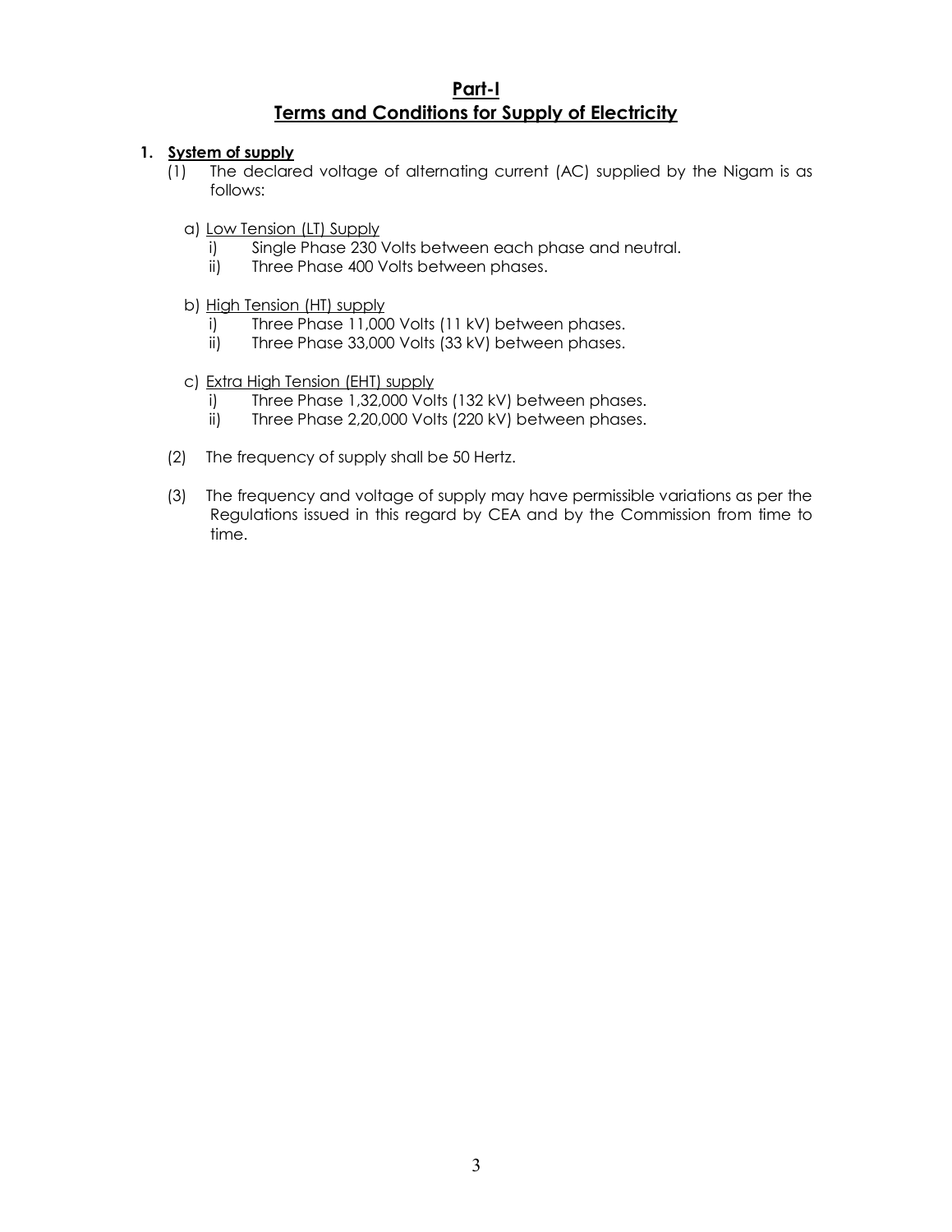# Part-I

# Terms and Conditions for Supply of Electricity

**1. System of supply**

(1) The declared voltage of alternating current (AC) supplied by the Nigam is as follows:

a) Low Tension (LT) Supply

i) Single Phase 230 Volts between each phase and neutral.

ii) Three Phase 400 Volts between phases.

b) High Tension (HT) supply

i) Three Phase 11,000 Volts (11 kV) between phases.

ii) Three Phase 33,000 Volts (33 kV) between phases.

c) Extra High Tension (EHT) supply

i) Three Phase 1,32,000 Volts (132 kV) between phases.

ii) Three Phase 2,20,000 Volts (220 kV) between phases.

(2) The frequency of supply shall be 50 Hertz.

(3) The frequency and voltage of supply may have permissible variations as per the Regulations issued in this regard by CEA and by the Commission from time to time.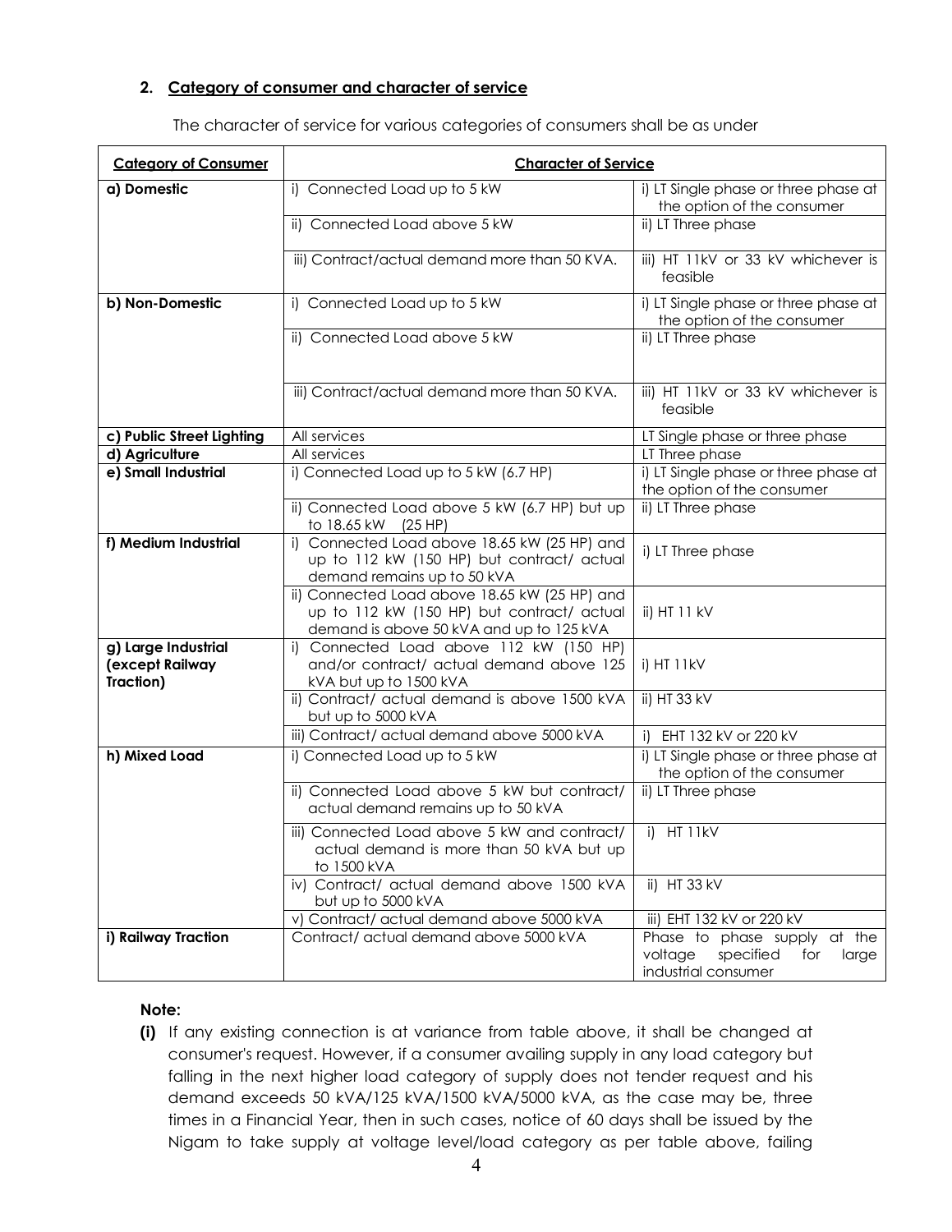### 2. Category of consumer and character of service

The character of service for various categories of consumers shall be as under

| Category of Consumer | Character of Service | |
|---|---|---|
| **a) Domestic** | i) Connected Load up to 5 kW | i) LT Single phase or three phase at the option of the consumer |
| | ii) Connected Load above 5 kW | ii) LT Three phase |
| | iii) Contract/actual demand more than 50 KVA. | iii) HT 11kV or 33 kV whichever is feasible |
| **b) Non-Domestic** | i) Connected Load up to 5 kW | i) LT Single phase or three phase at the option of the consumer |
| | ii) Connected Load above 5 kW | ii) LT Three phase |
| | iii) Contract/actual demand more than 50 KVA. | iii) HT 11kV or 33 kV whichever is feasible |
| **c) Public Street Lighting** | All services | LT Single phase or three phase |
| **d) Agriculture** | All services | LT Three phase |
| **e) Small Industrial** | i) Connected Load up to 5 kW (6.7 HP) | i) LT Single phase or three phase at the option of the consumer |
| | ii) Connected Load above 5 kW (6.7 HP) but up to 18.65 kW (25 HP) | ii) LT Three phase |
| **f) Medium Industrial** | i) Connected Load above 18.65 kW (25 HP) and up to 112 kW (150 HP) but contract/ actual demand remains up to 50 kVA | i) LT Three phase |
| | ii) Connected Load above 18.65 kW (25 HP) and up to 112 kW (150 HP) but contract/ actual demand is above 50 kVA and up to 125 kVA | ii) HT 11 kV |
| **g) Large Industrial (except Railway Traction)** | i) Connected Load above 112 kW (150 HP) and/or contract/ actual demand above 125 kVA but up to 1500 kVA | i) HT 11kV |
| | ii) Contract/ actual demand is above 1500 kVA but up to 5000 kVA | ii) HT 33 kV |
| | iii) Contract/ actual demand above 5000 kVA | i) EHT 132 kV or 220 kV |
| **h) Mixed Load** | i) Connected Load up to 5 kW | i) LT Single phase or three phase at the option of the consumer |
| | ii) Connected Load above 5 kW but contract/ actual demand remains up to 50 kVA | ii) LT Three phase |
| | iii) Connected Load above 5 kW and contract/ actual demand is more than 50 kVA but up to 1500 kVA | i) HT 11kV |
| | iv) Contract/ actual demand above 1500 kVA but up to 5000 kVA | ii) HT 33 kV |
| | v) Contract/ actual demand above 5000 kVA | iii) EHT 132 kV or 220 kV |
| **i) Railway Traction** | Contract/ actual demand above 5000 kVA | Phase to phase supply at the voltage specified for large industrial consumer |

**Note:**

**(i)** If any existing connection is at variance from table above, it shall be changed at consumer's request. However, if a consumer availing supply in any load category but falling in the next higher load category of supply does not tender request and his demand exceeds 50 kVA/125 kVA/1500 kVA/5000 kVA, as the case may be, three times in a Financial Year, then in such cases, notice of 60 days shall be issued by the Nigam to take supply at voltage level/load category as per table above, failing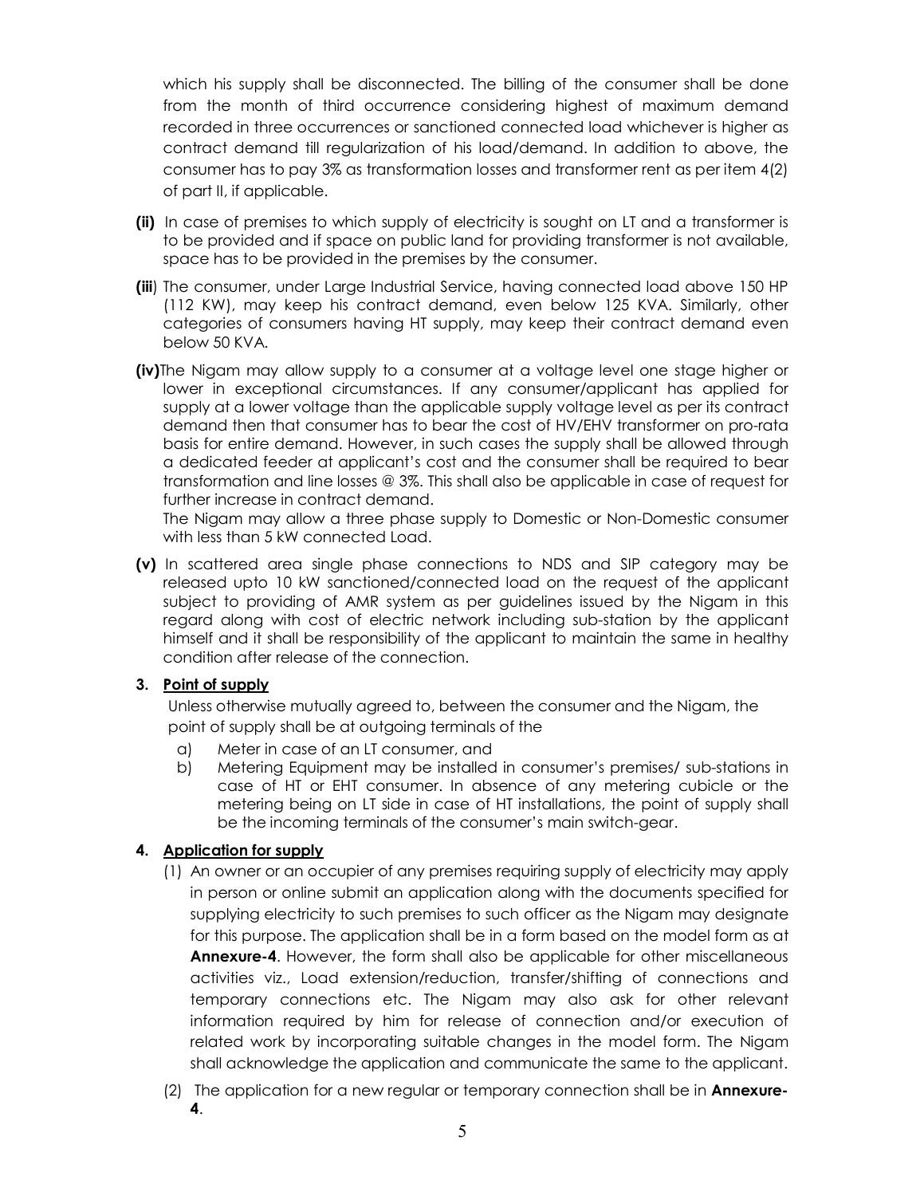which his supply shall be disconnected. The billing of the consumer shall be done from the month of third occurrence considering highest of maximum demand recorded in three occurrences or sanctioned connected load whichever is higher as contract demand till regularization of his load/demand. In addition to above, the consumer has to pay 3% as transformation losses and transformer rent as per item 4(2) of part II, if applicable.

**(ii)** In case of premises to which supply of electricity is sought on LT and a transformer is to be provided and if space on public land for providing transformer is not available, space has to be provided in the premises by the consumer.

**(iii)** The consumer, under Large Industrial Service, having connected load above 150 HP (112 KW), may keep his contract demand, even below 125 KVA. Similarly, other categories of consumers having HT supply, may keep their contract demand even below 50 KVA.

**(iv)** The Nigam may allow supply to a consumer at a voltage level one stage higher or lower in exceptional circumstances. If any consumer/applicant has applied for supply at a lower voltage than the applicable supply voltage level as per its contract demand then that consumer has to bear the cost of HV/EHV transformer on pro-rata basis for entire demand. However, in such cases the supply shall be allowed through a dedicated feeder at applicant's cost and the consumer shall be required to bear transformation and line losses @ 3%. This shall also be applicable in case of request for further increase in contract demand.

The Nigam may allow a three phase supply to Domestic or Non-Domestic consumer with less than 5 kW connected Load.

**(v)** In scattered area single phase connections to NDS and SIP category may be released upto 10 kW sanctioned/connected load on the request of the applicant subject to providing of AMR system as per guidelines issued by the Nigam in this regard along with cost of electric network including sub-station by the applicant himself and it shall be responsibility of the applicant to maintain the same in healthy condition after release of the connection.

## 3. Point of supply

Unless otherwise mutually agreed to, between the consumer and the Nigam, the point of supply shall be at outgoing terminals of the

a) Meter in case of an LT consumer, and

b) Metering Equipment may be installed in consumer's premises/ sub-stations in case of HT or EHT consumer. In absence of any metering cubicle or the metering being on LT side in case of HT installations, the point of supply shall be the incoming terminals of the consumer's main switch-gear.

## 4. Application for supply

(1) An owner or an occupier of any premises requiring supply of electricity may apply in person or online submit an application along with the documents specified for supplying electricity to such premises to such officer as the Nigam may designate for this purpose. The application shall be in a form based on the model form as at **Annexure-4**. However, the form shall also be applicable for other miscellaneous activities viz., Load extension/reduction, transfer/shifting of connections and temporary connections etc. The Nigam may also ask for other relevant information required by him for release of connection and/or execution of related work by incorporating suitable changes in the model form. The Nigam shall acknowledge the application and communicate the same to the applicant.

(2) The application for a new regular or temporary connection shall be in **Annexure-4**.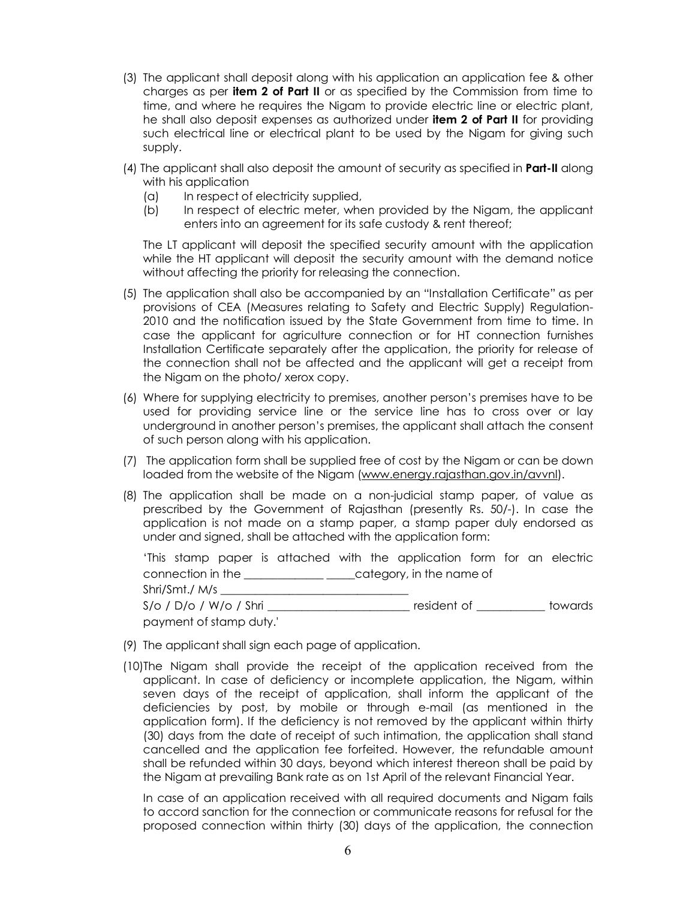(3) The applicant shall deposit along with his application an application fee & other charges as per **item 2 of Part II** or as specified by the Commission from time to time, and where he requires the Nigam to provide electric line or electric plant, he shall also deposit expenses as authorized under **item 2 of Part II** for providing such electrical line or electrical plant to be used by the Nigam for giving such supply.

(4) The applicant shall also deposit the amount of security as specified in **Part-II** along with his application

(a) In respect of electricity supplied,

(b) In respect of electric meter, when provided by the Nigam, the applicant enters into an agreement for its safe custody & rent thereof;

The LT applicant will deposit the specified security amount with the application while the HT applicant will deposit the security amount with the demand notice without affecting the priority for releasing the connection.

(5) The application shall also be accompanied by an "Installation Certificate" as per provisions of CEA (Measures relating to Safety and Electric Supply) Regulation-2010 and the notification issued by the State Government from time to time. In case the applicant for agriculture connection or for HT connection furnishes Installation Certificate separately after the application, the priority for release of the connection shall not be affected and the applicant will get a receipt from the Nigam on the photo/ xerox copy.

(6) Where for supplying electricity to premises, another person's premises have to be used for providing service line or the service line has to cross over or lay underground in another person's premises, the applicant shall attach the consent of such person along with his application.

(7) The application form shall be supplied free of cost by the Nigam or can be down loaded from the website of the Nigam (www.energy.rajasthan.gov.in/avvnl).

(8) The application shall be made on a non-judicial stamp paper, of value as prescribed by the Government of Rajasthan (presently Rs. 50/-). In case the application is not made on a stamp paper, a stamp paper duly endorsed as under and signed, shall be attached with the application form:

'This stamp paper is attached with the application form for an electric connection in the ______________ _____category, in the name of Shri/Smt./ M/s ________________________________
S/o / D/o / W/o / Shri ________________________ resident of ____________ towards payment of stamp duty.'

(9) The applicant shall sign each page of application.

(10) The Nigam shall provide the receipt of the application received from the applicant. In case of deficiency or incomplete application, the Nigam, within seven days of the receipt of application, shall inform the applicant of the deficiencies by post, by mobile or through e-mail (as mentioned in the application form). If the deficiency is not removed by the applicant within thirty (30) days from the date of receipt of such intimation, the application shall stand cancelled and the application fee forfeited. However, the refundable amount shall be refunded within 30 days, beyond which interest thereon shall be paid by the Nigam at prevailing Bank rate as on 1st April of the relevant Financial Year.

In case of an application received with all required documents and Nigam fails to accord sanction for the connection or communicate reasons for refusal for the proposed connection within thirty (30) days of the application, the connection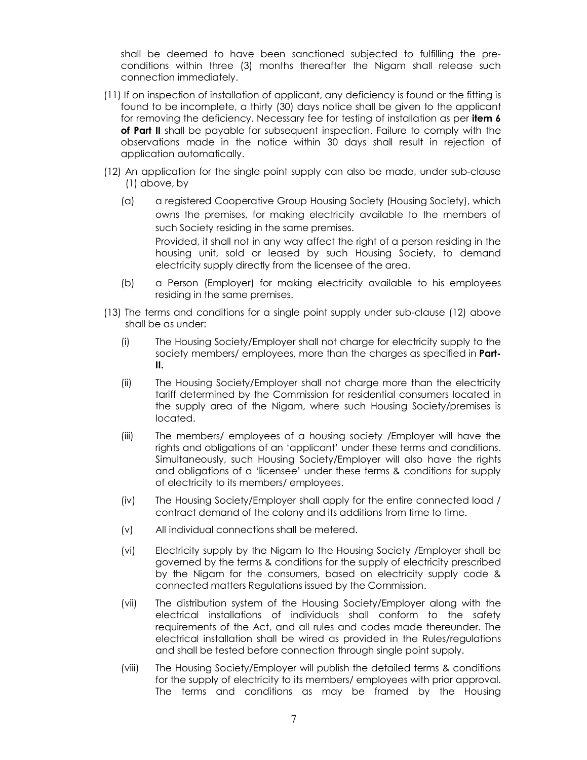shall be deemed to have been sanctioned subjected to fulfilling the pre-conditions within three (3) months thereafter the Nigam shall release such connection immediately.

(11) If on inspection of installation of applicant, any deficiency is found or the fitting is found to be incomplete, a thirty (30) days notice shall be given to the applicant for removing the deficiency. Necessary fee for testing of installation as per **item 6 of Part II** shall be payable for subsequent inspection. Failure to comply with the observations made in the notice within 30 days shall result in rejection of application automatically.

(12) An application for the single point supply can also be made, under sub-clause (1) above, by

(a) a registered Cooperative Group Housing Society (Housing Society), which owns the premises, for making electricity available to the members of such Society residing in the same premises.

Provided, it shall not in any way affect the right of a person residing in the housing unit, sold or leased by such Housing Society, to demand electricity supply directly from the licensee of the area.

(b) a Person (Employer) for making electricity available to his employees residing in the same premises.

(13) The terms and conditions for a single point supply under sub-clause (12) above shall be as under:

(i) The Housing Society/Employer shall not charge for electricity supply to the society members/ employees, more than the charges as specified in **Part-II.**

(ii) The Housing Society/Employer shall not charge more than the electricity tariff determined by the Commission for residential consumers located in the supply area of the Nigam, where such Housing Society/premises is located.

(iii) The members/ employees of a housing society /Employer will have the rights and obligations of an 'applicant' under these terms and conditions. Simultaneously, such Housing Society/Employer will also have the rights and obligations of a 'licensee' under these terms & conditions for supply of electricity to its members/ employees.

(iv) The Housing Society/Employer shall apply for the entire connected load / contract demand of the colony and its additions from time to time.

(v) All individual connections shall be metered.

(vi) Electricity supply by the Nigam to the Housing Society /Employer shall be governed by the terms & conditions for the supply of electricity prescribed by the Nigam for the consumers, based on electricity supply code & connected matters Regulations issued by the Commission.

(vii) The distribution system of the Housing Society/Employer along with the electrical installations of individuals shall conform to the safety requirements of the Act, and all rules and codes made thereunder. The electrical installation shall be wired as provided in the Rules/regulations and shall be tested before connection through single point supply.

(viii) The Housing Society/Employer will publish the detailed terms & conditions for the supply of electricity to its members/ employees with prior approval. The terms and conditions as may be framed by the Housing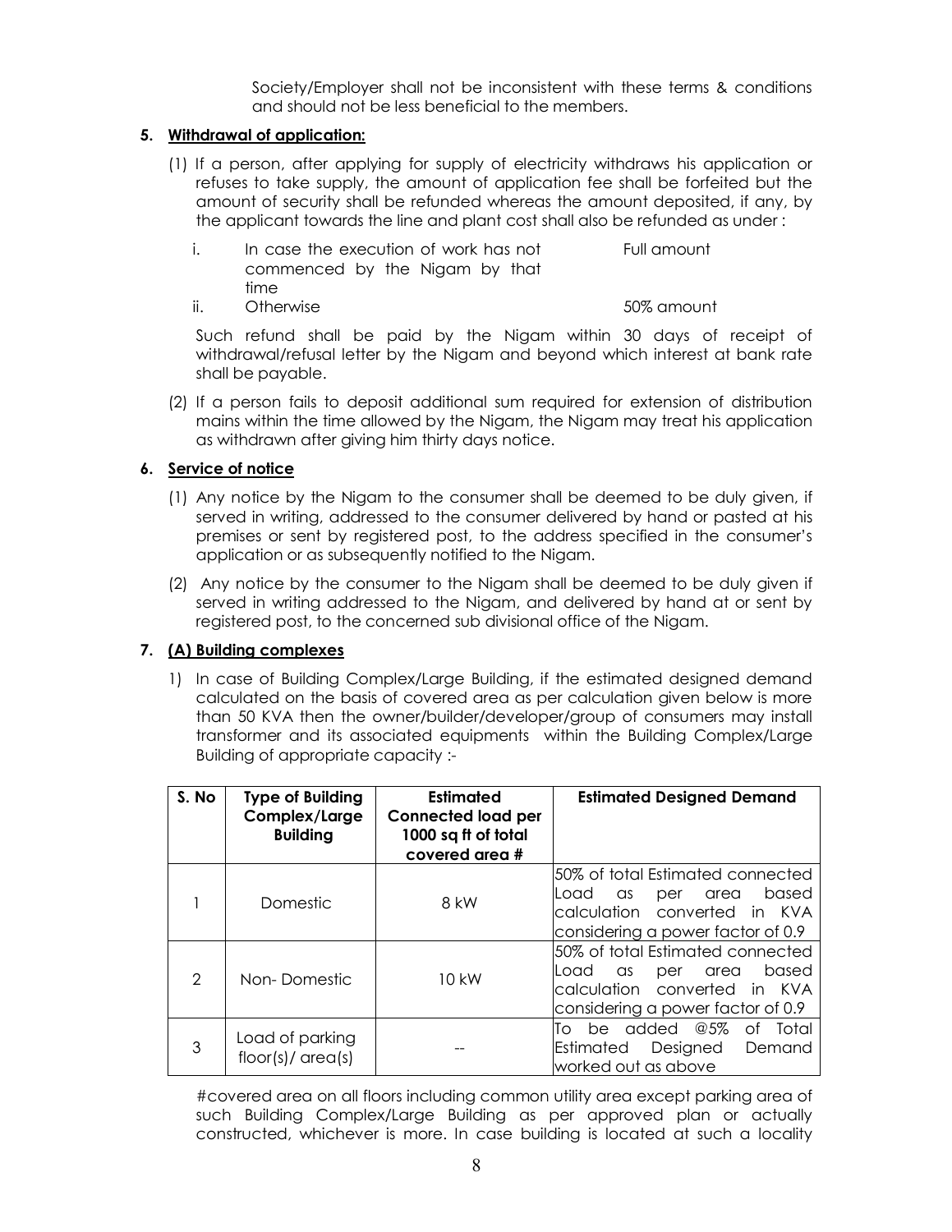Society/Employer shall not be inconsistent with these terms & conditions and should not be less beneficial to the members.

**5. Withdrawal of application:**

(1) If a person, after applying for supply of electricity withdraws his application or refuses to take supply, the amount of application fee shall be forfeited but the amount of security shall be refunded whereas the amount deposited, if any, by the applicant towards the line and plant cost shall also be refunded as under :

| | | |
|---|---|---|
| i. | In case the execution of work has not commenced by the Nigam by that time | Full amount |
| ii. | Otherwise | 50% amount |

Such refund shall be paid by the Nigam within 30 days of receipt of withdrawal/refusal letter by the Nigam and beyond which interest at bank rate shall be payable.

(2) If a person fails to deposit additional sum required for extension of distribution mains within the time allowed by the Nigam, the Nigam may treat his application as withdrawn after giving him thirty days notice.

**6. Service of notice**

(1) Any notice by the Nigam to the consumer shall be deemed to be duly given, if served in writing, addressed to the consumer delivered by hand or pasted at his premises or sent by registered post, to the address specified in the consumer's application or as subsequently notified to the Nigam.

(2) Any notice by the consumer to the Nigam shall be deemed to be duly given if served in writing addressed to the Nigam, and delivered by hand at or sent by registered post, to the concerned sub divisional office of the Nigam.

**7. (A) Building complexes**

1) In case of Building Complex/Large Building, if the estimated designed demand calculated on the basis of covered area as per calculation given below is more than 50 KVA then the owner/builder/developer/group of consumers may install transformer and its associated equipments within the Building Complex/Large Building of appropriate capacity :-

| S. No | Type of Building Complex/Large Building | Estimated Connected load per 1000 sq ft of total covered area # | Estimated Designed Demand |
|---|---|---|---|
| 1 | Domestic | 8 kW | 50% of total Estimated connected Load as per area based calculation converted in KVA considering a power factor of 0.9 |
| 2 | Non- Domestic | 10 kW | 50% of total Estimated connected Load as per area based calculation converted in KVA considering a power factor of 0.9 |
| 3 | Load of parking floor(s)/ area(s) | -- | To be added @5% of Total Estimated Designed Demand worked out as above |

#covered area on all floors including common utility area except parking area of such Building Complex/Large Building as per approved plan or actually constructed, whichever is more. In case building is located at such a locality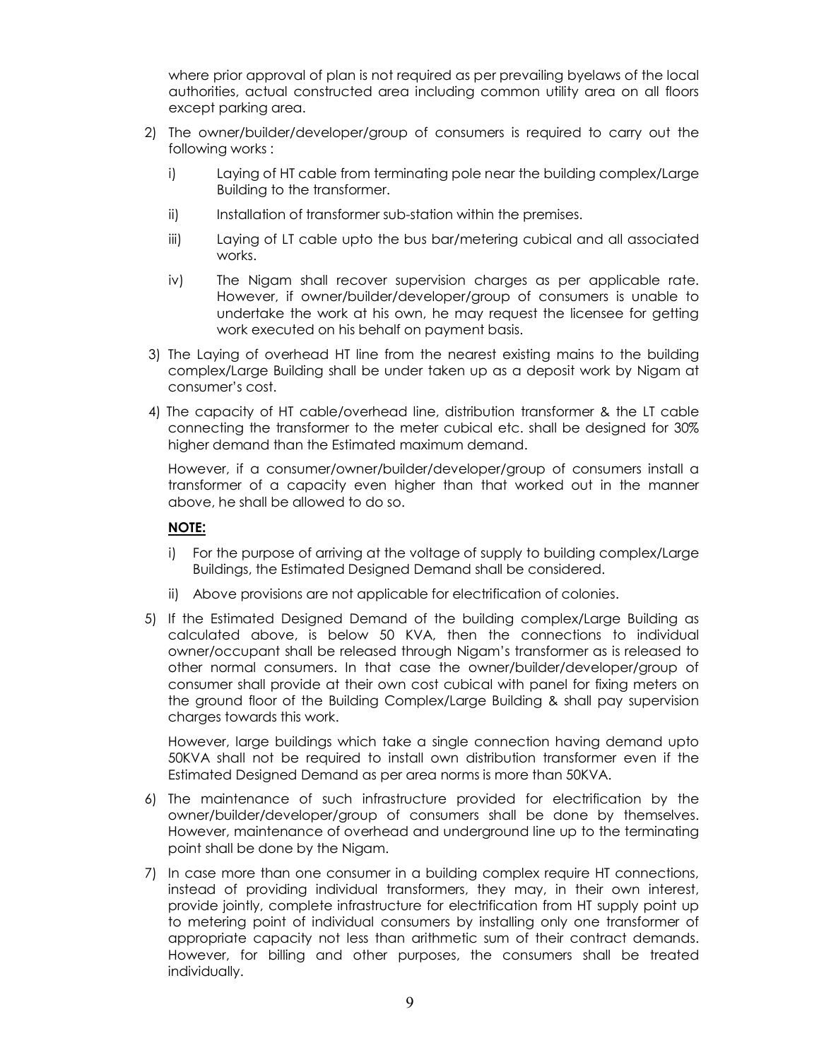where prior approval of plan is not required as per prevailing byelaws of the local authorities, actual constructed area including common utility area on all floors except parking area.

2) The owner/builder/developer/group of consumers is required to carry out the following works :

   i) Laying of HT cable from terminating pole near the building complex/Large Building to the transformer.

   ii) Installation of transformer sub-station within the premises.

   iii) Laying of LT cable upto the bus bar/metering cubical and all associated works.

   iv) The Nigam shall recover supervision charges as per applicable rate. However, if owner/builder/developer/group of consumers is unable to undertake the work at his own, he may request the licensee for getting work executed on his behalf on payment basis.

3) The Laying of overhead HT line from the nearest existing mains to the building complex/Large Building shall be under taken up as a deposit work by Nigam at consumer's cost.

4) The capacity of HT cable/overhead line, distribution transformer & the LT cable connecting the transformer to the meter cubical etc. shall be designed for 30% higher demand than the Estimated maximum demand.

   However, if a consumer/owner/builder/developer/group of consumers install a transformer of a capacity even higher than that worked out in the manner above, he shall be allowed to do so.

   **NOTE:**

   i) For the purpose of arriving at the voltage of supply to building complex/Large Buildings, the Estimated Designed Demand shall be considered.

   ii) Above provisions are not applicable for electrification of colonies.

5) If the Estimated Designed Demand of the building complex/Large Building as calculated above, is below 50 KVA, then the connections to individual owner/occupant shall be released through Nigam's transformer as is released to other normal consumers. In that case the owner/builder/developer/group of consumer shall provide at their own cost cubical with panel for fixing meters on the ground floor of the Building Complex/Large Building & shall pay supervision charges towards this work.

   However, large buildings which take a single connection having demand upto 50KVA shall not be required to install own distribution transformer even if the Estimated Designed Demand as per area norms is more than 50KVA.

6) The maintenance of such infrastructure provided for electrification by the owner/builder/developer/group of consumers shall be done by themselves. However, maintenance of overhead and underground line up to the terminating point shall be done by the Nigam.

7) In case more than one consumer in a building complex require HT connections, instead of providing individual transformers, they may, in their own interest, provide jointly, complete infrastructure for electrification from HT supply point up to metering point of individual consumers by installing only one transformer of appropriate capacity not less than arithmetic sum of their contract demands. However, for billing and other purposes, the consumers shall be treated individually.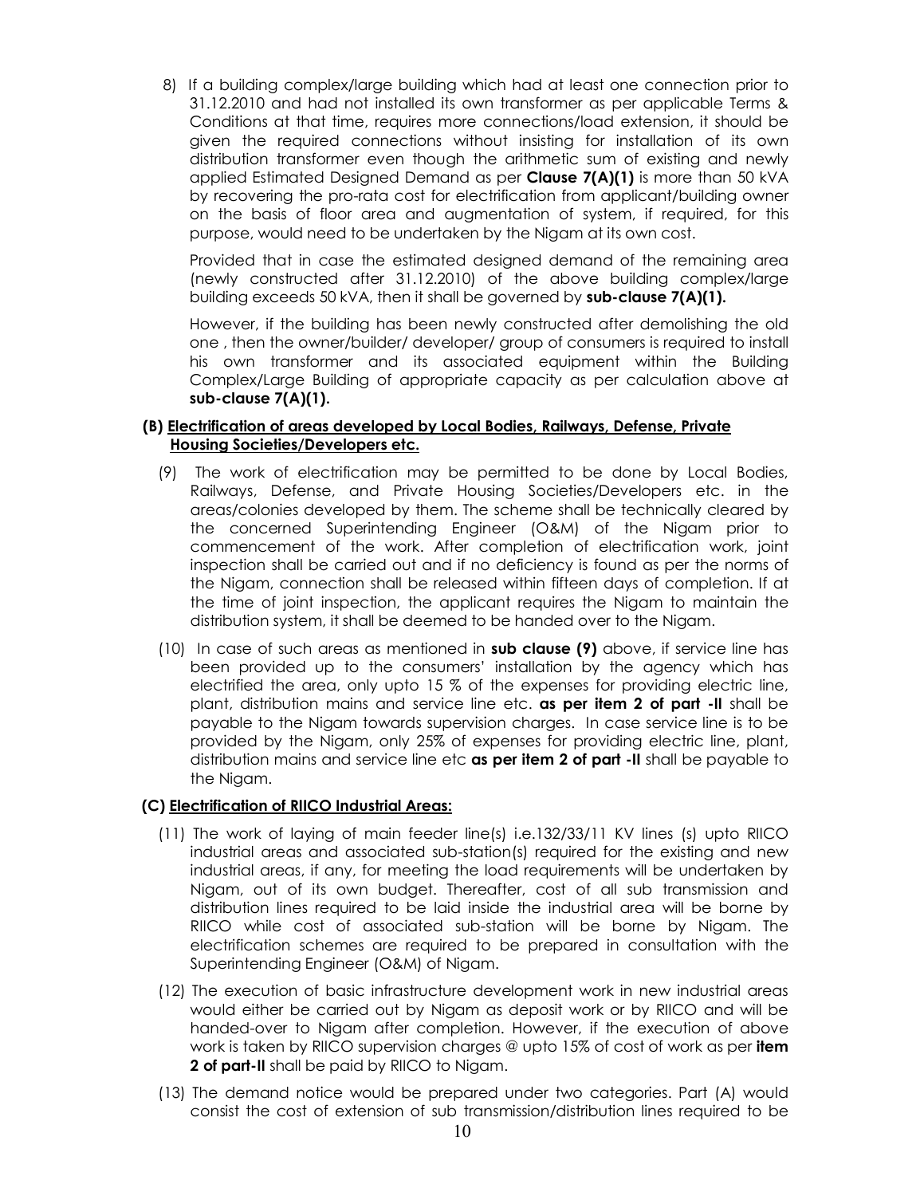8) If a building complex/large building which had at least one connection prior to 31.12.2010 and had not installed its own transformer as per applicable Terms & Conditions at that time, requires more connections/load extension, it should be given the required connections without insisting for installation of its own distribution transformer even though the arithmetic sum of existing and newly applied Estimated Designed Demand as per **Clause 7(A)(1)** is more than 50 kVA by recovering the pro-rata cost for electrification from applicant/building owner on the basis of floor area and augmentation of system, if required, for this purpose, would need to be undertaken by the Nigam at its own cost.

   Provided that in case the estimated designed demand of the remaining area (newly constructed after 31.12.2010) of the above building complex/large building exceeds 50 kVA, then it shall be governed by **sub-clause 7(A)(1).**

   However, if the building has been newly constructed after demolishing the old one , then the owner/builder/ developer/ group of consumers is required to install his own transformer and its associated equipment within the Building Complex/Large Building of appropriate capacity as per calculation above at **sub-clause 7(A)(1).**

**(B) <u>Electrification of areas developed by Local Bodies, Railways, Defense, Private Housing Societies/Developers etc.</u>**

(9) The work of electrification may be permitted to be done by Local Bodies, Railways, Defense, and Private Housing Societies/Developers etc. in the areas/colonies developed by them. The scheme shall be technically cleared by the concerned Superintending Engineer (O&M) of the Nigam prior to commencement of the work. After completion of electrification work, joint inspection shall be carried out and if no deficiency is found as per the norms of the Nigam, connection shall be released within fifteen days of completion. If at the time of joint inspection, the applicant requires the Nigam to maintain the distribution system, it shall be deemed to be handed over to the Nigam.

(10) In case of such areas as mentioned in **sub clause (9)** above, if service line has been provided up to the consumers' installation by the agency which has electrified the area, only upto 15 % of the expenses for providing electric line, plant, distribution mains and service line etc. **as per item 2 of part -II** shall be payable to the Nigam towards supervision charges. In case service line is to be provided by the Nigam, only 25% of expenses for providing electric line, plant, distribution mains and service line etc **as per item 2 of part -II** shall be payable to the Nigam.

**(C) <u>Electrification of RIICO Industrial Areas:</u>**

(11) The work of laying of main feeder line(s) i.e.132/33/11 KV lines (s) upto RIICO industrial areas and associated sub-station(s) required for the existing and new industrial areas, if any, for meeting the load requirements will be undertaken by Nigam, out of its own budget. Thereafter, cost of all sub transmission and distribution lines required to be laid inside the industrial area will be borne by RIICO while cost of associated sub-station will be borne by Nigam. The electrification schemes are required to be prepared in consultation with the Superintending Engineer (O&M) of Nigam.

(12) The execution of basic infrastructure development work in new industrial areas would either be carried out by Nigam as deposit work or by RIICO and will be handed-over to Nigam after completion. However, if the execution of above work is taken by RIICO supervision charges @ upto 15% of cost of work as per **item 2 of part-II** shall be paid by RIICO to Nigam.

(13) The demand notice would be prepared under two categories. Part (A) would consist the cost of extension of sub transmission/distribution lines required to be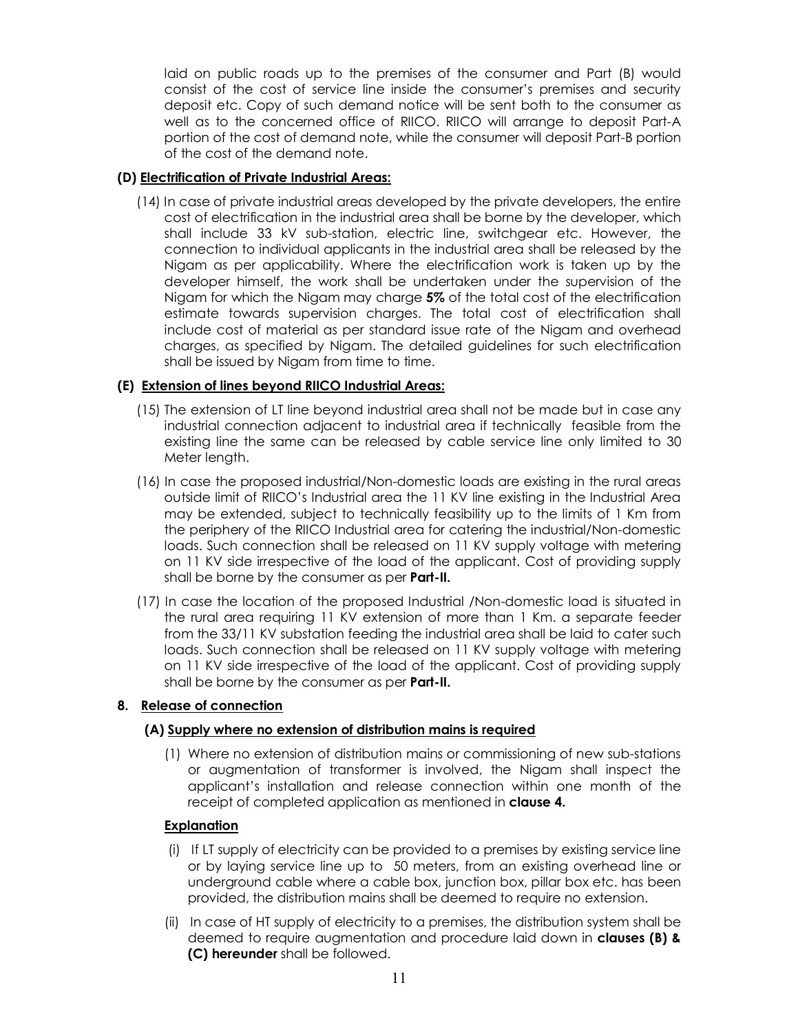laid on public roads up to the premises of the consumer and Part (B) would consist of the cost of service line inside the consumer's premises and security deposit etc. Copy of such demand notice will be sent both to the consumer as well as to the concerned office of RIICO. RIICO will arrange to deposit Part-A portion of the cost of demand note, while the consumer will deposit Part-B portion of the cost of the demand note.

**(D) Electrification of Private Industrial Areas:**

(14) In case of private industrial areas developed by the private developers, the entire cost of electrification in the industrial area shall be borne by the developer, which shall include 33 kV sub-station, electric line, switchgear etc. However, the connection to individual applicants in the industrial area shall be released by the Nigam as per applicability. Where the electrification work is taken up by the developer himself, the work shall be undertaken under the supervision of the Nigam for which the Nigam may charge **5%** of the total cost of the electrification estimate towards supervision charges. The total cost of electrification shall include cost of material as per standard issue rate of the Nigam and overhead charges, as specified by Nigam. The detailed guidelines for such electrification shall be issued by Nigam from time to time.

**(E) Extension of lines beyond RIICO Industrial Areas:**

(15) The extension of LT line beyond industrial area shall not be made but in case any industrial connection adjacent to industrial area if technically feasible from the existing line the same can be released by cable service line only limited to 30 Meter length.

(16) In case the proposed industrial/Non-domestic loads are existing in the rural areas outside limit of RIICO's Industrial area the 11 KV line existing in the Industrial Area may be extended, subject to technically feasibility up to the limits of 1 Km from the periphery of the RIICO Industrial area for catering the industrial/Non-domestic loads. Such connection shall be released on 11 KV supply voltage with metering on 11 KV side irrespective of the load of the applicant. Cost of providing supply shall be borne by the consumer as per **Part-II.**

(17) In case the location of the proposed Industrial /Non-domestic load is situated in the rural area requiring 11 KV extension of more than 1 Km. a separate feeder from the 33/11 KV substation feeding the industrial area shall be laid to cater such loads. Such connection shall be released on 11 KV supply voltage with metering on 11 KV side irrespective of the load of the applicant. Cost of providing supply shall be borne by the consumer as per **Part-II.**

**8. Release of connection**

**(A) Supply where no extension of distribution mains is required**

(1) Where no extension of distribution mains or commissioning of new sub-stations or augmentation of transformer is involved, the Nigam shall inspect the applicant's installation and release connection within one month of the receipt of completed application as mentioned in **clause 4.**

**Explanation**

(i) If LT supply of electricity can be provided to a premises by existing service line or by laying service line up to 50 meters, from an existing overhead line or underground cable where a cable box, junction box, pillar box etc. has been provided, the distribution mains shall be deemed to require no extension.

(ii) In case of HT supply of electricity to a premises, the distribution system shall be deemed to require augmentation and procedure laid down in **clauses (B) & (C) hereunder** shall be followed.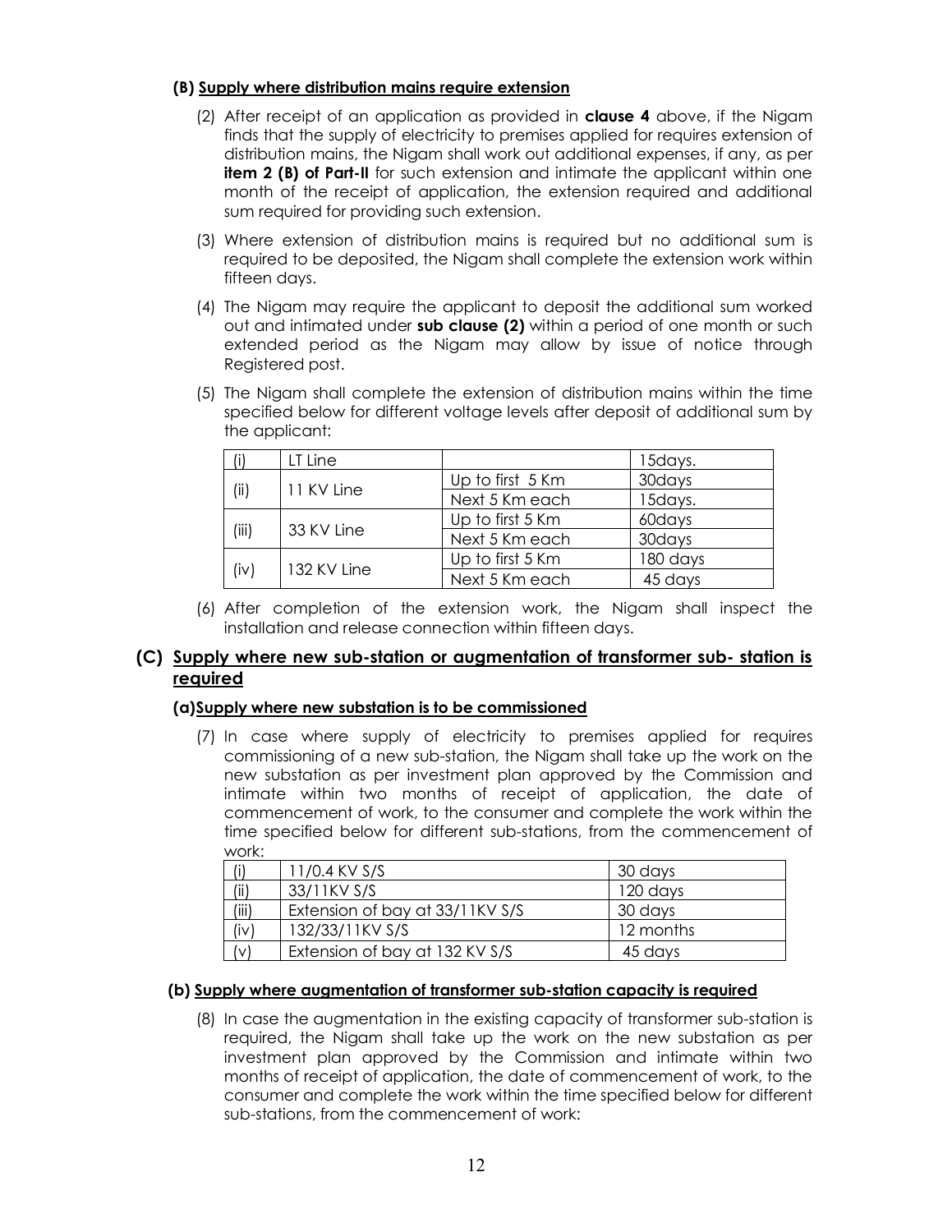#### (B) Supply where distribution mains require extension

(2) After receipt of an application as provided in **clause 4** above, if the Nigam finds that the supply of electricity to premises applied for requires extension of distribution mains, the Nigam shall work out additional expenses, if any, as per **item 2 (B) of Part-II** for such extension and intimate the applicant within one month of the receipt of application, the extension required and additional sum required for providing such extension.

(3) Where extension of distribution mains is required but no additional sum is required to be deposited, the Nigam shall complete the extension work within fifteen days.

(4) The Nigam may require the applicant to deposit the additional sum worked out and intimated under **sub clause (2)** within a period of one month or such extended period as the Nigam may allow by issue of notice through Registered post.

(5) The Nigam shall complete the extension of distribution mains within the time specified below for different voltage levels after deposit of additional sum by the applicant:

| | | | |
|---|---|---|---|
| (i) | LT Line | | 15days. |
| (ii) | 11 KV Line | Up to first 5 Km | 30days |
| | | Next 5 Km each | 15days. |
| (iii) | 33 KV Line | Up to first 5 Km | 60days |
| | | Next 5 Km each | 30days |
| (iv) | 132 KV Line | Up to first 5 Km | 180 days |
| | | Next 5 Km each | 45 days |

(6) After completion of the extension work, the Nigam shall inspect the installation and release connection within fifteen days.

### (C) Supply where new sub-station or augmentation of transformer sub- station is required

#### (a) Supply where new substation is to be commissioned

(7) In case where supply of electricity to premises applied for requires commissioning of a new sub-station, the Nigam shall take up the work on the new substation as per investment plan approved by the Commission and intimate within two months of receipt of application, the date of commencement of work, to the consumer and complete the work within the time specified below for different sub-stations, from the commencement of work:

| | | |
|---|---|---|
| (i) | 11/0.4 KV S/S | 30 days |
| (ii) | 33/11KV S/S | 120 days |
| (iii) | Extension of bay at 33/11KV S/S | 30 days |
| (iv) | 132/33/11KV S/S | 12 months |
| (v) | Extension of bay at 132 KV S/S | 45 days |

#### (b) Supply where augmentation of transformer sub-station capacity is required

(8) In case the augmentation in the existing capacity of transformer sub-station is required, the Nigam shall take up the work on the new substation as per investment plan approved by the Commission and intimate within two months of receipt of application, the date of commencement of work, to the consumer and complete the work within the time specified below for different sub-stations, from the commencement of work: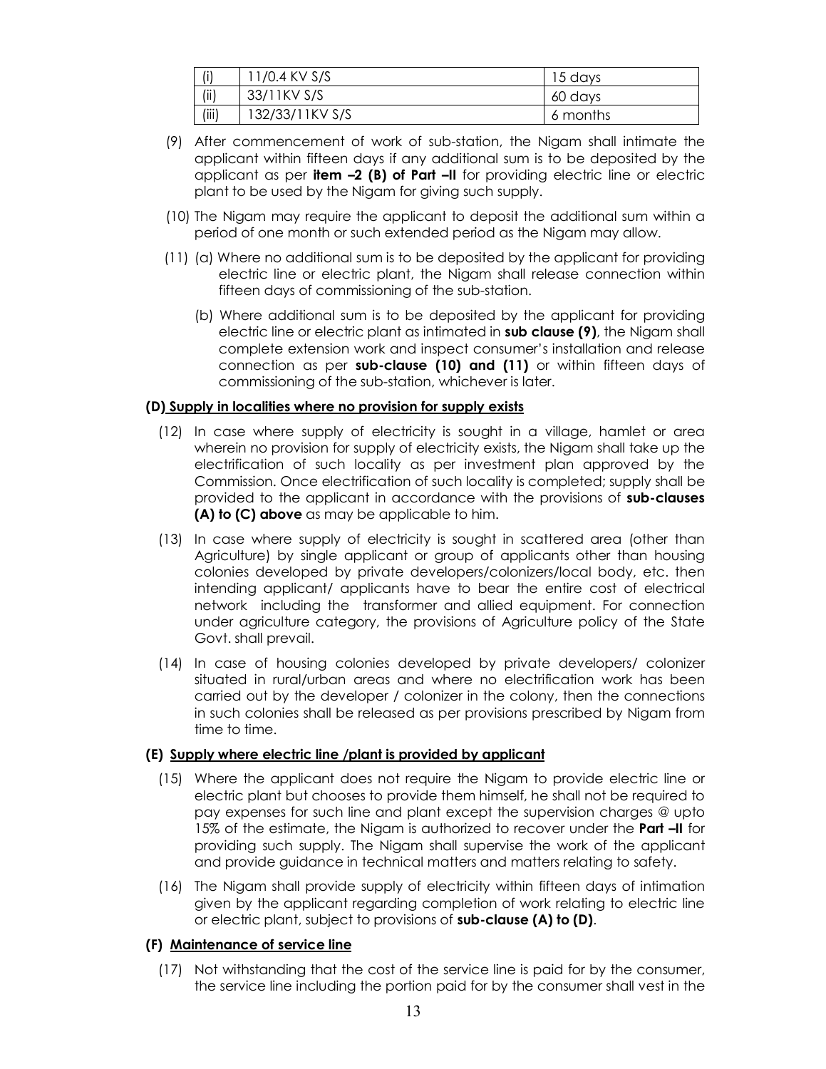| (i) | 11/0.4 KV S/S | 15 days |
| --- | --- | --- |
| (ii) | 33/11KV S/S | 60 days |
| (iii) | 132/33/11KV S/S | 6 months |

(9) After commencement of work of sub-station, the Nigam shall intimate the applicant within fifteen days if any additional sum is to be deposited by the applicant as per **item –2 (B) of Part –II** for providing electric line or electric plant to be used by the Nigam for giving such supply.

(10) The Nigam may require the applicant to deposit the additional sum within a period of one month or such extended period as the Nigam may allow.

(11) (a) Where no additional sum is to be deposited by the applicant for providing electric line or electric plant, the Nigam shall release connection within fifteen days of commissioning of the sub-station.

(b) Where additional sum is to be deposited by the applicant for providing electric line or electric plant as intimated in **sub clause (9)**, the Nigam shall complete extension work and inspect consumer's installation and release connection as per **sub-clause (10) and (11)** or within fifteen days of commissioning of the sub-station, whichever is later.

**(D) Supply in localities where no provision for supply exists**

(12) In case where supply of electricity is sought in a village, hamlet or area wherein no provision for supply of electricity exists, the Nigam shall take up the electrification of such locality as per investment plan approved by the Commission. Once electrification of such locality is completed; supply shall be provided to the applicant in accordance with the provisions of **sub-clauses (A) to (C) above** as may be applicable to him.

(13) In case where supply of electricity is sought in scattered area (other than Agriculture) by single applicant or group of applicants other than housing colonies developed by private developers/colonizers/local body, etc. then intending applicant/ applicants have to bear the entire cost of electrical network including the transformer and allied equipment. For connection under agriculture category, the provisions of Agriculture policy of the State Govt. shall prevail.

(14) In case of housing colonies developed by private developers/ colonizer situated in rural/urban areas and where no electrification work has been carried out by the developer / colonizer in the colony, then the connections in such colonies shall be released as per provisions prescribed by Nigam from time to time.

**(E) Supply where electric line /plant is provided by applicant**

(15) Where the applicant does not require the Nigam to provide electric line or electric plant but chooses to provide them himself, he shall not be required to pay expenses for such line and plant except the supervision charges @ upto 15% of the estimate, the Nigam is authorized to recover under the **Part –II** for providing such supply. The Nigam shall supervise the work of the applicant and provide guidance in technical matters and matters relating to safety.

(16) The Nigam shall provide supply of electricity within fifteen days of intimation given by the applicant regarding completion of work relating to electric line or electric plant, subject to provisions of **sub-clause (A) to (D)**.

**(F) Maintenance of service line**

(17) Not withstanding that the cost of the service line is paid for by the consumer, the service line including the portion paid for by the consumer shall vest in the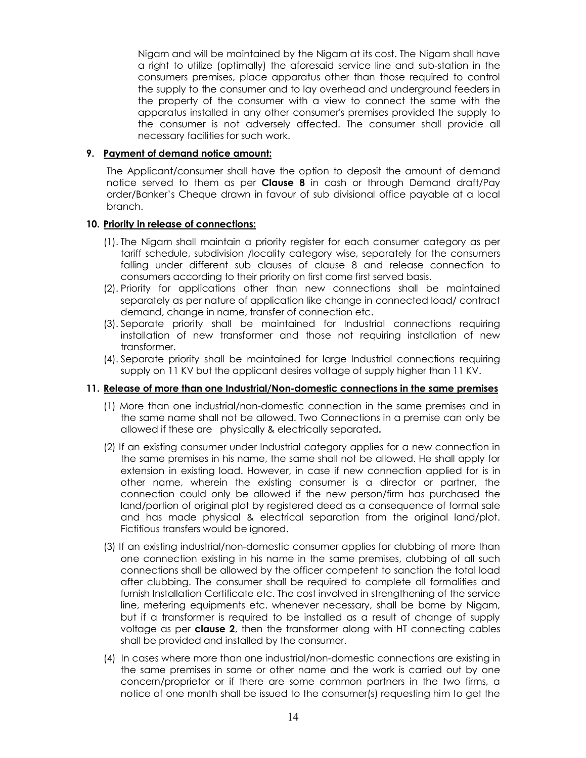Nigam and will be maintained by the Nigam at its cost. The Nigam shall have a right to utilize (optimally) the aforesaid service line and sub-station in the consumers premises, place apparatus other than those required to control the supply to the consumer and to lay overhead and underground feeders in the property of the consumer with a view to connect the same with the apparatus installed in any other consumer's premises provided the supply to the consumer is not adversely affected. The consumer shall provide all necessary facilities for such work.

**9. Payment of demand notice amount:**

The Applicant/consumer shall have the option to deposit the amount of demand notice served to them as per **Clause 8** in cash or through Demand draft/Pay order/Banker's Cheque drawn in favour of sub divisional office payable at a local branch.

**10. Priority in release of connections:**

(1). The Nigam shall maintain a priority register for each consumer category as per tariff schedule, subdivision /locality category wise, separately for the consumers falling under different sub clauses of clause 8 and release connection to consumers according to their priority on first come first served basis.

(2). Priority for applications other than new connections shall be maintained separately as per nature of application like change in connected load/ contract demand, change in name, transfer of connection etc.

(3). Separate priority shall be maintained for Industrial connections requiring installation of new transformer and those not requiring installation of new transformer.

(4). Separate priority shall be maintained for large Industrial connections requiring supply on 11 KV but the applicant desires voltage of supply higher than 11 KV.

**11. Release of more than one Industrial/Non-domestic connections in the same premises**

(1) More than one industrial/non-domestic connection in the same premises and in the same name shall not be allowed. Two Connections in a premise can only be allowed if these are physically & electrically separated**.**

(2) If an existing consumer under Industrial category applies for a new connection in the same premises in his name, the same shall not be allowed. He shall apply for extension in existing load. However, in case if new connection applied for is in other name, wherein the existing consumer is a director or partner, the connection could only be allowed if the new person/firm has purchased the land/portion of original plot by registered deed as a consequence of formal sale and has made physical & electrical separation from the original land/plot. Fictitious transfers would be ignored.

(3) If an existing industrial/non-domestic consumer applies for clubbing of more than one connection existing in his name in the same premises, clubbing of all such connections shall be allowed by the officer competent to sanction the total load after clubbing. The consumer shall be required to complete all formalities and furnish Installation Certificate etc. The cost involved in strengthening of the service line, metering equipments etc. whenever necessary, shall be borne by Nigam, but if a transformer is required to be installed as a result of change of supply voltage as per **clause 2**, then the transformer along with HT connecting cables shall be provided and installed by the consumer.

(4) In cases where more than one industrial/non-domestic connections are existing in the same premises in same or other name and the work is carried out by one concern/proprietor or if there are some common partners in the two firms, a notice of one month shall be issued to the consumer(s) requesting him to get the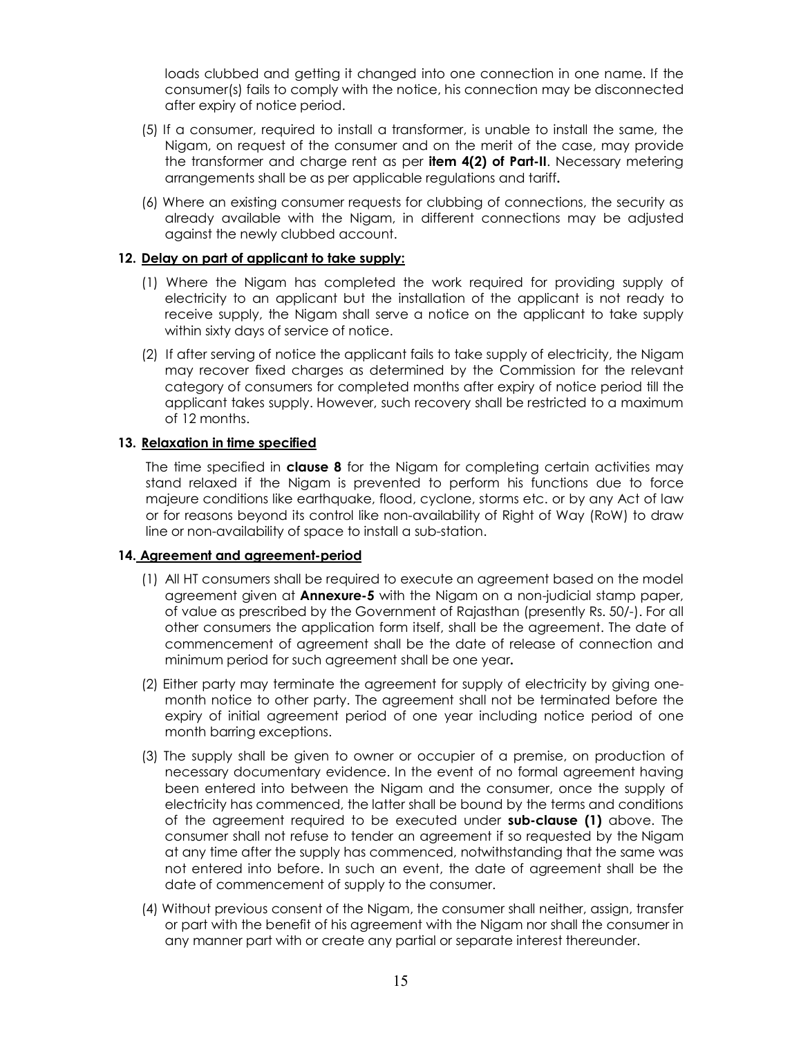loads clubbed and getting it changed into one connection in one name. If the consumer(s) fails to comply with the notice, his connection may be disconnected after expiry of notice period.

(5) If a consumer, required to install a transformer, is unable to install the same, the Nigam, on request of the consumer and on the merit of the case, may provide the transformer and charge rent as per **item 4(2) of Part-II**. Necessary metering arrangements shall be as per applicable regulations and tariff**.**

(6) Where an existing consumer requests for clubbing of connections, the security as already available with the Nigam, in different connections may be adjusted against the newly clubbed account.

**12. Delay on part of applicant to take supply:**

(1) Where the Nigam has completed the work required for providing supply of electricity to an applicant but the installation of the applicant is not ready to receive supply, the Nigam shall serve a notice on the applicant to take supply within sixty days of service of notice.

(2) If after serving of notice the applicant fails to take supply of electricity, the Nigam may recover fixed charges as determined by the Commission for the relevant category of consumers for completed months after expiry of notice period till the applicant takes supply. However, such recovery shall be restricted to a maximum of 12 months.

**13. Relaxation in time specified**

The time specified in **clause 8** for the Nigam for completing certain activities may stand relaxed if the Nigam is prevented to perform his functions due to force majeure conditions like earthquake, flood, cyclone, storms etc. or by any Act of law or for reasons beyond its control like non-availability of Right of Way (RoW) to draw line or non-availability of space to install a sub-station.

**14. Agreement and agreement-period**

(1) All HT consumers shall be required to execute an agreement based on the model agreement given at **Annexure-5** with the Nigam on a non-judicial stamp paper, of value as prescribed by the Government of Rajasthan (presently Rs. 50/-). For all other consumers the application form itself, shall be the agreement. The date of commencement of agreement shall be the date of release of connection and minimum period for such agreement shall be one year**.**

(2) Either party may terminate the agreement for supply of electricity by giving one-month notice to other party. The agreement shall not be terminated before the expiry of initial agreement period of one year including notice period of one month barring exceptions.

(3) The supply shall be given to owner or occupier of a premise, on production of necessary documentary evidence. In the event of no formal agreement having been entered into between the Nigam and the consumer, once the supply of electricity has commenced, the latter shall be bound by the terms and conditions of the agreement required to be executed under **sub-clause (1)** above. The consumer shall not refuse to tender an agreement if so requested by the Nigam at any time after the supply has commenced, notwithstanding that the same was not entered into before. In such an event, the date of agreement shall be the date of commencement of supply to the consumer.

(4) Without previous consent of the Nigam, the consumer shall neither, assign, transfer or part with the benefit of his agreement with the Nigam nor shall the consumer in any manner part with or create any partial or separate interest thereunder.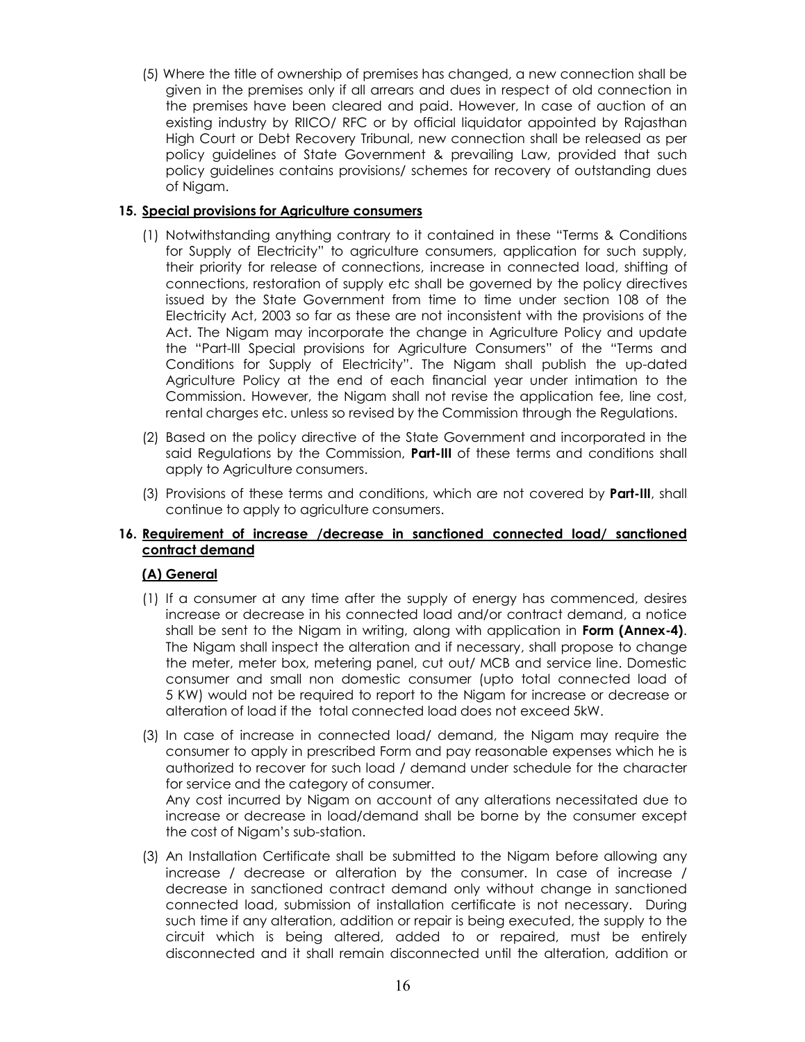(5) Where the title of ownership of premises has changed, a new connection shall be given in the premises only if all arrears and dues in respect of old connection in the premises have been cleared and paid. However, In case of auction of an existing industry by RIICO/ RFC or by official liquidator appointed by Rajasthan High Court or Debt Recovery Tribunal, new connection shall be released as per policy guidelines of State Government & prevailing Law, provided that such policy guidelines contains provisions/ schemes for recovery of outstanding dues of Nigam.

**15. Special provisions for Agriculture consumers**

(1) Notwithstanding anything contrary to it contained in these "Terms & Conditions for Supply of Electricity" to agriculture consumers, application for such supply, their priority for release of connections, increase in connected load, shifting of connections, restoration of supply etc shall be governed by the policy directives issued by the State Government from time to time under section 108 of the Electricity Act, 2003 so far as these are not inconsistent with the provisions of the Act. The Nigam may incorporate the change in Agriculture Policy and update the "Part-III Special provisions for Agriculture Consumers" of the "Terms and Conditions for Supply of Electricity". The Nigam shall publish the up-dated Agriculture Policy at the end of each financial year under intimation to the Commission. However, the Nigam shall not revise the application fee, line cost, rental charges etc. unless so revised by the Commission through the Regulations.

(2) Based on the policy directive of the State Government and incorporated in the said Regulations by the Commission, **Part-III** of these terms and conditions shall apply to Agriculture consumers.

(3) Provisions of these terms and conditions, which are not covered by **Part-III**, shall continue to apply to agriculture consumers.

**16. Requirement of increase /decrease in sanctioned connected load/ sanctioned contract demand**

**(A) General**

(1) If a consumer at any time after the supply of energy has commenced, desires increase or decrease in his connected load and/or contract demand, a notice shall be sent to the Nigam in writing, along with application in **Form (Annex-4)**. The Nigam shall inspect the alteration and if necessary, shall propose to change the meter, meter box, metering panel, cut out/ MCB and service line. Domestic consumer and small non domestic consumer (upto total connected load of 5 KW) would not be required to report to the Nigam for increase or decrease or alteration of load if the total connected load does not exceed 5kW.

(3) In case of increase in connected load/ demand, the Nigam may require the consumer to apply in prescribed Form and pay reasonable expenses which he is authorized to recover for such load / demand under schedule for the character for service and the category of consumer.
Any cost incurred by Nigam on account of any alterations necessitated due to increase or decrease in load/demand shall be borne by the consumer except the cost of Nigam's sub-station.

(3) An Installation Certificate shall be submitted to the Nigam before allowing any increase / decrease or alteration by the consumer. In case of increase / decrease in sanctioned contract demand only without change in sanctioned connected load, submission of installation certificate is not necessary. During such time if any alteration, addition or repair is being executed, the supply to the circuit which is being altered, added to or repaired, must be entirely disconnected and it shall remain disconnected until the alteration, addition or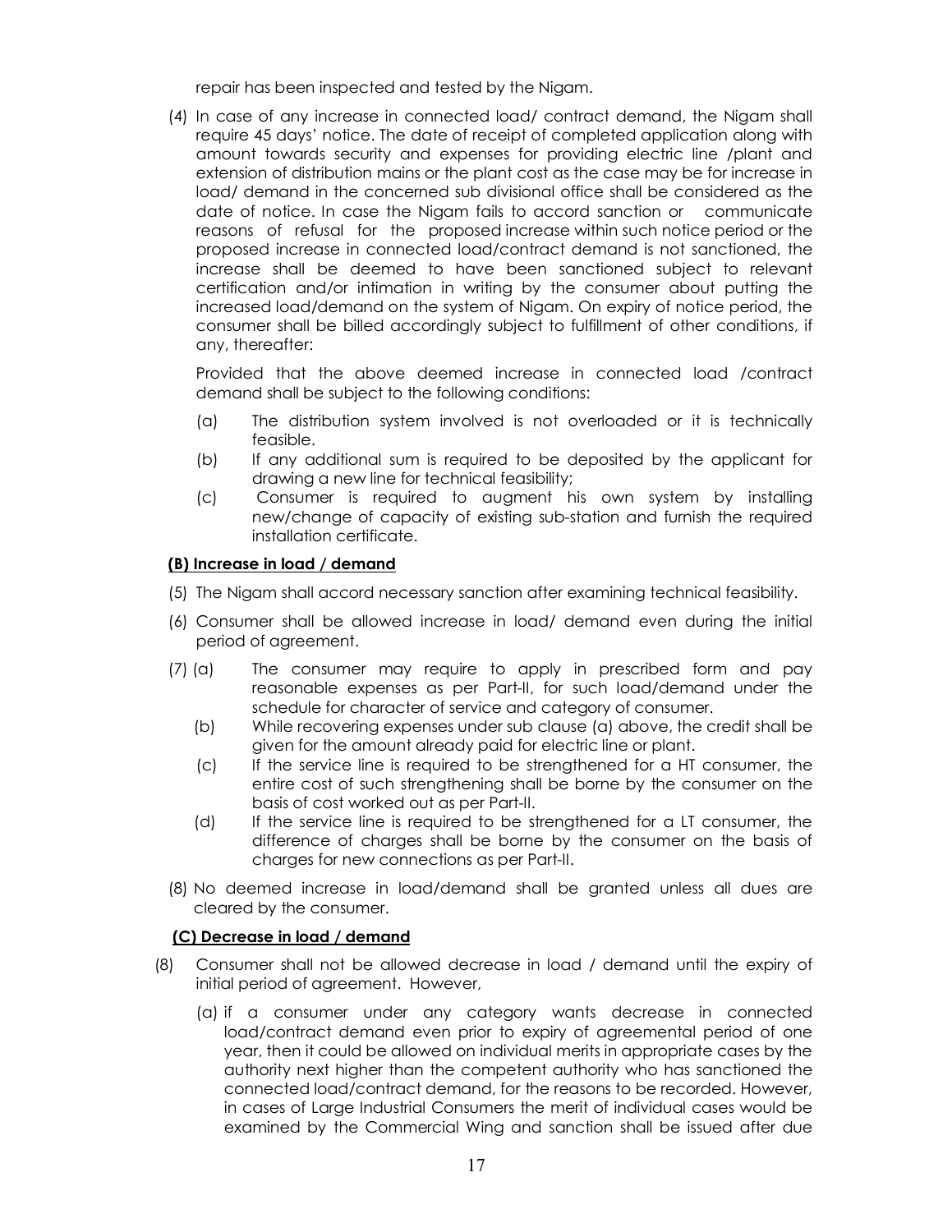repair has been inspected and tested by the Nigam.

(4) In case of any increase in connected load/ contract demand, the Nigam shall require 45 days' notice. The date of receipt of completed application along with amount towards security and expenses for providing electric line /plant and extension of distribution mains or the plant cost as the case may be for increase in load/ demand in the concerned sub divisional office shall be considered as the date of notice. In case the Nigam fails to accord sanction or communicate reasons of refusal for the proposed increase within such notice period or the proposed increase in connected load/contract demand is not sanctioned, the increase shall be deemed to have been sanctioned subject to relevant certification and/or intimation in writing by the consumer about putting the increased load/demand on the system of Nigam. On expiry of notice period, the consumer shall be billed accordingly subject to fulfillment of other conditions, if any, thereafter:

Provided that the above deemed increase in connected load /contract demand shall be subject to the following conditions:

- (a) The distribution system involved is not overloaded or it is technically feasible.
- (b) If any additional sum is required to be deposited by the applicant for drawing a new line for technical feasibility;
- (c) Consumer is required to augment his own system by installing new/change of capacity of existing sub-station and furnish the required installation certificate.

**(B) Increase in load / demand**

(5) The Nigam shall accord necessary sanction after examining technical feasibility.

(6) Consumer shall be allowed increase in load/ demand even during the initial period of agreement.

(7) (a) The consumer may require to apply in prescribed form and pay reasonable expenses as per Part-II, for such load/demand under the schedule for character of service and category of consumer.

(b) While recovering expenses under sub clause (a) above, the credit shall be given for the amount already paid for electric line or plant.

(c) If the service line is required to be strengthened for a HT consumer, the entire cost of such strengthening shall be borne by the consumer on the basis of cost worked out as per Part-II.

(d) If the service line is required to be strengthened for a LT consumer, the difference of charges shall be borne by the consumer on the basis of charges for new connections as per Part-II.

(8) No deemed increase in load/demand shall be granted unless all dues are cleared by the consumer.

**(C) Decrease in load / demand**

(8) Consumer shall not be allowed decrease in load / demand until the expiry of initial period of agreement. However,

(a) if a consumer under any category wants decrease in connected load/contract demand even prior to expiry of agreemental period of one year, then it could be allowed on individual merits in appropriate cases by the authority next higher than the competent authority who has sanctioned the connected load/contract demand, for the reasons to be recorded. However, in cases of Large Industrial Consumers the merit of individual cases would be examined by the Commercial Wing and sanction shall be issued after due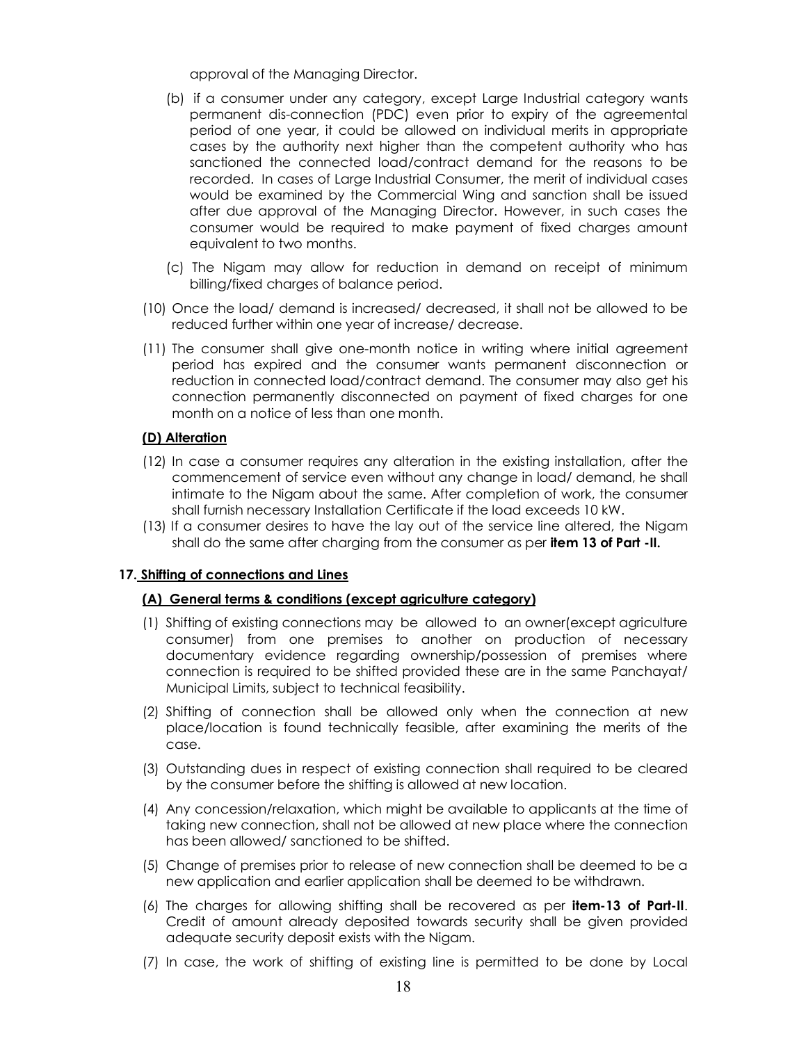approval of the Managing Director.

(b) if a consumer under any category, except Large Industrial category wants permanent dis-connection (PDC) even prior to expiry of the agreemental period of one year, it could be allowed on individual merits in appropriate cases by the authority next higher than the competent authority who has sanctioned the connected load/contract demand for the reasons to be recorded. In cases of Large Industrial Consumer, the merit of individual cases would be examined by the Commercial Wing and sanction shall be issued after due approval of the Managing Director. However, in such cases the consumer would be required to make payment of fixed charges amount equivalent to two months.

(c) The Nigam may allow for reduction in demand on receipt of minimum billing/fixed charges of balance period.

(10) Once the load/ demand is increased/ decreased, it shall not be allowed to be reduced further within one year of increase/ decrease.

(11) The consumer shall give one-month notice in writing where initial agreement period has expired and the consumer wants permanent disconnection or reduction in connected load/contract demand. The consumer may also get his connection permanently disconnected on payment of fixed charges for one month on a notice of less than one month.

**(D) Alteration**

(12) In case a consumer requires any alteration in the existing installation, after the commencement of service even without any change in load/ demand, he shall intimate to the Nigam about the same. After completion of work, the consumer shall furnish necessary Installation Certificate if the load exceeds 10 kW.

(13) If a consumer desires to have the lay out of the service line altered, the Nigam shall do the same after charging from the consumer as per **item 13 of Part -II.**

**17. Shifting of connections and Lines**

**(A) General terms & conditions (except agriculture category)**

(1) Shifting of existing connections may be allowed to an owner(except agriculture consumer) from one premises to another on production of necessary documentary evidence regarding ownership/possession of premises where connection is required to be shifted provided these are in the same Panchayat/ Municipal Limits, subject to technical feasibility.

(2) Shifting of connection shall be allowed only when the connection at new place/location is found technically feasible, after examining the merits of the case.

(3) Outstanding dues in respect of existing connection shall required to be cleared by the consumer before the shifting is allowed at new location.

(4) Any concession/relaxation, which might be available to applicants at the time of taking new connection, shall not be allowed at new place where the connection has been allowed/ sanctioned to be shifted.

(5) Change of premises prior to release of new connection shall be deemed to be a new application and earlier application shall be deemed to be withdrawn.

(6) The charges for allowing shifting shall be recovered as per **item-13 of Part-II**. Credit of amount already deposited towards security shall be given provided adequate security deposit exists with the Nigam.

(7) In case, the work of shifting of existing line is permitted to be done by Local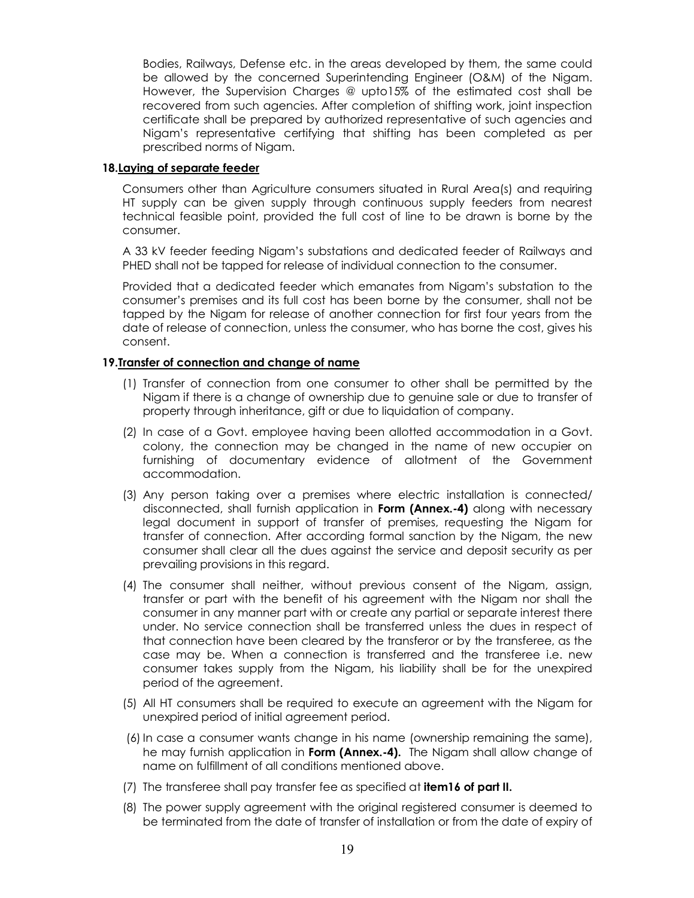Bodies, Railways, Defense etc. in the areas developed by them, the same could be allowed by the concerned Superintending Engineer (O&M) of the Nigam. However, the Supervision Charges @ upto15% of the estimated cost shall be recovered from such agencies. After completion of shifting work, joint inspection certificate shall be prepared by authorized representative of such agencies and Nigam's representative certifying that shifting has been completed as per prescribed norms of Nigam.

**18.Laying of separate feeder**

Consumers other than Agriculture consumers situated in Rural Area(s) and requiring HT supply can be given supply through continuous supply feeders from nearest technical feasible point, provided the full cost of line to be drawn is borne by the consumer.

A 33 kV feeder feeding Nigam's substations and dedicated feeder of Railways and PHED shall not be tapped for release of individual connection to the consumer.

Provided that a dedicated feeder which emanates from Nigam's substation to the consumer's premises and its full cost has been borne by the consumer, shall not be tapped by the Nigam for release of another connection for first four years from the date of release of connection, unless the consumer, who has borne the cost, gives his consent.

**19.Transfer of connection and change of name**

(1) Transfer of connection from one consumer to other shall be permitted by the Nigam if there is a change of ownership due to genuine sale or due to transfer of property through inheritance, gift or due to liquidation of company.

(2) In case of a Govt. employee having been allotted accommodation in a Govt. colony, the connection may be changed in the name of new occupier on furnishing of documentary evidence of allotment of the Government accommodation.

(3) Any person taking over a premises where electric installation is connected/ disconnected, shall furnish application in **Form (Annex.-4)** along with necessary legal document in support of transfer of premises, requesting the Nigam for transfer of connection. After according formal sanction by the Nigam, the new consumer shall clear all the dues against the service and deposit security as per prevailing provisions in this regard.

(4) The consumer shall neither, without previous consent of the Nigam, assign, transfer or part with the benefit of his agreement with the Nigam nor shall the consumer in any manner part with or create any partial or separate interest there under. No service connection shall be transferred unless the dues in respect of that connection have been cleared by the transferor or by the transferee, as the case may be. When a connection is transferred and the transferee i.e. new consumer takes supply from the Nigam, his liability shall be for the unexpired period of the agreement.

(5) All HT consumers shall be required to execute an agreement with the Nigam for unexpired period of initial agreement period.

(6) In case a consumer wants change in his name (ownership remaining the same), he may furnish application in **Form (Annex.-4).** The Nigam shall allow change of name on fulfillment of all conditions mentioned above.

(7) The transferee shall pay transfer fee as specified at **item16 of part II.**

(8) The power supply agreement with the original registered consumer is deemed to be terminated from the date of transfer of installation or from the date of expiry of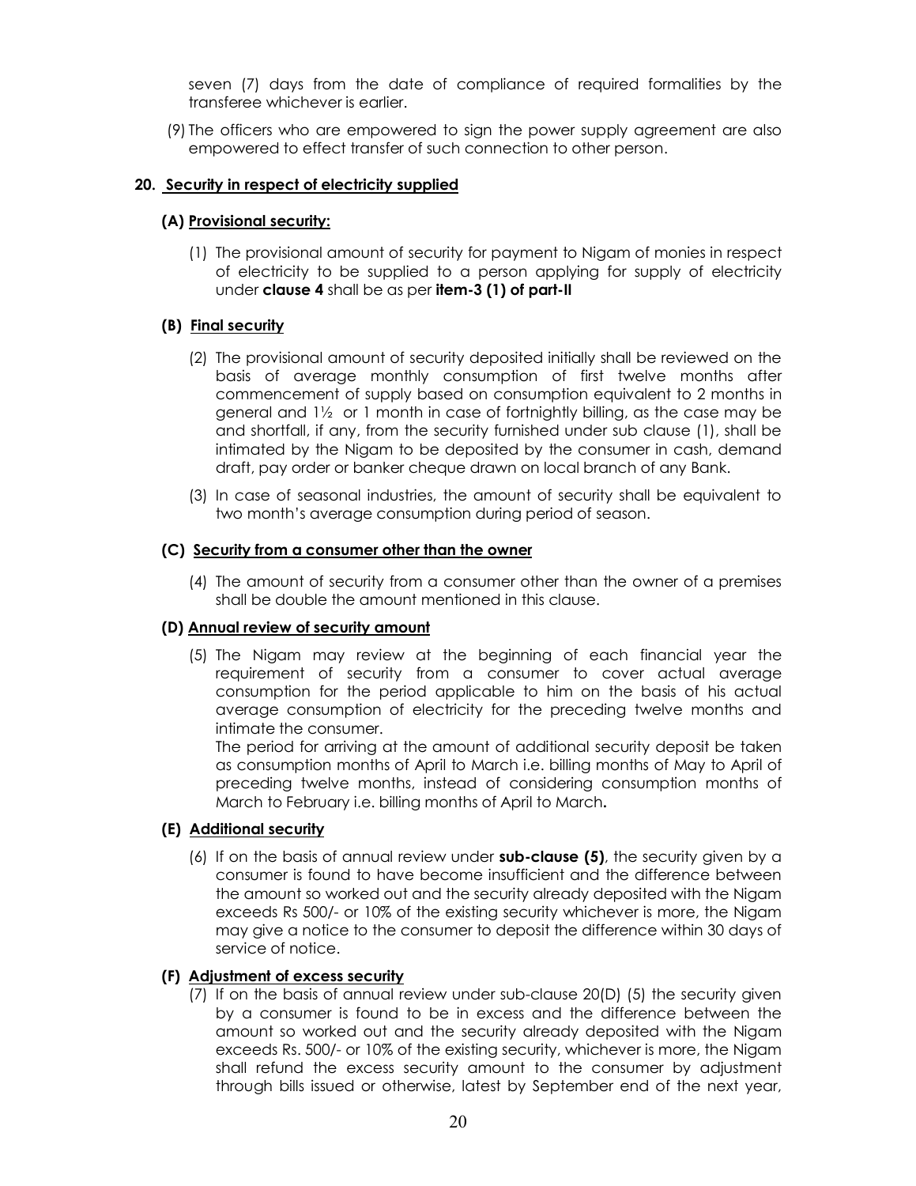seven (7) days from the date of compliance of required formalities by the transferee whichever is earlier.

(9) The officers who are empowered to sign the power supply agreement are also empowered to effect transfer of such connection to other person.

**20. Security in respect of electricity supplied**

**(A) Provisional security:**

(1) The provisional amount of security for payment to Nigam of monies in respect of electricity to be supplied to a person applying for supply of electricity under **clause 4** shall be as per **item-3 (1) of part-II**

**(B) Final security**

(2) The provisional amount of security deposited initially shall be reviewed on the basis of average monthly consumption of first twelve months after commencement of supply based on consumption equivalent to 2 months in general and 1½ or 1 month in case of fortnightly billing, as the case may be and shortfall, if any, from the security furnished under sub clause (1), shall be intimated by the Nigam to be deposited by the consumer in cash, demand draft, pay order or banker cheque drawn on local branch of any Bank.

(3) In case of seasonal industries, the amount of security shall be equivalent to two month's average consumption during period of season.

**(C) Security from a consumer other than the owner**

(4) The amount of security from a consumer other than the owner of a premises shall be double the amount mentioned in this clause.

**(D) Annual review of security amount**

(5) The Nigam may review at the beginning of each financial year the requirement of security from a consumer to cover actual average consumption for the period applicable to him on the basis of his actual average consumption of electricity for the preceding twelve months and intimate the consumer.

The period for arriving at the amount of additional security deposit be taken as consumption months of April to March i.e. billing months of May to April of preceding twelve months, instead of considering consumption months of March to February i.e. billing months of April to March**.**

**(E) Additional security**

(6) If on the basis of annual review under **sub-clause (5)**, the security given by a consumer is found to have become insufficient and the difference between the amount so worked out and the security already deposited with the Nigam exceeds Rs 500/- or 10% of the existing security whichever is more, the Nigam may give a notice to the consumer to deposit the difference within 30 days of service of notice.

**(F) Adjustment of excess security**

(7) If on the basis of annual review under sub-clause 20(D) (5) the security given by a consumer is found to be in excess and the difference between the amount so worked out and the security already deposited with the Nigam exceeds Rs. 500/- or 10% of the existing security, whichever is more, the Nigam shall refund the excess security amount to the consumer by adjustment through bills issued or otherwise, latest by September end of the next year,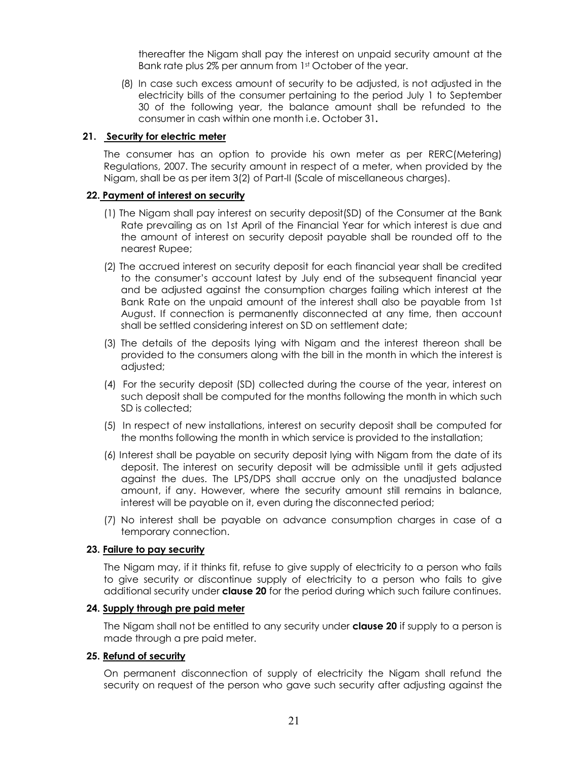thereafter the Nigam shall pay the interest on unpaid security amount at the Bank rate plus 2% per annum from 1st October of the year.

(8) In case such excess amount of security to be adjusted, is not adjusted in the electricity bills of the consumer pertaining to the period July 1 to September 30 of the following year, the balance amount shall be refunded to the consumer in cash within one month i.e. October 31**.**

**21. Security for electric meter**

The consumer has an option to provide his own meter as per RERC(Metering) Regulations, 2007. The security amount in respect of a meter, when provided by the Nigam, shall be as per item 3(2) of Part-II (Scale of miscellaneous charges).

**22. Payment of interest on security**

(1) The Nigam shall pay interest on security deposit(SD) of the Consumer at the Bank Rate prevailing as on 1st April of the Financial Year for which interest is due and the amount of interest on security deposit payable shall be rounded off to the nearest Rupee;

(2) The accrued interest on security deposit for each financial year shall be credited to the consumer's account latest by July end of the subsequent financial year and be adjusted against the consumption charges failing which interest at the Bank Rate on the unpaid amount of the interest shall also be payable from 1st August. If connection is permanently disconnected at any time, then account shall be settled considering interest on SD on settlement date;

(3) The details of the deposits lying with Nigam and the interest thereon shall be provided to the consumers along with the bill in the month in which the interest is adjusted;

(4) For the security deposit (SD) collected during the course of the year, interest on such deposit shall be computed for the months following the month in which such SD is collected;

(5) In respect of new installations, interest on security deposit shall be computed for the months following the month in which service is provided to the installation;

(6) Interest shall be payable on security deposit lying with Nigam from the date of its deposit. The interest on security deposit will be admissible until it gets adjusted against the dues. The LPS/DPS shall accrue only on the unadjusted balance amount, if any. However, where the security amount still remains in balance, interest will be payable on it, even during the disconnected period;

(7) No interest shall be payable on advance consumption charges in case of a temporary connection.

**23. Failure to pay security**

The Nigam may, if it thinks fit, refuse to give supply of electricity to a person who fails to give security or discontinue supply of electricity to a person who fails to give additional security under **clause 20** for the period during which such failure continues.

**24. Supply through pre paid meter**

The Nigam shall not be entitled to any security under **clause 20** if supply to a person is made through a pre paid meter.

**25. Refund of security**

On permanent disconnection of supply of electricity the Nigam shall refund the security on request of the person who gave such security after adjusting against the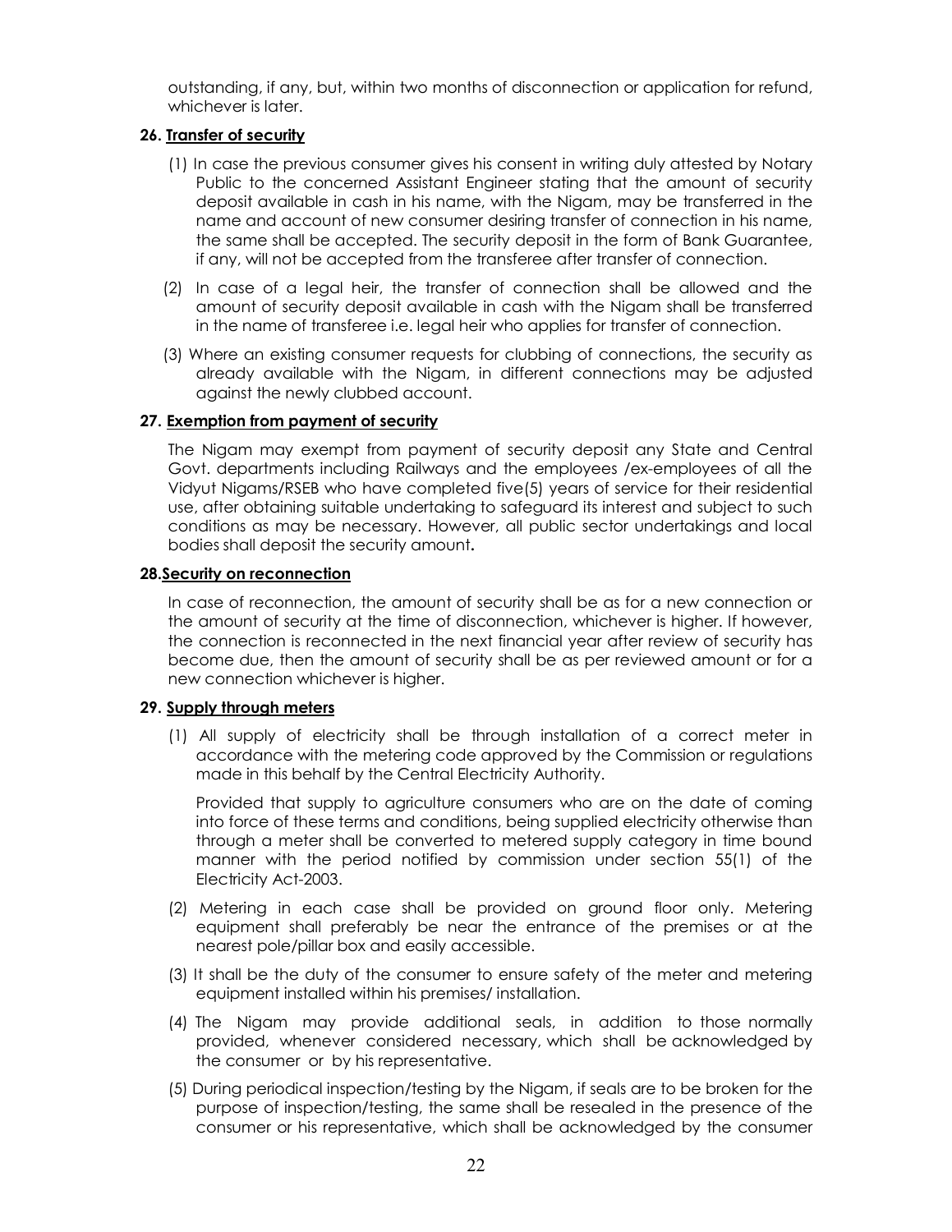outstanding, if any, but, within two months of disconnection or application for refund, whichever is later.

**26. Transfer of security**

(1) In case the previous consumer gives his consent in writing duly attested by Notary Public to the concerned Assistant Engineer stating that the amount of security deposit available in cash in his name, with the Nigam, may be transferred in the name and account of new consumer desiring transfer of connection in his name, the same shall be accepted. The security deposit in the form of Bank Guarantee, if any, will not be accepted from the transferee after transfer of connection.

(2) In case of a legal heir, the transfer of connection shall be allowed and the amount of security deposit available in cash with the Nigam shall be transferred in the name of transferee i.e. legal heir who applies for transfer of connection.

(3) Where an existing consumer requests for clubbing of connections, the security as already available with the Nigam, in different connections may be adjusted against the newly clubbed account.

**27. Exemption from payment of security**

The Nigam may exempt from payment of security deposit any State and Central Govt. departments including Railways and the employees /ex-employees of all the Vidyut Nigams/RSEB who have completed five(5) years of service for their residential use, after obtaining suitable undertaking to safeguard its interest and subject to such conditions as may be necessary. However, all public sector undertakings and local bodies shall deposit the security amount**.**

**28.Security on reconnection**

In case of reconnection, the amount of security shall be as for a new connection or the amount of security at the time of disconnection, whichever is higher. If however, the connection is reconnected in the next financial year after review of security has become due, then the amount of security shall be as per reviewed amount or for a new connection whichever is higher.

**29. Supply through meters**

(1) All supply of electricity shall be through installation of a correct meter in accordance with the metering code approved by the Commission or regulations made in this behalf by the Central Electricity Authority.

Provided that supply to agriculture consumers who are on the date of coming into force of these terms and conditions, being supplied electricity otherwise than through a meter shall be converted to metered supply category in time bound manner with the period notified by commission under section 55(1) of the Electricity Act-2003.

(2) Metering in each case shall be provided on ground floor only. Metering equipment shall preferably be near the entrance of the premises or at the nearest pole/pillar box and easily accessible.

(3) It shall be the duty of the consumer to ensure safety of the meter and metering equipment installed within his premises/ installation.

(4) The Nigam may provide additional seals, in addition to those normally provided, whenever considered necessary, which shall be acknowledged by the consumer or by his representative.

(5) During periodical inspection/testing by the Nigam, if seals are to be broken for the purpose of inspection/testing, the same shall be resealed in the presence of the consumer or his representative, which shall be acknowledged by the consumer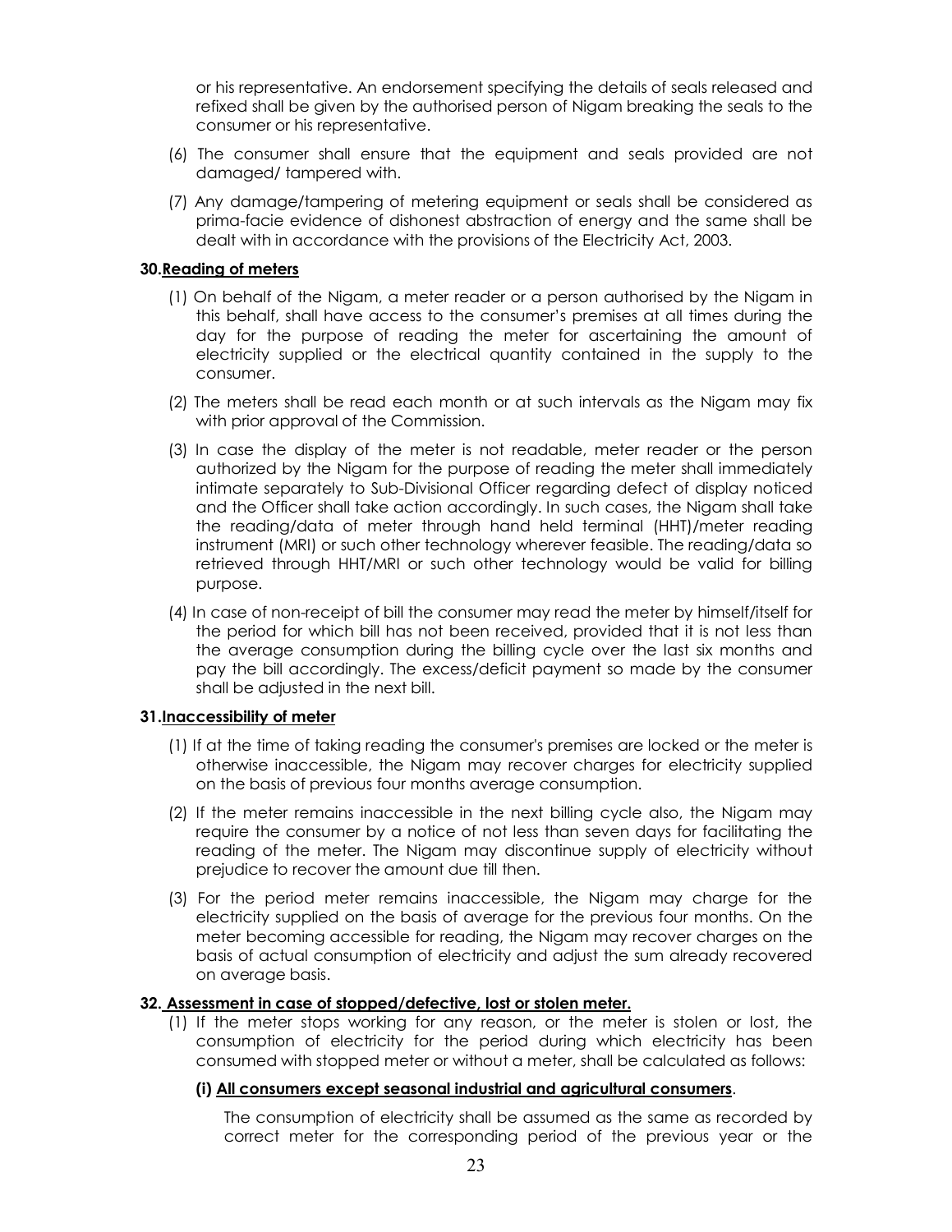or his representative. An endorsement specifying the details of seals released and refixed shall be given by the authorised person of Nigam breaking the seals to the consumer or his representative.

(6) The consumer shall ensure that the equipment and seals provided are not damaged/ tampered with.

(7) Any damage/tampering of metering equipment or seals shall be considered as prima-facie evidence of dishonest abstraction of energy and the same shall be dealt with in accordance with the provisions of the Electricity Act, 2003.

**30. Reading of meters**

(1) On behalf of the Nigam, a meter reader or a person authorised by the Nigam in this behalf, shall have access to the consumer's premises at all times during the day for the purpose of reading the meter for ascertaining the amount of electricity supplied or the electrical quantity contained in the supply to the consumer.

(2) The meters shall be read each month or at such intervals as the Nigam may fix with prior approval of the Commission.

(3) In case the display of the meter is not readable, meter reader or the person authorized by the Nigam for the purpose of reading the meter shall immediately intimate separately to Sub-Divisional Officer regarding defect of display noticed and the Officer shall take action accordingly. In such cases, the Nigam shall take the reading/data of meter through hand held terminal (HHT)/meter reading instrument (MRI) or such other technology wherever feasible. The reading/data so retrieved through HHT/MRI or such other technology would be valid for billing purpose.

(4) In case of non-receipt of bill the consumer may read the meter by himself/itself for the period for which bill has not been received, provided that it is not less than the average consumption during the billing cycle over the last six months and pay the bill accordingly. The excess/deficit payment so made by the consumer shall be adjusted in the next bill.

**31. Inaccessibility of meter**

(1) If at the time of taking reading the consumer's premises are locked or the meter is otherwise inaccessible, the Nigam may recover charges for electricity supplied on the basis of previous four months average consumption.

(2) If the meter remains inaccessible in the next billing cycle also, the Nigam may require the consumer by a notice of not less than seven days for facilitating the reading of the meter. The Nigam may discontinue supply of electricity without prejudice to recover the amount due till then.

(3) For the period meter remains inaccessible, the Nigam may charge for the electricity supplied on the basis of average for the previous four months. On the meter becoming accessible for reading, the Nigam may recover charges on the basis of actual consumption of electricity and adjust the sum already recovered on average basis.

**32. Assessment in case of stopped/defective, lost or stolen meter.**

(1) If the meter stops working for any reason, or the meter is stolen or lost, the consumption of electricity for the period during which electricity has been consumed with stopped meter or without a meter, shall be calculated as follows:

**(i) All consumers except seasonal industrial and agricultural consumers.**

The consumption of electricity shall be assumed as the same as recorded by correct meter for the corresponding period of the previous year or the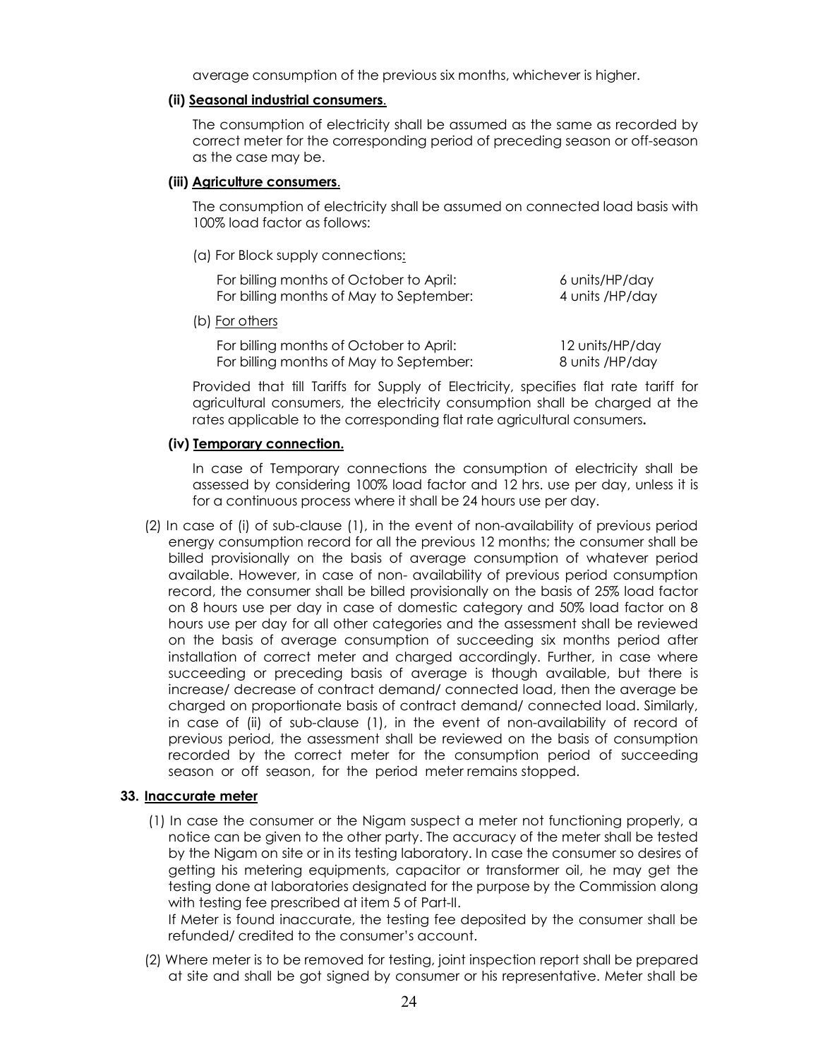average consumption of the previous six months, whichever is higher.

**(ii) <u>Seasonal industrial consumers</u>.**

The consumption of electricity shall be assumed as the same as recorded by correct meter for the corresponding period of preceding season or off-season as the case may be.

**(iii) <u>Agriculture consumers</u>.**

The consumption of electricity shall be assumed on connected load basis with 100% load factor as follows:

(a) For Block supply connections:

| | |
|---|---|
| For billing months of October to April: | 6 units/HP/day |
| For billing months of May to September: | 4 units /HP/day |

(b) <u>For others</u>

| | |
|---|---|
| For billing months of October to April: | 12 units/HP/day |
| For billing months of May to September: | 8 units /HP/day |

Provided that till Tariffs for Supply of Electricity, specifies flat rate tariff for agricultural consumers, the electricity consumption shall be charged at the rates applicable to the corresponding flat rate agricultural consumers**.**

**(iv) <u>Temporary connection.</u>**

In case of Temporary connections the consumption of electricity shall be assessed by considering 100% load factor and 12 hrs. use per day, unless it is for a continuous process where it shall be 24 hours use per day.

(2) In case of (i) of sub-clause (1), in the event of non-availability of previous period energy consumption record for all the previous 12 months; the consumer shall be billed provisionally on the basis of average consumption of whatever period available. However, in case of non- availability of previous period consumption record, the consumer shall be billed provisionally on the basis of 25% load factor on 8 hours use per day in case of domestic category and 50% load factor on 8 hours use per day for all other categories and the assessment shall be reviewed on the basis of average consumption of succeeding six months period after installation of correct meter and charged accordingly. Further, in case where succeeding or preceding basis of average is though available, but there is increase/ decrease of contract demand/ connected load, then the average be charged on proportionate basis of contract demand/ connected load. Similarly, in case of (ii) of sub-clause (1), in the event of non-availability of record of previous period, the assessment shall be reviewed on the basis of consumption recorded by the correct meter for the consumption period of succeeding season or off season, for the period meter remains stopped.

## 33. <u>Inaccurate meter</u>

(1) In case the consumer or the Nigam suspect a meter not functioning properly, a notice can be given to the other party. The accuracy of the meter shall be tested by the Nigam on site or in its testing laboratory. In case the consumer so desires of getting his metering equipments, capacitor or transformer oil, he may get the testing done at laboratories designated for the purpose by the Commission along with testing fee prescribed at item 5 of Part-II.

If Meter is found inaccurate, the testing fee deposited by the consumer shall be refunded/ credited to the consumer's account.

(2) Where meter is to be removed for testing, joint inspection report shall be prepared at site and shall be got signed by consumer or his representative. Meter shall be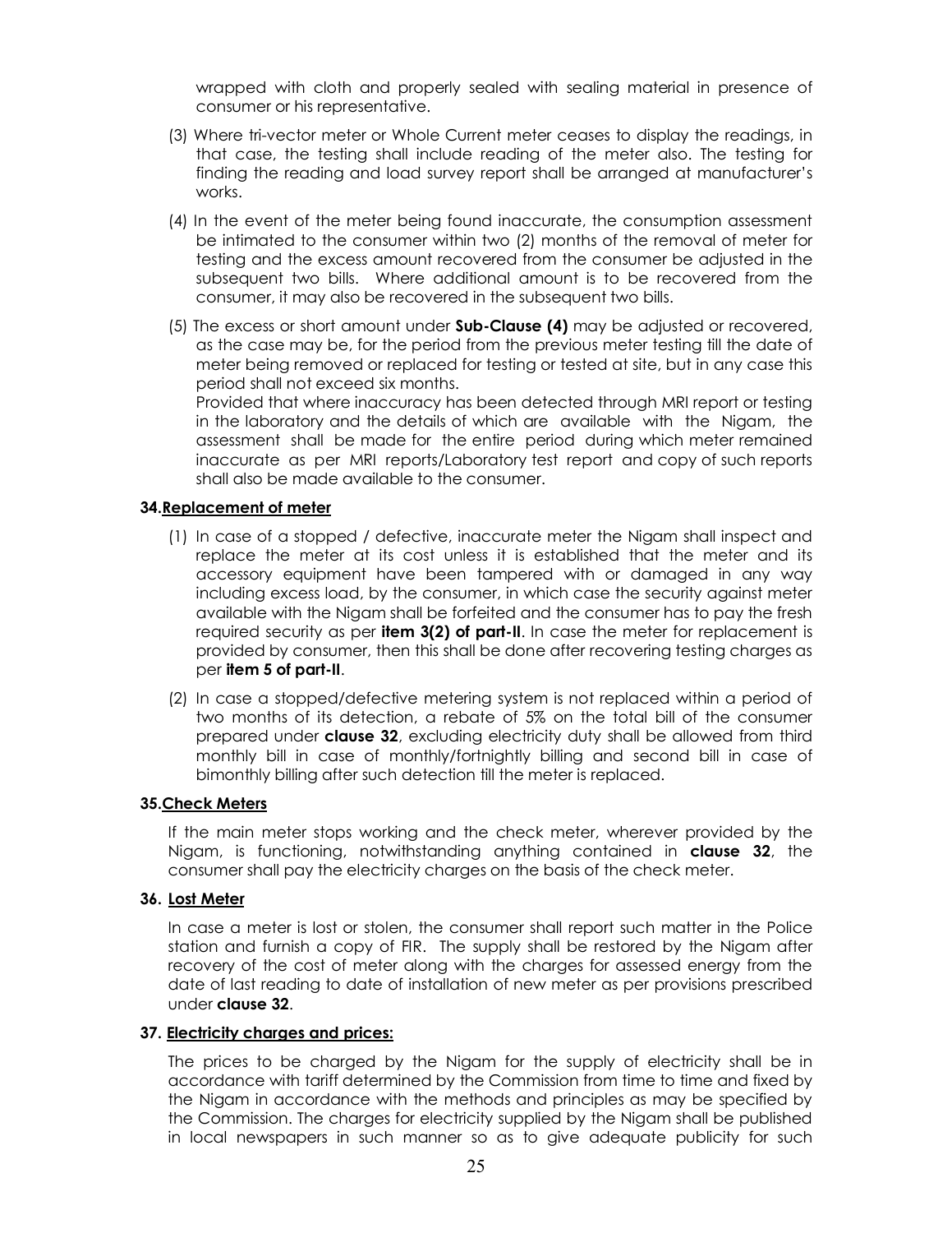wrapped with cloth and properly sealed with sealing material in presence of consumer or his representative.

(3) Where tri-vector meter or Whole Current meter ceases to display the readings, in that case, the testing shall include reading of the meter also. The testing for finding the reading and load survey report shall be arranged at manufacturer's works.

(4) In the event of the meter being found inaccurate, the consumption assessment be intimated to the consumer within two (2) months of the removal of meter for testing and the excess amount recovered from the consumer be adjusted in the subsequent two bills. Where additional amount is to be recovered from the consumer, it may also be recovered in the subsequent two bills.

(5) The excess or short amount under **Sub-Clause (4)** may be adjusted or recovered, as the case may be, for the period from the previous meter testing till the date of meter being removed or replaced for testing or tested at site, but in any case this period shall not exceed six months.
Provided that where inaccuracy has been detected through MRI report or testing in the laboratory and the details of which are available with the Nigam, the assessment shall be made for the entire period during which meter remained inaccurate as per MRI reports/Laboratory test report and copy of such reports shall also be made available to the consumer.

### 34. Replacement of meter

(1) In case of a stopped / defective, inaccurate meter the Nigam shall inspect and replace the meter at its cost unless it is established that the meter and its accessory equipment have been tampered with or damaged in any way including excess load, by the consumer, in which case the security against meter available with the Nigam shall be forfeited and the consumer has to pay the fresh required security as per **item 3(2) of part-II**. In case the meter for replacement is provided by consumer, then this shall be done after recovering testing charges as per **item 5 of part-II**.

(2) In case a stopped/defective metering system is not replaced within a period of two months of its detection, a rebate of 5% on the total bill of the consumer prepared under **clause 32**, excluding electricity duty shall be allowed from third monthly bill in case of monthly/fortnightly billing and second bill in case of bimonthly billing after such detection till the meter is replaced.

### 35. Check Meters

If the main meter stops working and the check meter, wherever provided by the Nigam, is functioning, notwithstanding anything contained in **clause 32**, the consumer shall pay the electricity charges on the basis of the check meter.

### 36. Lost Meter

In case a meter is lost or stolen, the consumer shall report such matter in the Police station and furnish a copy of FIR. The supply shall be restored by the Nigam after recovery of the cost of meter along with the charges for assessed energy from the date of last reading to date of installation of new meter as per provisions prescribed under **clause 32**.

### 37. Electricity charges and prices:

The prices to be charged by the Nigam for the supply of electricity shall be in accordance with tariff determined by the Commission from time to time and fixed by the Nigam in accordance with the methods and principles as may be specified by the Commission. The charges for electricity supplied by the Nigam shall be published in local newspapers in such manner so as to give adequate publicity for such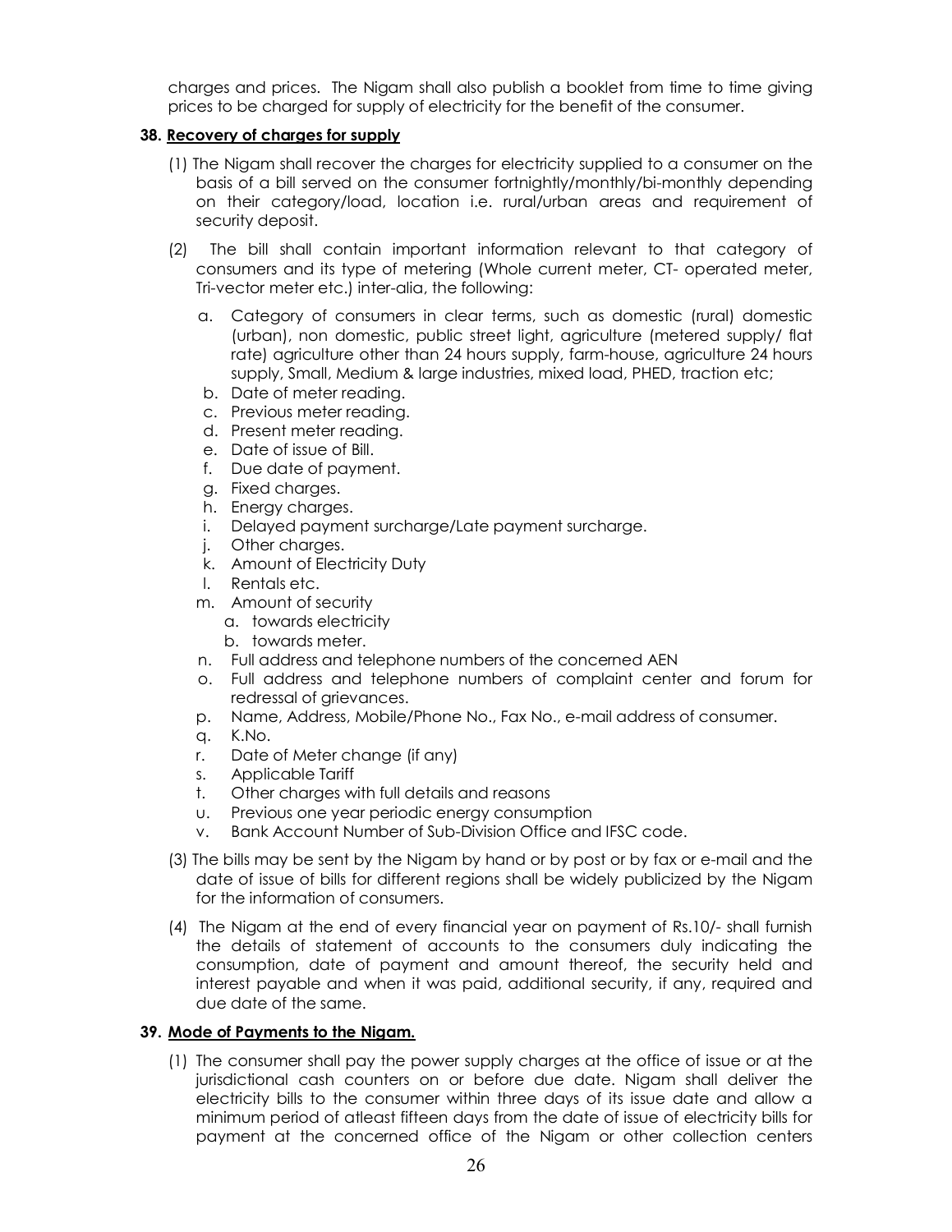charges and prices. The Nigam shall also publish a booklet from time to time giving prices to be charged for supply of electricity for the benefit of the consumer.

**38. Recovery of charges for supply**

(1) The Nigam shall recover the charges for electricity supplied to a consumer on the basis of a bill served on the consumer fortnightly/monthly/bi-monthly depending on their category/load, location i.e. rural/urban areas and requirement of security deposit.

(2) The bill shall contain important information relevant to that category of consumers and its type of metering (Whole current meter, CT- operated meter, Tri-vector meter etc.) inter-alia, the following:

a. Category of consumers in clear terms, such as domestic (rural) domestic (urban), non domestic, public street light, agriculture (metered supply/ flat rate) agriculture other than 24 hours supply, farm-house, agriculture 24 hours supply, Small, Medium & large industries, mixed load, PHED, traction etc;
b. Date of meter reading.
c. Previous meter reading.
d. Present meter reading.
e. Date of issue of Bill.
f. Due date of payment.
g. Fixed charges.
h. Energy charges.
i. Delayed payment surcharge/Late payment surcharge.
j. Other charges.
k. Amount of Electricity Duty
l. Rentals etc.
m. Amount of security
   a. towards electricity
   b. towards meter.
n. Full address and telephone numbers of the concerned AEN
o. Full address and telephone numbers of complaint center and forum for redressal of grievances.
p. Name, Address, Mobile/Phone No., Fax No., e-mail address of consumer.
q. K.No.
r. Date of Meter change (if any)
s. Applicable Tariff
t. Other charges with full details and reasons
u. Previous one year periodic energy consumption
v. Bank Account Number of Sub-Division Office and IFSC code.

(3) The bills may be sent by the Nigam by hand or by post or by fax or e-mail and the date of issue of bills for different regions shall be widely publicized by the Nigam for the information of consumers.

(4) The Nigam at the end of every financial year on payment of Rs.10/- shall furnish the details of statement of accounts to the consumers duly indicating the consumption, date of payment and amount thereof, the security held and interest payable and when it was paid, additional security, if any, required and due date of the same.

**39. Mode of Payments to the Nigam.**

(1) The consumer shall pay the power supply charges at the office of issue or at the jurisdictional cash counters on or before due date. Nigam shall deliver the electricity bills to the consumer within three days of its issue date and allow a minimum period of atleast fifteen days from the date of issue of electricity bills for payment at the concerned office of the Nigam or other collection centers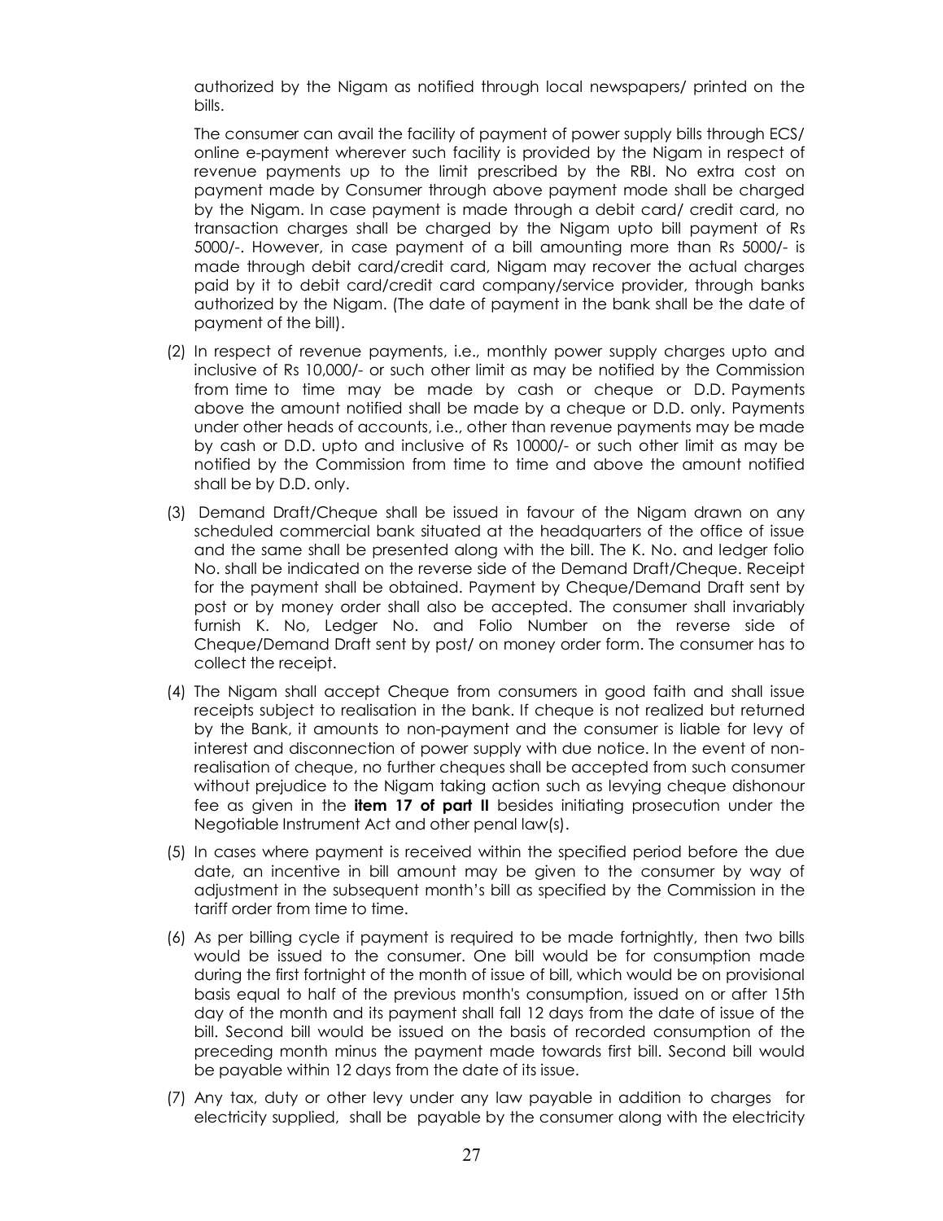authorized by the Nigam as notified through local newspapers/ printed on the bills.

The consumer can avail the facility of payment of power supply bills through ECS/ online e-payment wherever such facility is provided by the Nigam in respect of revenue payments up to the limit prescribed by the RBI. No extra cost on payment made by Consumer through above payment mode shall be charged by the Nigam. In case payment is made through a debit card/ credit card, no transaction charges shall be charged by the Nigam upto bill payment of Rs 5000/-. However, in case payment of a bill amounting more than Rs 5000/- is made through debit card/credit card, Nigam may recover the actual charges paid by it to debit card/credit card company/service provider, through banks authorized by the Nigam. (The date of payment in the bank shall be the date of payment of the bill).

(2) In respect of revenue payments, i.e., monthly power supply charges upto and inclusive of Rs 10,000/- or such other limit as may be notified by the Commission from time to time may be made by cash or cheque or D.D. Payments above the amount notified shall be made by a cheque or D.D. only. Payments under other heads of accounts, i.e., other than revenue payments may be made by cash or D.D. upto and inclusive of Rs 10000/- or such other limit as may be notified by the Commission from time to time and above the amount notified shall be by D.D. only.

(3) Demand Draft/Cheque shall be issued in favour of the Nigam drawn on any scheduled commercial bank situated at the headquarters of the office of issue and the same shall be presented along with the bill. The K. No. and ledger folio No. shall be indicated on the reverse side of the Demand Draft/Cheque. Receipt for the payment shall be obtained. Payment by Cheque/Demand Draft sent by post or by money order shall also be accepted. The consumer shall invariably furnish K. No, Ledger No. and Folio Number on the reverse side of Cheque/Demand Draft sent by post/ on money order form. The consumer has to collect the receipt.

(4) The Nigam shall accept Cheque from consumers in good faith and shall issue receipts subject to realisation in the bank. If cheque is not realized but returned by the Bank, it amounts to non-payment and the consumer is liable for levy of interest and disconnection of power supply with due notice. In the event of non-realisation of cheque, no further cheques shall be accepted from such consumer without prejudice to the Nigam taking action such as levying cheque dishonour fee as given in the **item 17 of part II** besides initiating prosecution under the Negotiable Instrument Act and other penal law(s).

(5) In cases where payment is received within the specified period before the due date, an incentive in bill amount may be given to the consumer by way of adjustment in the subsequent month's bill as specified by the Commission in the tariff order from time to time.

(6) As per billing cycle if payment is required to be made fortnightly, then two bills would be issued to the consumer. One bill would be for consumption made during the first fortnight of the month of issue of bill, which would be on provisional basis equal to half of the previous month's consumption, issued on or after 15th day of the month and its payment shall fall 12 days from the date of issue of the bill. Second bill would be issued on the basis of recorded consumption of the preceding month minus the payment made towards first bill. Second bill would be payable within 12 days from the date of its issue.

(7) Any tax, duty or other levy under any law payable in addition to charges for electricity supplied, shall be payable by the consumer along with the electricity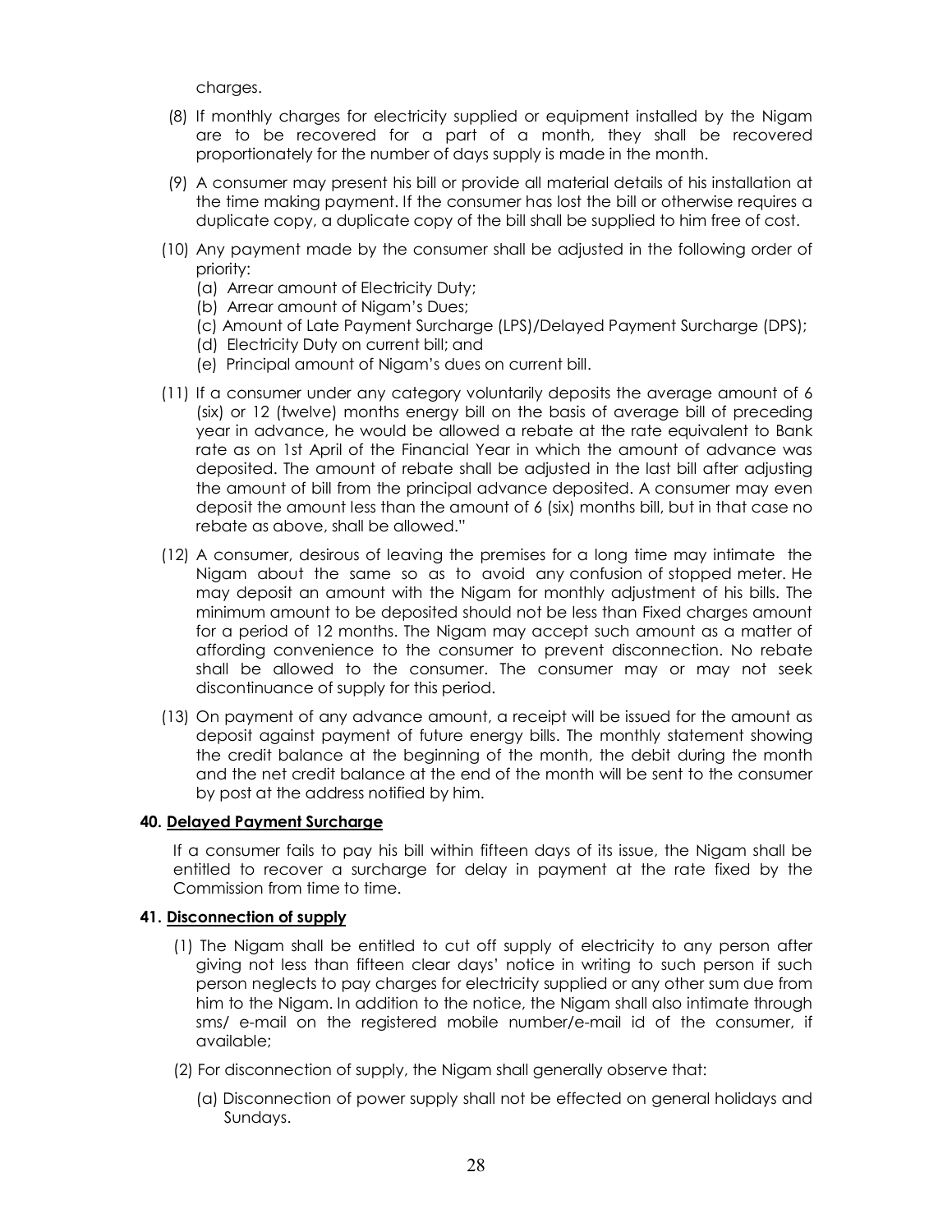charges.

(8) If monthly charges for electricity supplied or equipment installed by the Nigam are to be recovered for a part of a month, they shall be recovered proportionately for the number of days supply is made in the month.

(9) A consumer may present his bill or provide all material details of his installation at the time making payment. If the consumer has lost the bill or otherwise requires a duplicate copy, a duplicate copy of the bill shall be supplied to him free of cost.

(10) Any payment made by the consumer shall be adjusted in the following order of priority:

(a) Arrear amount of Electricity Duty;
(b) Arrear amount of Nigam's Dues;
(c) Amount of Late Payment Surcharge (LPS)/Delayed Payment Surcharge (DPS);
(d) Electricity Duty on current bill; and
(e) Principal amount of Nigam's dues on current bill.

(11) If a consumer under any category voluntarily deposits the average amount of 6 (six) or 12 (twelve) months energy bill on the basis of average bill of preceding year in advance, he would be allowed a rebate at the rate equivalent to Bank rate as on 1st April of the Financial Year in which the amount of advance was deposited. The amount of rebate shall be adjusted in the last bill after adjusting the amount of bill from the principal advance deposited. A consumer may even deposit the amount less than the amount of 6 (six) months bill, but in that case no rebate as above, shall be allowed."

(12) A consumer, desirous of leaving the premises for a long time may intimate the Nigam about the same so as to avoid any confusion of stopped meter. He may deposit an amount with the Nigam for monthly adjustment of his bills. The minimum amount to be deposited should not be less than Fixed charges amount for a period of 12 months. The Nigam may accept such amount as a matter of affording convenience to the consumer to prevent disconnection. No rebate shall be allowed to the consumer. The consumer may or may not seek discontinuance of supply for this period.

(13) On payment of any advance amount, a receipt will be issued for the amount as deposit against payment of future energy bills. The monthly statement showing the credit balance at the beginning of the month, the debit during the month and the net credit balance at the end of the month will be sent to the consumer by post at the address notified by him.

**40. Delayed Payment Surcharge**

If a consumer fails to pay his bill within fifteen days of its issue, the Nigam shall be entitled to recover a surcharge for delay in payment at the rate fixed by the Commission from time to time.

**41. Disconnection of supply**

(1) The Nigam shall be entitled to cut off supply of electricity to any person after giving not less than fifteen clear days' notice in writing to such person if such person neglects to pay charges for electricity supplied or any other sum due from him to the Nigam. In addition to the notice, the Nigam shall also intimate through sms/ e-mail on the registered mobile number/e-mail id of the consumer, if available;

(2) For disconnection of supply, the Nigam shall generally observe that:

(a) Disconnection of power supply shall not be effected on general holidays and Sundays.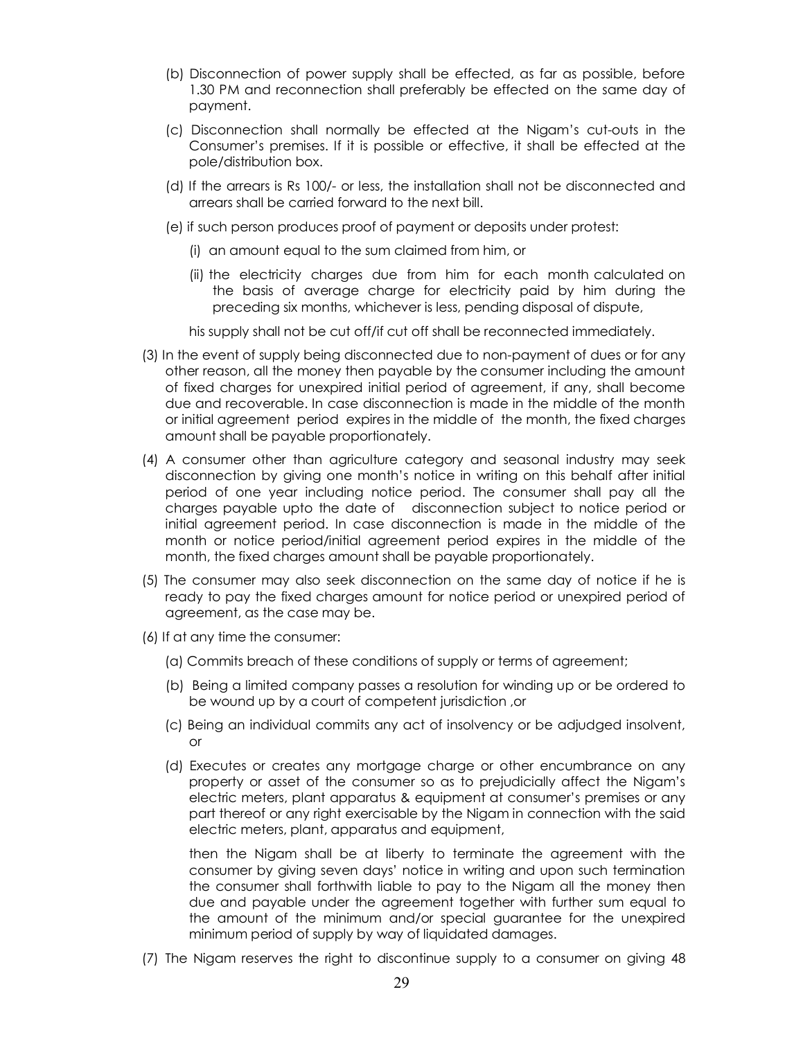(b) Disconnection of power supply shall be effected, as far as possible, before 1.30 PM and reconnection shall preferably be effected on the same day of payment.

(c) Disconnection shall normally be effected at the Nigam's cut-outs in the Consumer's premises. If it is possible or effective, it shall be effected at the pole/distribution box.

(d) If the arrears is Rs 100/- or less, the installation shall not be disconnected and arrears shall be carried forward to the next bill.

(e) if such person produces proof of payment or deposits under protest:

(i) an amount equal to the sum claimed from him, or

(ii) the electricity charges due from him for each month calculated on the basis of average charge for electricity paid by him during the preceding six months, whichever is less, pending disposal of dispute,

his supply shall not be cut off/if cut off shall be reconnected immediately.

(3) In the event of supply being disconnected due to non-payment of dues or for any other reason, all the money then payable by the consumer including the amount of fixed charges for unexpired initial period of agreement, if any, shall become due and recoverable. In case disconnection is made in the middle of the month or initial agreement period expires in the middle of the month, the fixed charges amount shall be payable proportionately.

(4) A consumer other than agriculture category and seasonal industry may seek disconnection by giving one month's notice in writing on this behalf after initial period of one year including notice period. The consumer shall pay all the charges payable upto the date of disconnection subject to notice period or initial agreement period. In case disconnection is made in the middle of the month or notice period/initial agreement period expires in the middle of the month, the fixed charges amount shall be payable proportionately.

(5) The consumer may also seek disconnection on the same day of notice if he is ready to pay the fixed charges amount for notice period or unexpired period of agreement, as the case may be.

(6) If at any time the consumer:

(a) Commits breach of these conditions of supply or terms of agreement;

(b) Being a limited company passes a resolution for winding up or be ordered to be wound up by a court of competent jurisdiction ,or

(c) Being an individual commits any act of insolvency or be adjudged insolvent, or

(d) Executes or creates any mortgage charge or other encumbrance on any property or asset of the consumer so as to prejudicially affect the Nigam's electric meters, plant apparatus & equipment at consumer's premises or any part thereof or any right exercisable by the Nigam in connection with the said electric meters, plant, apparatus and equipment,

then the Nigam shall be at liberty to terminate the agreement with the consumer by giving seven days' notice in writing and upon such termination the consumer shall forthwith liable to pay to the Nigam all the money then due and payable under the agreement together with further sum equal to the amount of the minimum and/or special guarantee for the unexpired minimum period of supply by way of liquidated damages.

(7) The Nigam reserves the right to discontinue supply to a consumer on giving 48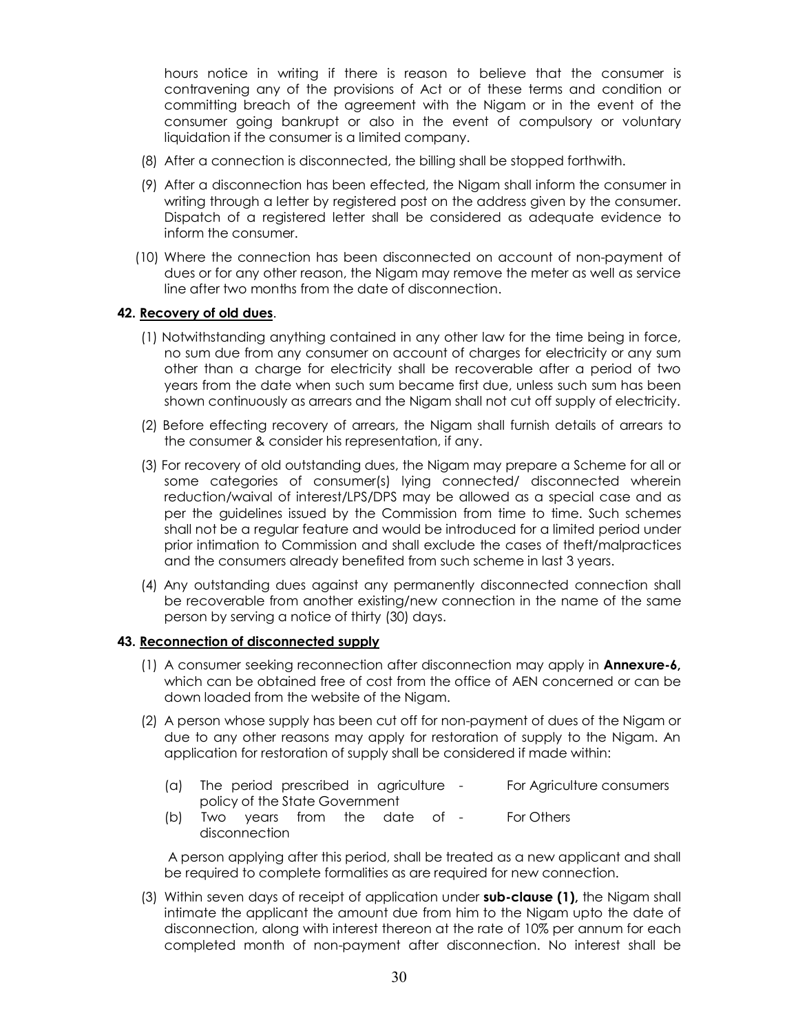hours notice in writing if there is reason to believe that the consumer is contravening any of the provisions of Act or of these terms and condition or committing breach of the agreement with the Nigam or in the event of the consumer going bankrupt or also in the event of compulsory or voluntary liquidation if the consumer is a limited company.

(8) After a connection is disconnected, the billing shall be stopped forthwith.

(9) After a disconnection has been effected, the Nigam shall inform the consumer in writing through a letter by registered post on the address given by the consumer. Dispatch of a registered letter shall be considered as adequate evidence to inform the consumer.

(10) Where the connection has been disconnected on account of non-payment of dues or for any other reason, the Nigam may remove the meter as well as service line after two months from the date of disconnection.

**42. Recovery of old dues**.

(1) Notwithstanding anything contained in any other law for the time being in force, no sum due from any consumer on account of charges for electricity or any sum other than a charge for electricity shall be recoverable after a period of two years from the date when such sum became first due, unless such sum has been shown continuously as arrears and the Nigam shall not cut off supply of electricity.

(2) Before effecting recovery of arrears, the Nigam shall furnish details of arrears to the consumer & consider his representation, if any.

(3) For recovery of old outstanding dues, the Nigam may prepare a Scheme for all or some categories of consumer(s) lying connected/ disconnected wherein reduction/waival of interest/LPS/DPS may be allowed as a special case and as per the guidelines issued by the Commission from time to time. Such schemes shall not be a regular feature and would be introduced for a limited period under prior intimation to Commission and shall exclude the cases of theft/malpractices and the consumers already benefited from such scheme in last 3 years.

(4) Any outstanding dues against any permanently disconnected connection shall be recoverable from another existing/new connection in the name of the same person by serving a notice of thirty (30) days.

**43. Reconnection of disconnected supply**

(1) A consumer seeking reconnection after disconnection may apply in **Annexure-6,** which can be obtained free of cost from the office of AEN concerned or can be down loaded from the website of the Nigam.

(2) A person whose supply has been cut off for non-payment of dues of the Nigam or due to any other reasons may apply for restoration of supply to the Nigam. An application for restoration of supply shall be considered if made within:

| | | |
|---|---|---|
| (a) | The period prescribed in agriculture policy of the State Government - | For Agriculture consumers |
| (b) | Two years from the date of disconnection - | For Others |

A person applying after this period, shall be treated as a new applicant and shall be required to complete formalities as are required for new connection.

(3) Within seven days of receipt of application under **sub-clause (1),** the Nigam shall intimate the applicant the amount due from him to the Nigam upto the date of disconnection, along with interest thereon at the rate of 10% per annum for each completed month of non-payment after disconnection. No interest shall be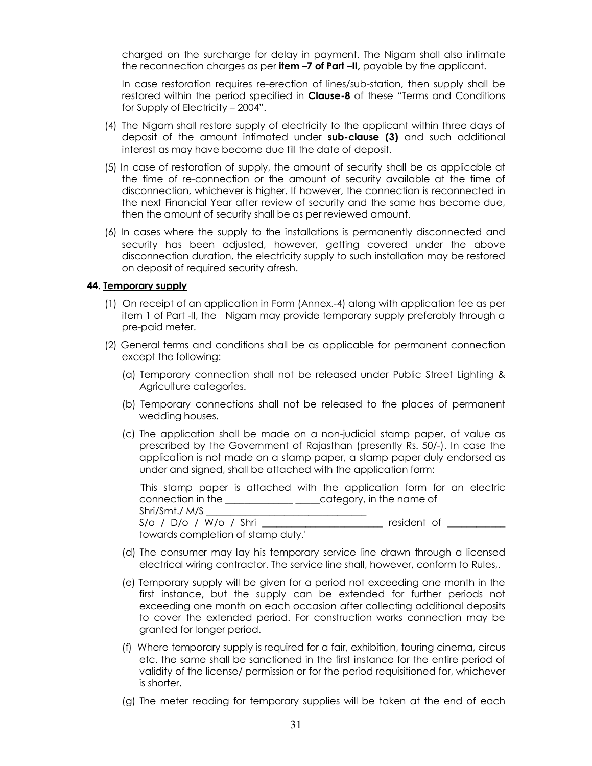charged on the surcharge for delay in payment. The Nigam shall also intimate the reconnection charges as per **item –7 of Part –II,** payable by the applicant.

In case restoration requires re-erection of lines/sub-station, then supply shall be restored within the period specified in **Clause-8** of these "Terms and Conditions for Supply of Electricity – 2004".

(4) The Nigam shall restore supply of electricity to the applicant within three days of deposit of the amount intimated under **sub-clause (3)** and such additional interest as may have become due till the date of deposit.

(5) In case of restoration of supply, the amount of security shall be as applicable at the time of re-connection or the amount of security available at the time of disconnection, whichever is higher. If however, the connection is reconnected in the next Financial Year after review of security and the same has become due, then the amount of security shall be as per reviewed amount.

(6) In cases where the supply to the installations is permanently disconnected and security has been adjusted, however, getting covered under the above disconnection duration, the electricity supply to such installation may be restored on deposit of required security afresh.

**44. <u>Temporary supply</u>**

(1) On receipt of an application in Form (Annex.-4) along with application fee as per item 1 of Part -II, the Nigam may provide temporary supply preferably through a pre-paid meter.

(2) General terms and conditions shall be as applicable for permanent connection except the following:

(a) Temporary connection shall not be released under Public Street Lighting & Agriculture categories.

(b) Temporary connections shall not be released to the places of permanent wedding houses.

(c) The application shall be made on a non-judicial stamp paper, of value as prescribed by the Government of Rajasthan (presently Rs. 50/-). In case the application is not made on a stamp paper, a stamp paper duly endorsed as under and signed, shall be attached with the application form:

'This stamp paper is attached with the application form for an electric connection in the ______________ _____category, in the name of Shri/Smt./ M/S __________________________________
S/o / D/o / W/o / Shri _________________________ resident of ____________ towards completion of stamp duty.'

(d) The consumer may lay his temporary service line drawn through a licensed electrical wiring contractor. The service line shall, however, conform to Rules,.

(e) Temporary supply will be given for a period not exceeding one month in the first instance, but the supply can be extended for further periods not exceeding one month on each occasion after collecting additional deposits to cover the extended period. For construction works connection may be granted for longer period.

(f) Where temporary supply is required for a fair, exhibition, touring cinema, circus etc. the same shall be sanctioned in the first instance for the entire period of validity of the license/ permission or for the period requisitioned for, whichever is shorter.

(g) The meter reading for temporary supplies will be taken at the end of each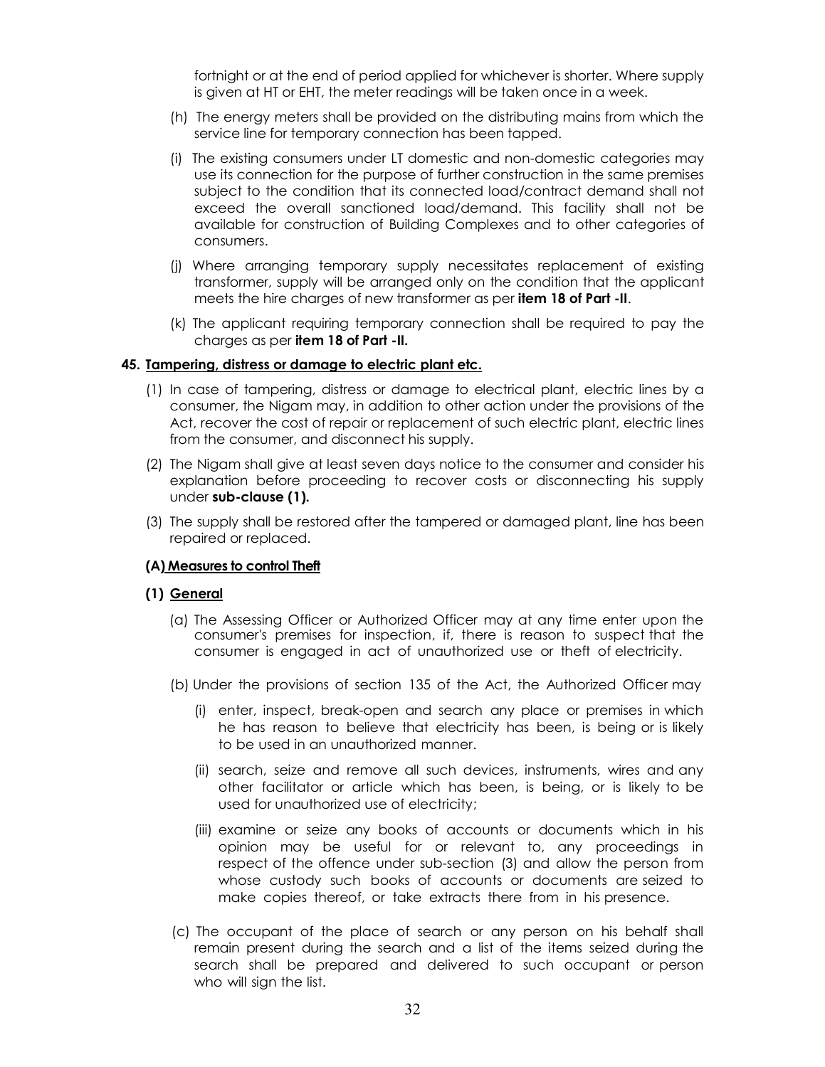fortnight or at the end of period applied for whichever is shorter. Where supply is given at HT or EHT, the meter readings will be taken once in a week.

(h) The energy meters shall be provided on the distributing mains from which the service line for temporary connection has been tapped.

(i) The existing consumers under LT domestic and non-domestic categories may use its connection for the purpose of further construction in the same premises subject to the condition that its connected load/contract demand shall not exceed the overall sanctioned load/demand. This facility shall not be available for construction of Building Complexes and to other categories of consumers.

(j) Where arranging temporary supply necessitates replacement of existing transformer, supply will be arranged only on the condition that the applicant meets the hire charges of new transformer as per **item 18 of Part -II**.

(k) The applicant requiring temporary connection shall be required to pay the charges as per **item 18 of Part -II.**

**45. Tampering, distress or damage to electric plant etc.**

(1) In case of tampering, distress or damage to electrical plant, electric lines by a consumer, the Nigam may, in addition to other action under the provisions of the Act, recover the cost of repair or replacement of such electric plant, electric lines from the consumer, and disconnect his supply.

(2) The Nigam shall give at least seven days notice to the consumer and consider his explanation before proceeding to recover costs or disconnecting his supply under **sub-clause (1).**

(3) The supply shall be restored after the tampered or damaged plant, line has been repaired or replaced.

**(A) Measures to control Theft**

**(1) General**

(a) The Assessing Officer or Authorized Officer may at any time enter upon the consumer's premises for inspection, if, there is reason to suspect that the consumer is engaged in act of unauthorized use or theft of electricity.

(b) Under the provisions of section 135 of the Act, the Authorized Officer may

(i) enter, inspect, break-open and search any place or premises in which he has reason to believe that electricity has been, is being or is likely to be used in an unauthorized manner.

(ii) search, seize and remove all such devices, instruments, wires and any other facilitator or article which has been, is being, or is likely to be used for unauthorized use of electricity;

(iii) examine or seize any books of accounts or documents which in his opinion may be useful for or relevant to, any proceedings in respect of the offence under sub-section (3) and allow the person from whose custody such books of accounts or documents are seized to make copies thereof, or take extracts there from in his presence.

(c) The occupant of the place of search or any person on his behalf shall remain present during the search and a list of the items seized during the search shall be prepared and delivered to such occupant or person who will sign the list.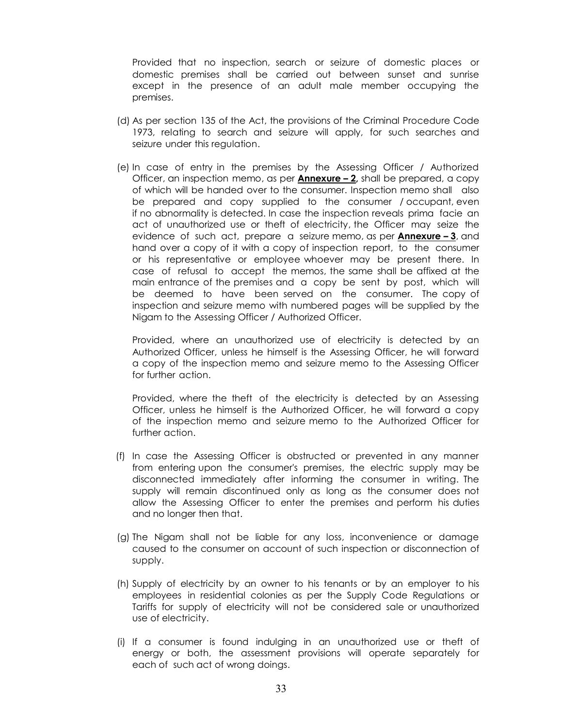Provided that no inspection, search or seizure of domestic places or domestic premises shall be carried out between sunset and sunrise except in the presence of an adult male member occupying the premises.

(d) As per section 135 of the Act, the provisions of the Criminal Procedure Code 1973, relating to search and seizure will apply, for such searches and seizure under this regulation.

(e) In case of entry in the premises by the Assessing Officer / Authorized Officer, an inspection memo, as per **Annexure – 2,** shall be prepared, a copy of which will be handed over to the consumer. Inspection memo shall also be prepared and copy supplied to the consumer / occupant, even if no abnormality is detected. In case the inspection reveals prima facie an act of unauthorized use or theft of electricity, the Officer may seize the evidence of such act, prepare a seizure memo, as per **Annexure – 3**, and hand over a copy of it with a copy of inspection report, to the consumer or his representative or employee whoever may be present there. In case of refusal to accept the memos, the same shall be affixed at the main entrance of the premises and a copy be sent by post, which will be deemed to have been served on the consumer. The copy of inspection and seizure memo with numbered pages will be supplied by the Nigam to the Assessing Officer / Authorized Officer.

Provided, where an unauthorized use of electricity is detected by an Authorized Officer, unless he himself is the Assessing Officer, he will forward a copy of the inspection memo and seizure memo to the Assessing Officer for further action.

Provided, where the theft of the electricity is detected by an Assessing Officer, unless he himself is the Authorized Officer, he will forward a copy of the inspection memo and seizure memo to the Authorized Officer for further action.

(f) In case the Assessing Officer is obstructed or prevented in any manner from entering upon the consumer's premises, the electric supply may be disconnected immediately after informing the consumer in writing. The supply will remain discontinued only as long as the consumer does not allow the Assessing Officer to enter the premises and perform his duties and no longer then that.

(g) The Nigam shall not be liable for any loss, inconvenience or damage caused to the consumer on account of such inspection or disconnection of supply.

(h) Supply of electricity by an owner to his tenants or by an employer to his employees in residential colonies as per the Supply Code Regulations or Tariffs for supply of electricity will not be considered sale or unauthorized use of electricity.

(i) If a consumer is found indulging in an unauthorized use or theft of energy or both, the assessment provisions will operate separately for each of such act of wrong doings.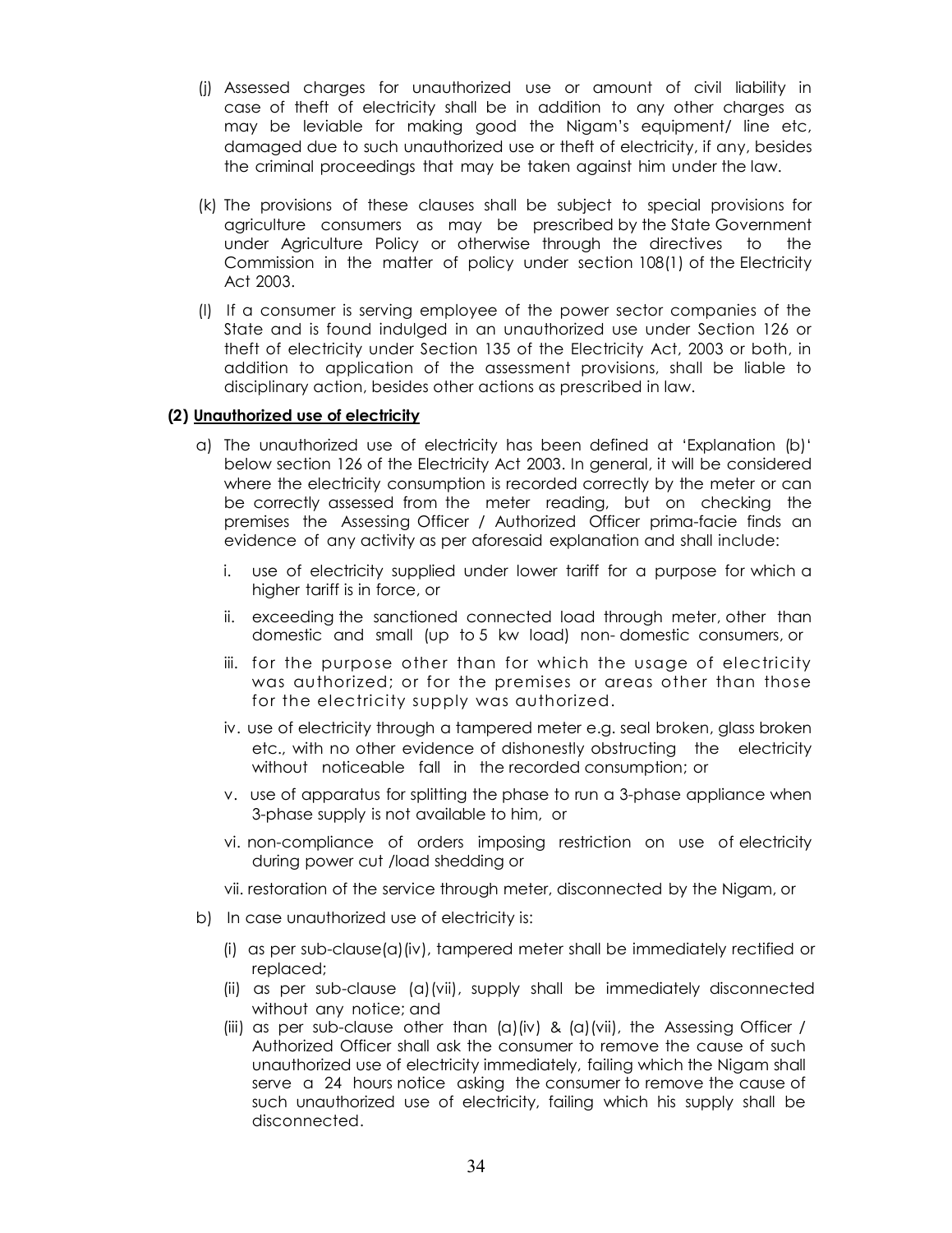(j) Assessed charges for unauthorized use or amount of civil liability in case of theft of electricity shall be in addition to any other charges as may be leviable for making good the Nigam's equipment/ line etc, damaged due to such unauthorized use or theft of electricity, if any, besides the criminal proceedings that may be taken against him under the law.

(k) The provisions of these clauses shall be subject to special provisions for agriculture consumers as may be prescribed by the State Government under Agriculture Policy or otherwise through the directives to the Commission in the matter of policy under section 108(1) of the Electricity Act 2003.

(l) If a consumer is serving employee of the power sector companies of the State and is found indulged in an unauthorized use under Section 126 or theft of electricity under Section 135 of the Electricity Act, 2003 or both, in addition to application of the assessment provisions, shall be liable to disciplinary action, besides other actions as prescribed in law.

**(2) Unauthorized use of electricity**

a) The unauthorized use of electricity has been defined at 'Explanation (b)' below section 126 of the Electricity Act 2003. In general, it will be considered where the electricity consumption is recorded correctly by the meter or can be correctly assessed from the meter reading, but on checking the premises the Assessing Officer / Authorized Officer prima-facie finds an evidence of any activity as per aforesaid explanation and shall include:

   i. use of electricity supplied under lower tariff for a purpose for which a higher tariff is in force, or

   ii. exceeding the sanctioned connected load through meter, other than domestic and small (up to 5 kw load) non- domestic consumers, or

   iii. for the purpose other than for which the usage of electricity was authorized; or for the premises or areas other than those for the electricity supply was authorized.

   iv. use of electricity through a tampered meter e.g. seal broken, glass broken etc., with no other evidence of dishonestly obstructing the electricity without noticeable fall in the recorded consumption; or

   v. use of apparatus for splitting the phase to run a 3-phase appliance when 3-phase supply is not available to him, or

   vi. non-compliance of orders imposing restriction on use of electricity during power cut /load shedding or

   vii. restoration of the service through meter, disconnected by the Nigam, or

b) In case unauthorized use of electricity is:

   (i) as per sub-clause(a)(iv), tampered meter shall be immediately rectified or replaced;

   (ii) as per sub-clause (a)(vii), supply shall be immediately disconnected without any notice; and

   (iii) as per sub-clause other than (a)(iv) & (a)(vii), the Assessing Officer / Authorized Officer shall ask the consumer to remove the cause of such unauthorized use of electricity immediately, failing which the Nigam shall serve a 24 hours notice asking the consumer to remove the cause of such unauthorized use of electricity, failing which his supply shall be disconnected.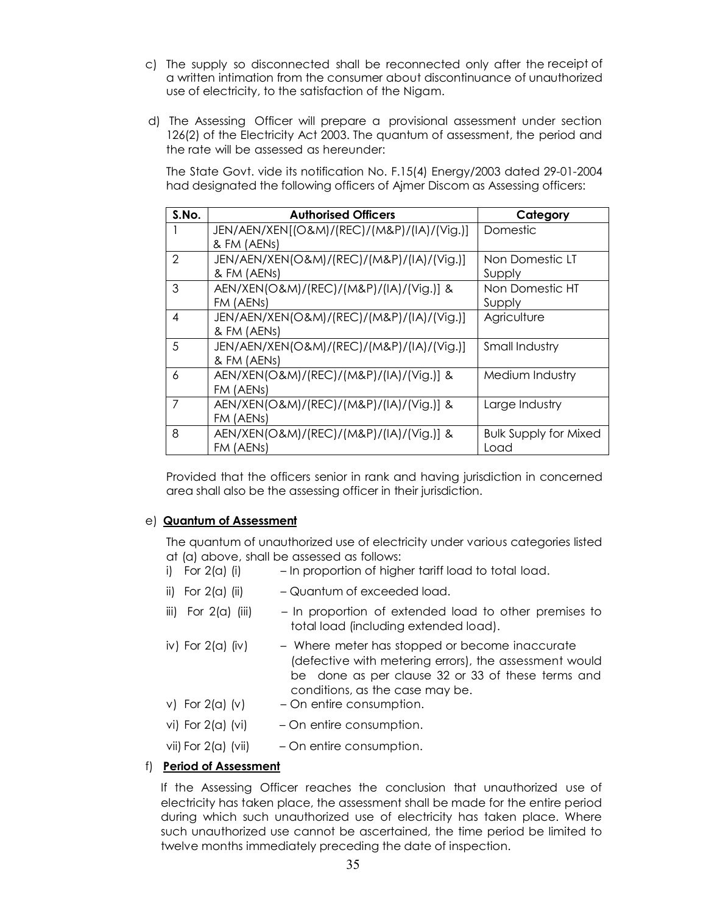c) The supply so disconnected shall be reconnected only after the receipt of a written intimation from the consumer about discontinuance of unauthorized use of electricity, to the satisfaction of the Nigam.

d) The Assessing Officer will prepare a provisional assessment under section 126(2) of the Electricity Act 2003. The quantum of assessment, the period and the rate will be assessed as hereunder:

The State Govt. vide its notification No. F.15(4) Energy/2003 dated 29-01-2004 had designated the following officers of Ajmer Discom as Assessing officers:

| S.No. | Authorised Officers | Category |
|---|---|---|
| 1 | JEN/AEN/XEN[(O&M)/(REC)/(M&P)/(IA)/(Vig.)] & FM (AENs) | Domestic |
| 2 | JEN/AEN/XEN(O&M)/(REC)/(M&P)/(IA)/(Vig.)] & FM (AENs) | Non Domestic LT Supply |
| 3 | AEN/XEN(O&M)/(REC)/(M&P)/(IA)/(Vig.)] & FM (AENs) | Non Domestic HT Supply |
| 4 | JEN/AEN/XEN(O&M)/(REC)/(M&P)/(IA)/(Vig.)] & FM (AENs) | Agriculture |
| 5 | JEN/AEN/XEN(O&M)/(REC)/(M&P)/(IA)/(Vig.)] & FM (AENs) | Small Industry |
| 6 | AEN/XEN(O&M)/(REC)/(M&P)/(IA)/(Vig.)] & FM (AENs) | Medium Industry |
| 7 | AEN/XEN(O&M)/(REC)/(M&P)/(IA)/(Vig.)] & FM (AENs) | Large Industry |
| 8 | AEN/XEN(O&M)/(REC)/(M&P)/(IA)/(Vig.)] & FM (AENs) | Bulk Supply for Mixed Load |

Provided that the officers senior in rank and having jurisdiction in concerned area shall also be the assessing officer in their jurisdiction.

e) **<u>Quantum of Assessment</u>**

The quantum of unauthorized use of electricity under various categories listed at (a) above, shall be assessed as follows:

i) For 2(a) (i) – In proportion of higher tariff load to total load.

ii) For 2(a) (ii) – Quantum of exceeded load.

iii) For 2(a) (iii) – In proportion of extended load to other premises to total load (including extended load).

iv) For 2(a) (iv) – Where meter has stopped or become inaccurate (defective with metering errors), the assessment would be done as per clause 32 or 33 of these terms and conditions, as the case may be.

v) For 2(a) (v) – On entire consumption.

vi) For 2(a) (vi) – On entire consumption.

vii) For 2(a) (vii) – On entire consumption.

f) **<u>Period of Assessment</u>**

If the Assessing Officer reaches the conclusion that unauthorized use of electricity has taken place, the assessment shall be made for the entire period during which such unauthorized use of electricity has taken place. Where such unauthorized use cannot be ascertained, the time period be limited to twelve months immediately preceding the date of inspection.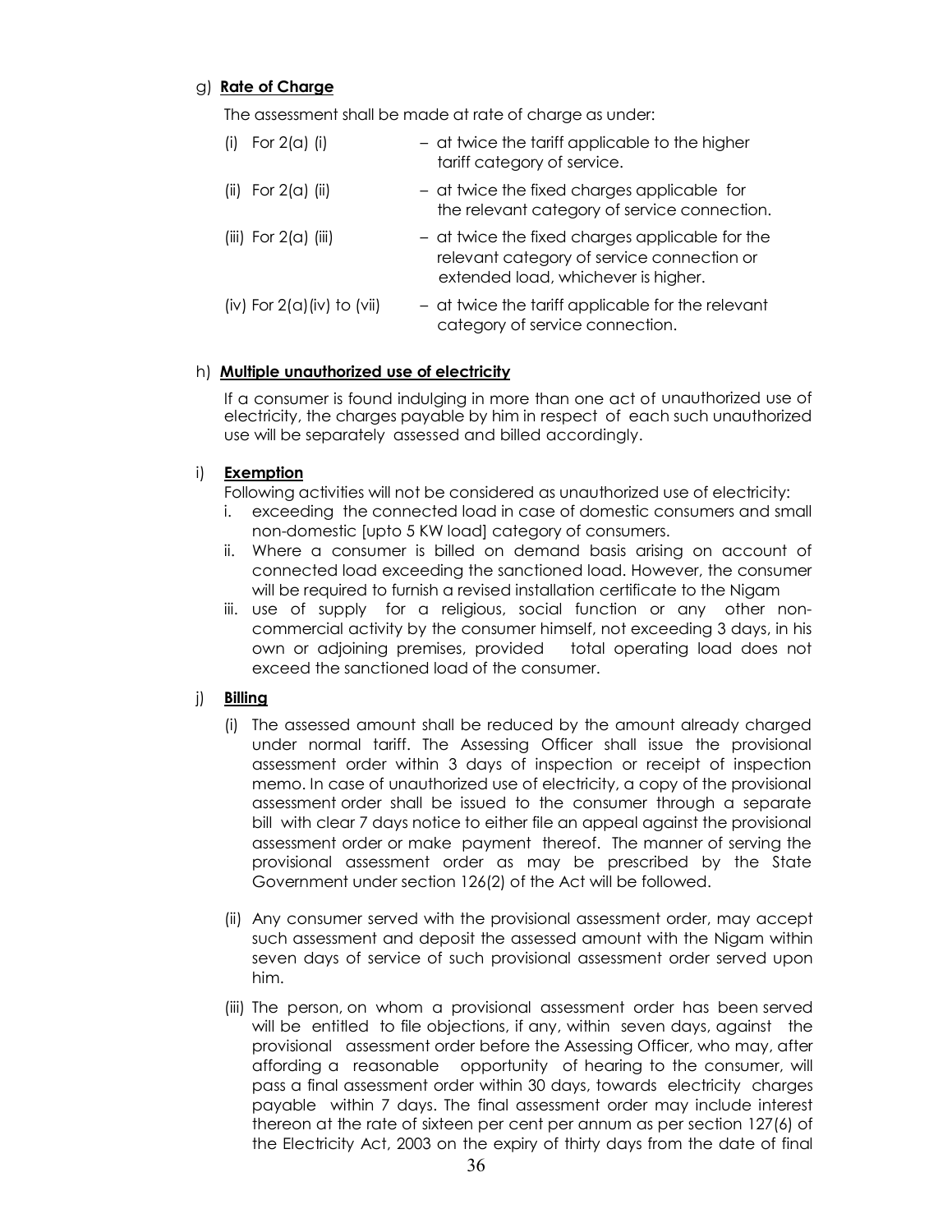g) **Rate of Charge**

The assessment shall be made at rate of charge as under:

| | |
|---|---|
| (i) For 2(a) (i) | – at twice the tariff applicable to the higher tariff category of service. |
| (ii) For 2(a) (ii) | – at twice the fixed charges applicable for the relevant category of service connection. |
| (iii) For 2(a) (iii) | – at twice the fixed charges applicable for the relevant category of service connection or extended load, whichever is higher. |
| (iv) For 2(a)(iv) to (vii) | – at twice the tariff applicable for the relevant category of service connection. |

h) **Multiple unauthorized use of electricity**

If a consumer is found indulging in more than one act of unauthorized use of electricity, the charges payable by him in respect of each such unauthorized use will be separately assessed and billed accordingly.

i) **Exemption**

Following activities will not be considered as unauthorized use of electricity:

i. exceeding the connected load in case of domestic consumers and small non-domestic [upto 5 KW load] category of consumers.
ii. Where a consumer is billed on demand basis arising on account of connected load exceeding the sanctioned load. However, the consumer will be required to furnish a revised installation certificate to the Nigam
iii. use of supply for a religious, social function or any other non-commercial activity by the consumer himself, not exceeding 3 days, in his own or adjoining premises, provided total operating load does not exceed the sanctioned load of the consumer.

j) **Billing**

(i) The assessed amount shall be reduced by the amount already charged under normal tariff. The Assessing Officer shall issue the provisional assessment order within 3 days of inspection or receipt of inspection memo. In case of unauthorized use of electricity, a copy of the provisional assessment order shall be issued to the consumer through a separate bill with clear 7 days notice to either file an appeal against the provisional assessment order or make payment thereof. The manner of serving the provisional assessment order as may be prescribed by the State Government under section 126(2) of the Act will be followed.

(ii) Any consumer served with the provisional assessment order, may accept such assessment and deposit the assessed amount with the Nigam within seven days of service of such provisional assessment order served upon him.

(iii) The person, on whom a provisional assessment order has been served will be entitled to file objections, if any, within seven days, against the provisional assessment order before the Assessing Officer, who may, after affording a reasonable opportunity of hearing to the consumer, will pass a final assessment order within 30 days, towards electricity charges payable within 7 days. The final assessment order may include interest thereon at the rate of sixteen per cent per annum as per section 127(6) of the Electricity Act, 2003 on the expiry of thirty days from the date of final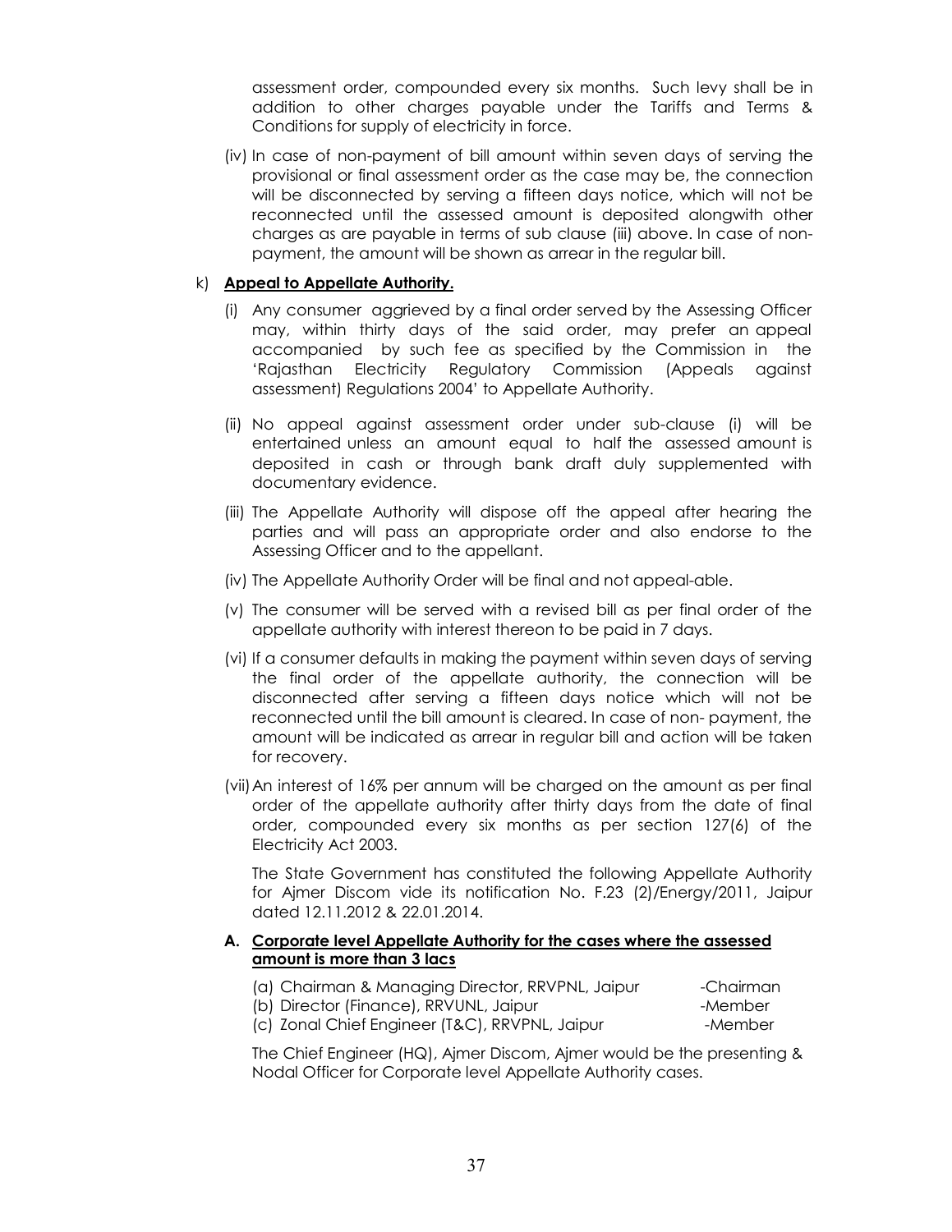assessment order, compounded every six months. Such levy shall be in addition to other charges payable under the Tariffs and Terms & Conditions for supply of electricity in force.

(iv) In case of non-payment of bill amount within seven days of serving the provisional or final assessment order as the case may be, the connection will be disconnected by serving a fifteen days notice, which will not be reconnected until the assessed amount is deposited alongwith other charges as are payable in terms of sub clause (iii) above. In case of non-payment, the amount will be shown as arrear in the regular bill.

k) **Appeal to Appellate Authority.**

(i) Any consumer aggrieved by a final order served by the Assessing Officer may, within thirty days of the said order, may prefer an appeal accompanied by such fee as specified by the Commission in the 'Rajasthan Electricity Regulatory Commission (Appeals against assessment) Regulations 2004' to Appellate Authority.

(ii) No appeal against assessment order under sub-clause (i) will be entertained unless an amount equal to half the assessed amount is deposited in cash or through bank draft duly supplemented with documentary evidence.

(iii) The Appellate Authority will dispose off the appeal after hearing the parties and will pass an appropriate order and also endorse to the Assessing Officer and to the appellant.

(iv) The Appellate Authority Order will be final and not appeal-able.

(v) The consumer will be served with a revised bill as per final order of the appellate authority with interest thereon to be paid in 7 days.

(vi) If a consumer defaults in making the payment within seven days of serving the final order of the appellate authority, the connection will be disconnected after serving a fifteen days notice which will not be reconnected until the bill amount is cleared. In case of non- payment, the amount will be indicated as arrear in regular bill and action will be taken for recovery.

(vii) An interest of 16% per annum will be charged on the amount as per final order of the appellate authority after thirty days from the date of final order, compounded every six months as per section 127(6) of the Electricity Act 2003.

The State Government has constituted the following Appellate Authority for Ajmer Discom vide its notification No. F.23 (2)/Energy/2011, Jaipur dated 12.11.2012 & 22.01.2014.

**A. Corporate level Appellate Authority for the cases where the assessed amount is more than 3 lacs**

(a) Chairman & Managing Director, RRVPNL, Jaipur -Chairman
(b) Director (Finance), RRVUNL, Jaipur -Member
(c) Zonal Chief Engineer (T&C), RRVPNL, Jaipur -Member

The Chief Engineer (HQ), Ajmer Discom, Ajmer would be the presenting & Nodal Officer for Corporate level Appellate Authority cases.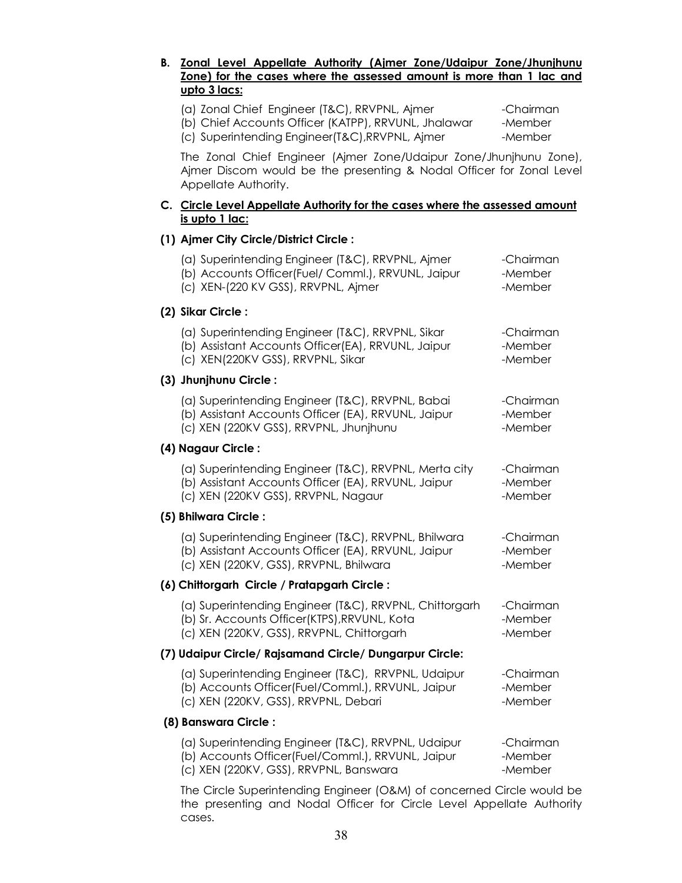**B. Zonal Level Appellate Authority (Ajmer Zone/Udaipur Zone/Jhunjhunu Zone) for the cases where the assessed amount is more than 1 lac and upto 3 lacs:**

| | |
|---|---|
| (a) Zonal Chief Engineer (T&C), RRVPNL, Ajmer | -Chairman |
| (b) Chief Accounts Officer (KATPP), RRVUNL, Jhalawar | -Member |
| (c) Superintending Engineer(T&C),RRVPNL, Ajmer | -Member |

The Zonal Chief Engineer (Ajmer Zone/Udaipur Zone/Jhunjhunu Zone), Ajmer Discom would be the presenting & Nodal Officer for Zonal Level Appellate Authority.

**C. Circle Level Appellate Authority for the cases where the assessed amount is upto 1 lac:**

**(1) Ajmer City Circle/District Circle :**

| | |
|---|---|
| (a) Superintending Engineer (T&C), RRVPNL, Ajmer | -Chairman |
| (b) Accounts Officer(Fuel/ Comml.), RRVUNL, Jaipur | -Member |
| (c) XEN-(220 KV GSS), RRVPNL, Ajmer | -Member |

**(2) Sikar Circle :**

| | |
|---|---|
| (a) Superintending Engineer (T&C), RRVPNL, Sikar | -Chairman |
| (b) Assistant Accounts Officer(EA), RRVUNL, Jaipur | -Member |
| (c) XEN(220KV GSS), RRVPNL, Sikar | -Member |

**(3) Jhunjhunu Circle :**

| | |
|---|---|
| (a) Superintending Engineer (T&C), RRVPNL, Babai | -Chairman |
| (b) Assistant Accounts Officer (EA), RRVUNL, Jaipur | -Member |
| (c) XEN (220KV GSS), RRVPNL, Jhunjhunu | -Member |

**(4) Nagaur Circle :**

| | |
|---|---|
| (a) Superintending Engineer (T&C), RRVPNL, Merta city | -Chairman |
| (b) Assistant Accounts Officer (EA), RRVUNL, Jaipur | -Member |
| (c) XEN (220KV GSS), RRVPNL, Nagaur | -Member |

**(5) Bhilwara Circle :**

| | |
|---|---|
| (a) Superintending Engineer (T&C), RRVPNL, Bhilwara | -Chairman |
| (b) Assistant Accounts Officer (EA), RRVUNL, Jaipur | -Member |
| (c) XEN (220KV, GSS), RRVPNL, Bhilwara | -Member |

**(6) Chittorgarh Circle / Pratapgarh Circle :**

| | |
|---|---|
| (a) Superintending Engineer (T&C), RRVPNL, Chittorgarh | -Chairman |
| (b) Sr. Accounts Officer(KTPS),RRVUNL, Kota | -Member |
| (c) XEN (220KV, GSS), RRVPNL, Chittorgarh | -Member |

**(7) Udaipur Circle/ Rajsamand Circle/ Dungarpur Circle:**

| | |
|---|---|
| (a) Superintending Engineer (T&C), RRVPNL, Udaipur | -Chairman |
| (b) Accounts Officer(Fuel/Comml.), RRVUNL, Jaipur | -Member |
| (c) XEN (220KV, GSS), RRVPNL, Debari | -Member |

**(8) Banswara Circle :**

| | |
|---|---|
| (a) Superintending Engineer (T&C), RRVPNL, Udaipur | -Chairman |
| (b) Accounts Officer(Fuel/Comml.), RRVUNL, Jaipur | -Member |
| (c) XEN (220KV, GSS), RRVPNL, Banswara | -Member |

The Circle Superintending Engineer (O&M) of concerned Circle would be the presenting and Nodal Officer for Circle Level Appellate Authority cases.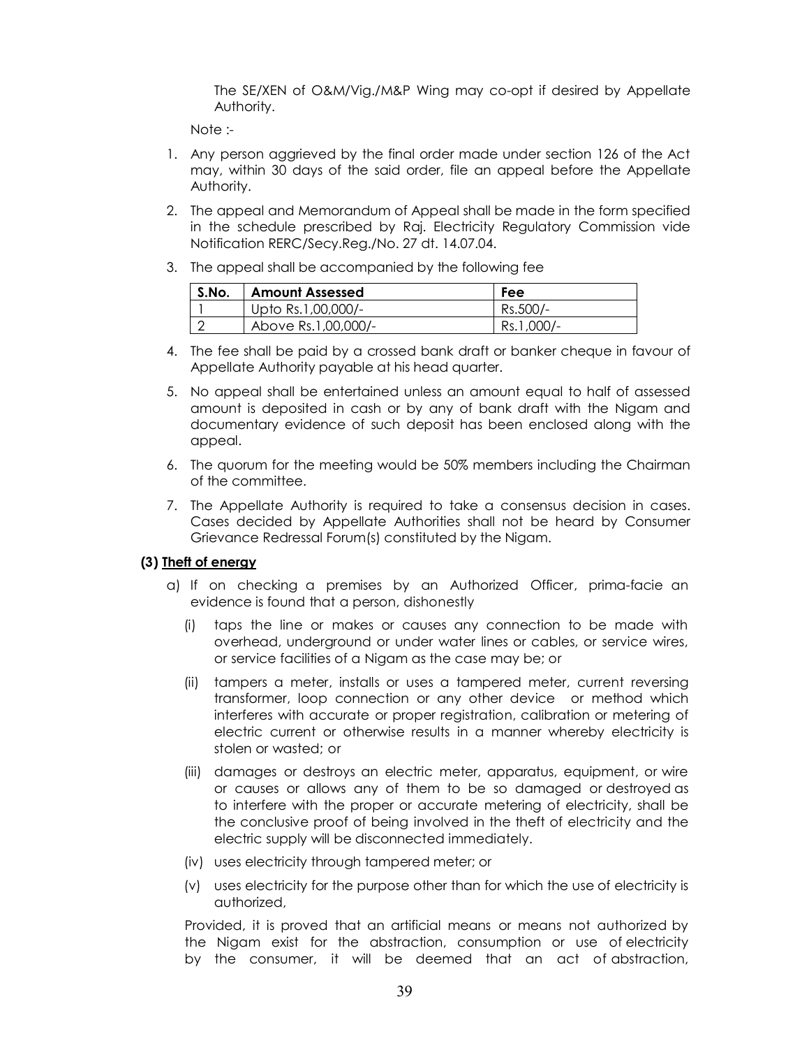The SE/XEN of O&M/Vig./M&P Wing may co-opt if desired by Appellate Authority.

Note :-

1. Any person aggrieved by the final order made under section 126 of the Act may, within 30 days of the said order, file an appeal before the Appellate Authority.
2. The appeal and Memorandum of Appeal shall be made in the form specified in the schedule prescribed by Raj. Electricity Regulatory Commission vide Notification RERC/Secy.Reg./No. 27 dt. 14.07.04.
3. The appeal shall be accompanied by the following fee

| S.No. | Amount Assessed | Fee |
|---|---|---|
| 1 | Upto Rs.1,00,000/- | Rs.500/- |
| 2 | Above Rs.1,00,000/- | Rs.1,000/- |

4. The fee shall be paid by a crossed bank draft or banker cheque in favour of Appellate Authority payable at his head quarter.
5. No appeal shall be entertained unless an amount equal to half of assessed amount is deposited in cash or by any of bank draft with the Nigam and documentary evidence of such deposit has been enclosed along with the appeal.
6. The quorum for the meeting would be 50% members including the Chairman of the committee.
7. The Appellate Authority is required to take a consensus decision in cases. Cases decided by Appellate Authorities shall not be heard by Consumer Grievance Redressal Forum(s) constituted by the Nigam.

**(3) Theft of energy**

a) If on checking a premises by an Authorized Officer, prima-facie an evidence is found that a person, dishonestly

   (i) taps the line or makes or causes any connection to be made with overhead, underground or under water lines or cables, or service wires, or service facilities of a Nigam as the case may be; or

   (ii) tampers a meter, installs or uses a tampered meter, current reversing transformer, loop connection or any other device or method which interferes with accurate or proper registration, calibration or metering of electric current or otherwise results in a manner whereby electricity is stolen or wasted; or

   (iii) damages or destroys an electric meter, apparatus, equipment, or wire or causes or allows any of them to be so damaged or destroyed as to interfere with the proper or accurate metering of electricity, shall be the conclusive proof of being involved in the theft of electricity and the electric supply will be disconnected immediately.

   (iv) uses electricity through tampered meter; or

   (v) uses electricity for the purpose other than for which the use of electricity is authorized,

   Provided, it is proved that an artificial means or means not authorized by the Nigam exist for the abstraction, consumption or use of electricity by the consumer, it will be deemed that an act of abstraction,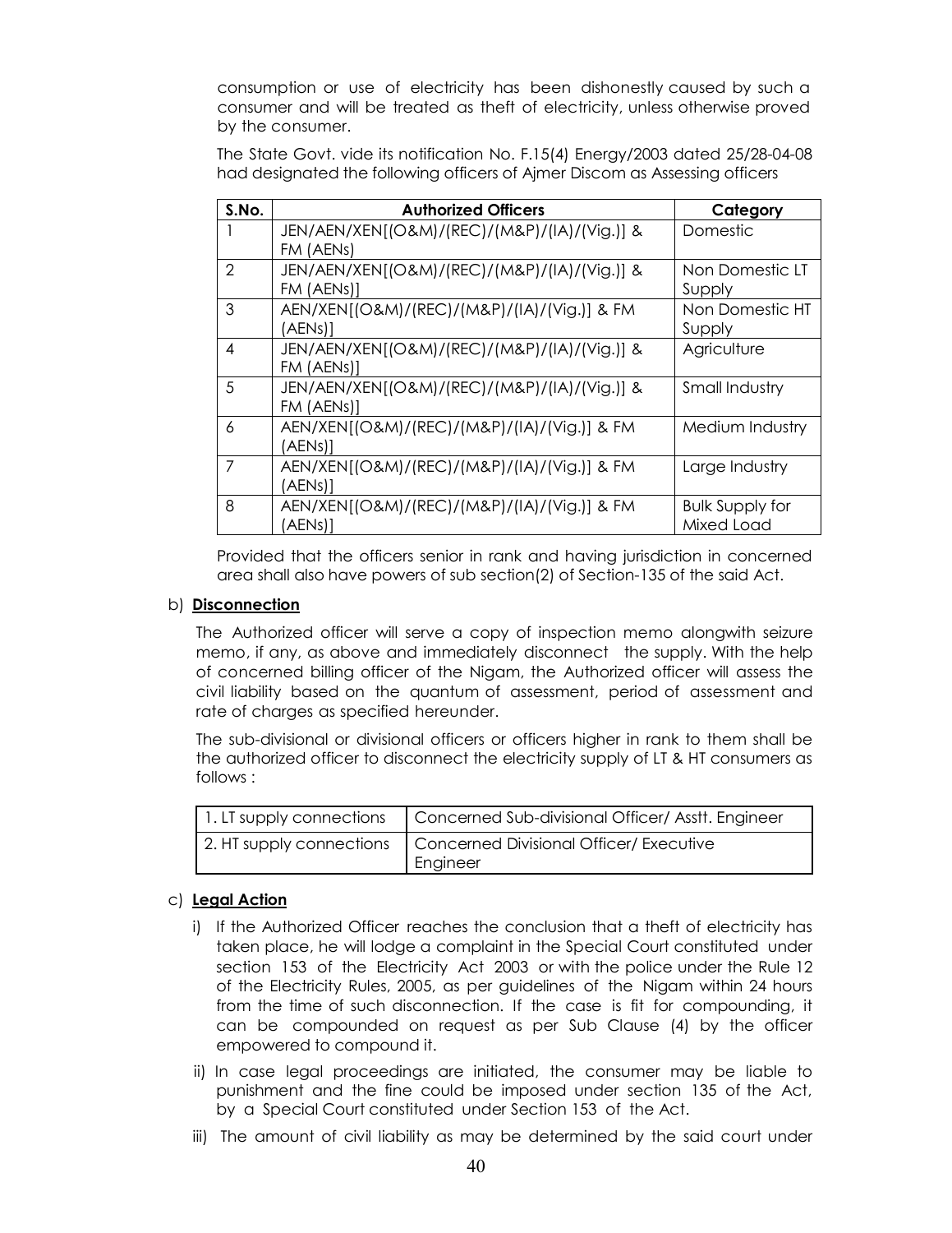consumption or use of electricity has been dishonestly caused by such a consumer and will be treated as theft of electricity, unless otherwise proved by the consumer.

The State Govt. vide its notification No. F.15(4) Energy/2003 dated 25/28-04-08 had designated the following officers of Ajmer Discom as Assessing officers

| S.No. | Authorized Officers | Category |
|---|---|---|
| 1 | JEN/AEN/XEN[(O&M)/(REC)/(M&P)/(IA)/(Vig.)] & FM (AENs) | Domestic |
| 2 | JEN/AEN/XEN[(O&M)/(REC)/(M&P)/(IA)/(Vig.)] & FM (AENs)] | Non Domestic LT Supply |
| 3 | AEN/XEN[(O&M)/(REC)/(M&P)/(IA)/(Vig.)] & FM (AENs)] | Non Domestic HT Supply |
| 4 | JEN/AEN/XEN[(O&M)/(REC)/(M&P)/(IA)/(Vig.)] & FM (AENs)] | Agriculture |
| 5 | JEN/AEN/XEN[(O&M)/(REC)/(M&P)/(IA)/(Vig.)] & FM (AENs)] | Small Industry |
| 6 | AEN/XEN[(O&M)/(REC)/(M&P)/(IA)/(Vig.)] & FM (AENs)] | Medium Industry |
| 7 | AEN/XEN[(O&M)/(REC)/(M&P)/(IA)/(Vig.)] & FM (AENs)] | Large Industry |
| 8 | AEN/XEN[(O&M)/(REC)/(M&P)/(IA)/(Vig.)] & FM (AENs)] | Bulk Supply for Mixed Load |

Provided that the officers senior in rank and having jurisdiction in concerned area shall also have powers of sub section(2) of Section-135 of the said Act.

b) **Disconnection**

The Authorized officer will serve a copy of inspection memo alongwith seizure memo, if any, as above and immediately disconnect the supply. With the help of concerned billing officer of the Nigam, the Authorized officer will assess the civil liability based on the quantum of assessment, period of assessment and rate of charges as specified hereunder.

The sub-divisional or divisional officers or officers higher in rank to them shall be the authorized officer to disconnect the electricity supply of LT & HT consumers as follows :

| | |
|---|---|
| 1. LT supply connections | Concerned Sub-divisional Officer/ Asstt. Engineer |
| 2. HT supply connections | Concerned Divisional Officer/ Executive Engineer |

c) **Legal Action**

i) If the Authorized Officer reaches the conclusion that a theft of electricity has taken place, he will lodge a complaint in the Special Court constituted under section 153 of the Electricity Act 2003 or with the police under the Rule 12 of the Electricity Rules, 2005, as per guidelines of the Nigam within 24 hours from the time of such disconnection. If the case is fit for compounding, it can be compounded on request as per Sub Clause (4) by the officer empowered to compound it.

ii) In case legal proceedings are initiated, the consumer may be liable to punishment and the fine could be imposed under section 135 of the Act, by a Special Court constituted under Section 153 of the Act.

iii) The amount of civil liability as may be determined by the said court under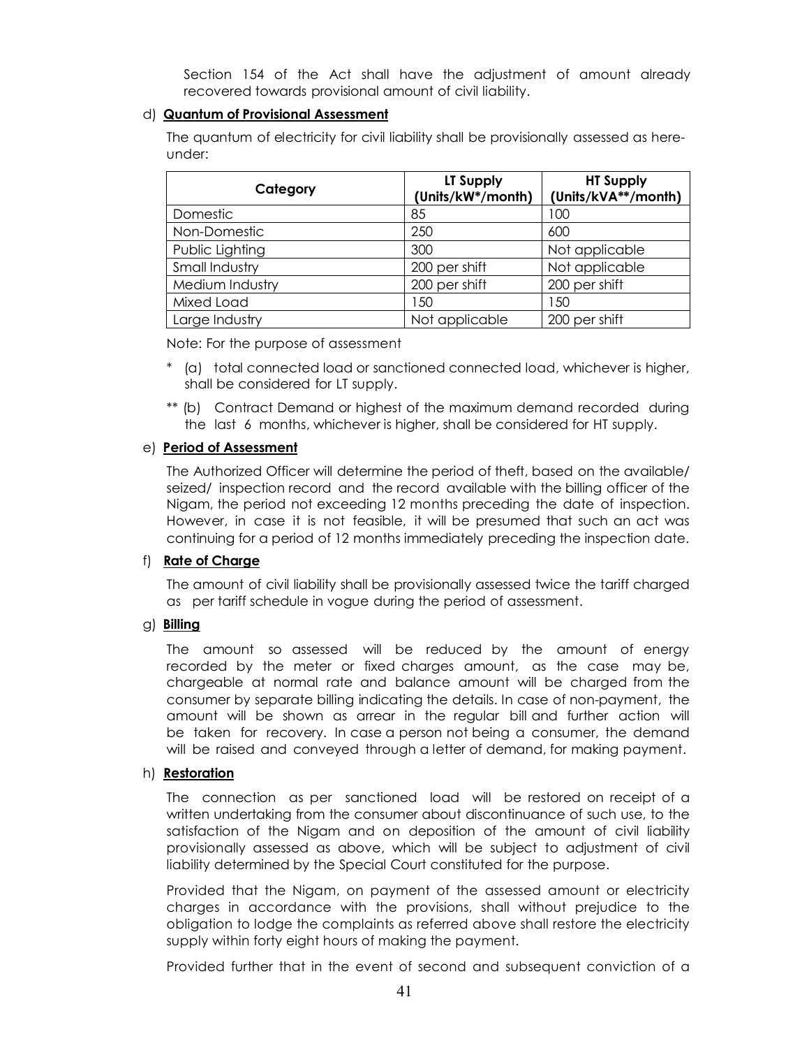Section 154 of the Act shall have the adjustment of amount already recovered towards provisional amount of civil liability.

d) **Quantum of Provisional Assessment**

The quantum of electricity for civil liability shall be provisionally assessed as here-under:

| Category | LT Supply (Units/kW*/month) | HT Supply (Units/kVA**/month) |
|---|---|---|
| Domestic | 85 | 100 |
| Non-Domestic | 250 | 600 |
| Public Lighting | 300 | Not applicable |
| Small Industry | 200 per shift | Not applicable |
| Medium Industry | 200 per shift | 200 per shift |
| Mixed Load | 150 | 150 |
| Large Industry | Not applicable | 200 per shift |

Note: For the purpose of assessment

\* (a) total connected load or sanctioned connected load, whichever is higher, shall be considered for LT supply.

\** (b) Contract Demand or highest of the maximum demand recorded during the last 6 months, whichever is higher, shall be considered for HT supply.

e) **Period of Assessment**

The Authorized Officer will determine the period of theft, based on the available/ seized/ inspection record and the record available with the billing officer of the Nigam, the period not exceeding 12 months preceding the date of inspection. However, in case it is not feasible, it will be presumed that such an act was continuing for a period of 12 months immediately preceding the inspection date.

f) **Rate of Charge**

The amount of civil liability shall be provisionally assessed twice the tariff charged as per tariff schedule in vogue during the period of assessment.

g) **Billing**

The amount so assessed will be reduced by the amount of energy recorded by the meter or fixed charges amount, as the case may be, chargeable at normal rate and balance amount will be charged from the consumer by separate billing indicating the details. In case of non-payment, the amount will be shown as arrear in the regular bill and further action will be taken for recovery. In case a person not being a consumer, the demand will be raised and conveyed through a letter of demand, for making payment.

h) **Restoration**

The connection as per sanctioned load will be restored on receipt of a written undertaking from the consumer about discontinuance of such use, to the satisfaction of the Nigam and on deposition of the amount of civil liability provisionally assessed as above, which will be subject to adjustment of civil liability determined by the Special Court constituted for the purpose.

Provided that the Nigam, on payment of the assessed amount or electricity charges in accordance with the provisions, shall without prejudice to the obligation to lodge the complaints as referred above shall restore the electricity supply within forty eight hours of making the payment.

Provided further that in the event of second and subsequent conviction of a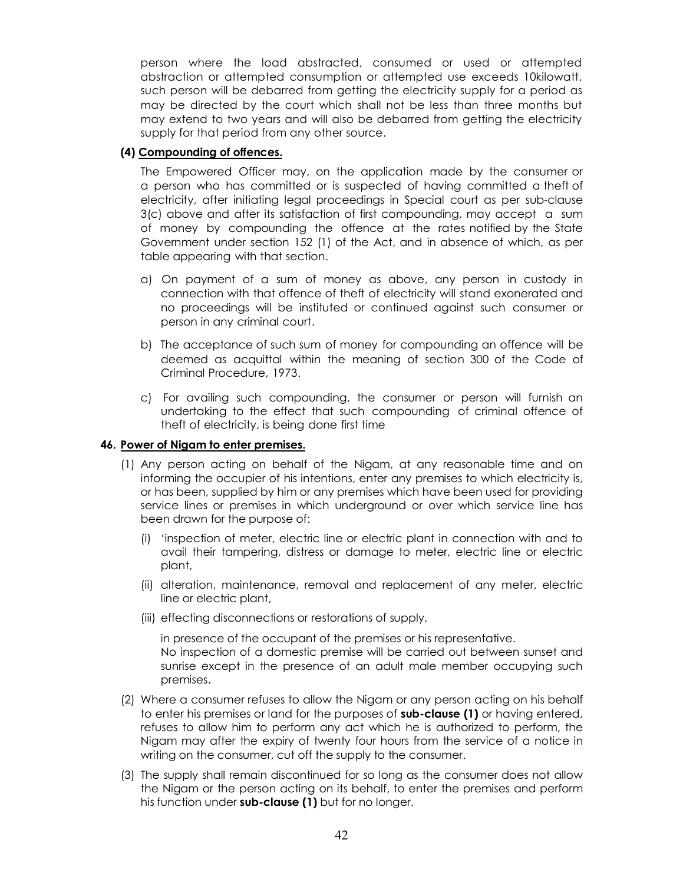person where the load abstracted, consumed or used or attempted abstraction or attempted consumption or attempted use exceeds 10kilowatt, such person will be debarred from getting the electricity supply for a period as may be directed by the court which shall not be less than three months but may extend to two years and will also be debarred from getting the electricity supply for that period from any other source.

**(4) Compounding of offences.**

The Empowered Officer may, on the application made by the consumer or a person who has committed or is suspected of having committed a theft of electricity, after initiating legal proceedings in Special court as per sub-clause 3(c) above and after its satisfaction of first compounding, may accept a sum of money by compounding the offence at the rates notified by the State Government under section 152 (1) of the Act, and in absence of which, as per table appearing with that section.

a) On payment of a sum of money as above, any person in custody in connection with that offence of theft of electricity will stand exonerated and no proceedings will be instituted or continued against such consumer or person in any criminal court.

b) The acceptance of such sum of money for compounding an offence will be deemed as acquittal within the meaning of section 300 of the Code of Criminal Procedure, 1973.

c) For availing such compounding, the consumer or person will furnish an undertaking to the effect that such compounding of criminal offence of theft of electricity, is being done first time

**46. Power of Nigam to enter premises.**

(1) Any person acting on behalf of the Nigam, at any reasonable time and on informing the occupier of his intentions, enter any premises to which electricity is, or has been, supplied by him or any premises which have been used for providing service lines or premises in which underground or over which service line has been drawn for the purpose of:

(i) 'inspection of meter, electric line or electric plant in connection with and to avail their tampering, distress or damage to meter, electric line or electric plant,

(ii) alteration, maintenance, removal and replacement of any meter, electric line or electric plant,

(iii) effecting disconnections or restorations of supply,

in presence of the occupant of the premises or his representative.
No inspection of a domestic premise will be carried out between sunset and sunrise except in the presence of an adult male member occupying such premises.

(2) Where a consumer refuses to allow the Nigam or any person acting on his behalf to enter his premises or land for the purposes of **sub-clause (1)** or having entered, refuses to allow him to perform any act which he is authorized to perform, the Nigam may after the expiry of twenty four hours from the service of a notice in writing on the consumer, cut off the supply to the consumer.

(3) The supply shall remain discontinued for so long as the consumer does not allow the Nigam or the person acting on its behalf, to enter the premises and perform his function under **sub-clause (1)** but for no longer.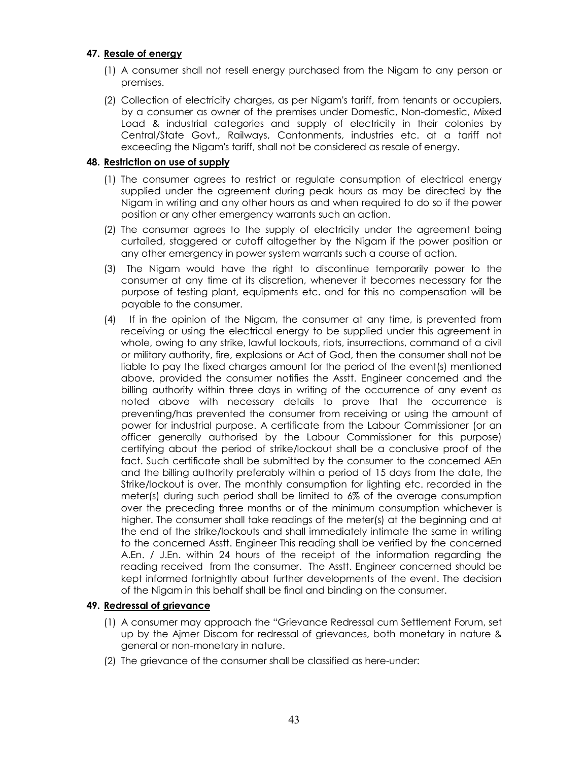**47. Resale of energy**

(1) A consumer shall not resell energy purchased from the Nigam to any person or premises.

(2) Collection of electricity charges, as per Nigam's tariff, from tenants or occupiers, by a consumer as owner of the premises under Domestic, Non-domestic, Mixed Load & industrial categories and supply of electricity in their colonies by Central/State Govt., Railways, Cantonments, industries etc. at a tariff not exceeding the Nigam's tariff, shall not be considered as resale of energy.

**48. Restriction on use of supply**

(1) The consumer agrees to restrict or regulate consumption of electrical energy supplied under the agreement during peak hours as may be directed by the Nigam in writing and any other hours as and when required to do so if the power position or any other emergency warrants such an action.

(2) The consumer agrees to the supply of electricity under the agreement being curtailed, staggered or cutoff altogether by the Nigam if the power position or any other emergency in power system warrants such a course of action.

(3) The Nigam would have the right to discontinue temporarily power to the consumer at any time at its discretion, whenever it becomes necessary for the purpose of testing plant, equipments etc. and for this no compensation will be payable to the consumer.

(4) If in the opinion of the Nigam, the consumer at any time, is prevented from receiving or using the electrical energy to be supplied under this agreement in whole, owing to any strike, lawful lockouts, riots, insurrections, command of a civil or military authority, fire, explosions or Act of God, then the consumer shall not be liable to pay the fixed charges amount for the period of the event(s) mentioned above, provided the consumer notifies the Asstt. Engineer concerned and the billing authority within three days in writing of the occurrence of any event as noted above with necessary details to prove that the occurrence is preventing/has prevented the consumer from receiving or using the amount of power for industrial purpose. A certificate from the Labour Commissioner (or an officer generally authorised by the Labour Commissioner for this purpose) certifying about the period of strike/lockout shall be a conclusive proof of the fact. Such certificate shall be submitted by the consumer to the concerned AEn and the billing authority preferably within a period of 15 days from the date, the Strike/lockout is over. The monthly consumption for lighting etc. recorded in the meter(s) during such period shall be limited to 6% of the average consumption over the preceding three months or of the minimum consumption whichever is higher. The consumer shall take readings of the meter(s) at the beginning and at the end of the strike/lockouts and shall immediately intimate the same in writing to the concerned Asstt. Engineer This reading shall be verified by the concerned A.En. / J.En. within 24 hours of the receipt of the information regarding the reading received from the consumer. The Asstt. Engineer concerned should be kept informed fortnightly about further developments of the event. The decision of the Nigam in this behalf shall be final and binding on the consumer.

**49. Redressal of grievance**

(1) A consumer may approach the "Grievance Redressal cum Settlement Forum, set up by the Ajmer Discom for redressal of grievances, both monetary in nature & general or non-monetary in nature.

(2) The grievance of the consumer shall be classified as here-under: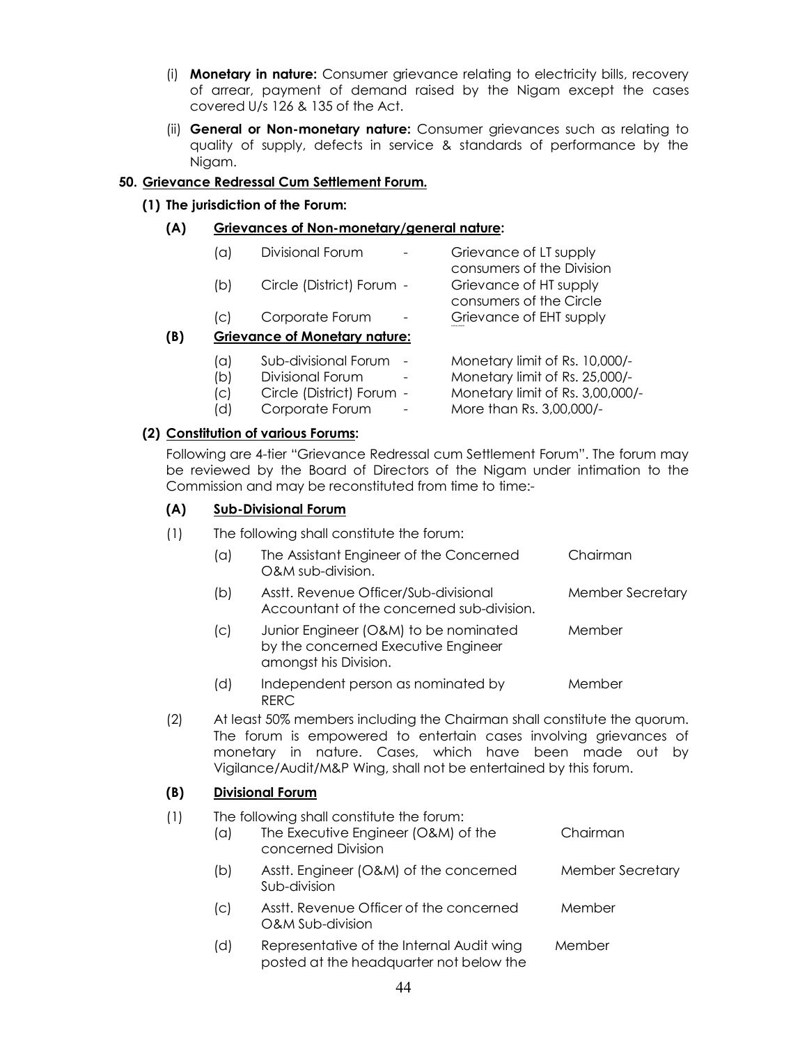(i) **Monetary in nature:** Consumer grievance relating to electricity bills, recovery of arrear, payment of demand raised by the Nigam except the cases covered U/s 126 & 135 of the Act.

(ii) **General or Non-monetary nature:** Consumer grievances such as relating to quality of supply, defects in service & standards of performance by the Nigam.

**50. Grievance Redressal Cum Settlement Forum.**

**(1) The jurisdiction of the Forum:**

**(A) Grievances of Non-monetary/general nature:**

| | | | |
|---|---|---|---|
| (a) | Divisional Forum | - | Grievance of LT supply consumers of the Division |
| (b) | Circle (District) Forum | - | Grievance of HT supply consumers of the Circle |
| (c) | Corporate Forum | - | Grievance of EHT supply |

**(B) Grievance of Monetary nature:**

| | | | |
|---|---|---|---|
| (a) | Sub-divisional Forum | - | Monetary limit of Rs. 10,000/- |
| (b) | Divisional Forum | - | Monetary limit of Rs. 25,000/- |
| (c) | Circle (District) Forum | - | Monetary limit of Rs. 3,00,000/- |
| (d) | Corporate Forum | - | More than Rs. 3,00,000/- |

**(2) Constitution of various Forums:**

Following are 4-tier "Grievance Redressal cum Settlement Forum". The forum may be reviewed by the Board of Directors of the Nigam under intimation to the Commission and may be reconstituted from time to time:-

**(A) Sub-Divisional Forum**

(1) The following shall constitute the forum:

| | | |
|---|---|---|
| (a) | The Assistant Engineer of the Concerned O&M sub-division. | Chairman |
| (b) | Asstt. Revenue Officer/Sub-divisional Accountant of the concerned sub-division. | Member Secretary |
| (c) | Junior Engineer (O&M) to be nominated by the concerned Executive Engineer amongst his Division. | Member |
| (d) | Independent person as nominated by RERC | Member |

(2) At least 50% members including the Chairman shall constitute the quorum. The forum is empowered to entertain cases involving grievances of monetary in nature. Cases, which have been made out by Vigilance/Audit/M&P Wing, shall not be entertained by this forum.

**(B) Divisional Forum**

(1) The following shall constitute the forum:

| | | |
|---|---|---|
| (a) | The Executive Engineer (O&M) of the concerned Division | Chairman |
| (b) | Asstt. Engineer (O&M) of the concerned Sub-division | Member Secretary |
| (c) | Asstt. Revenue Officer of the concerned O&M Sub-division | Member |
| (d) | Representative of the Internal Audit wing posted at the headquarter not below the | Member |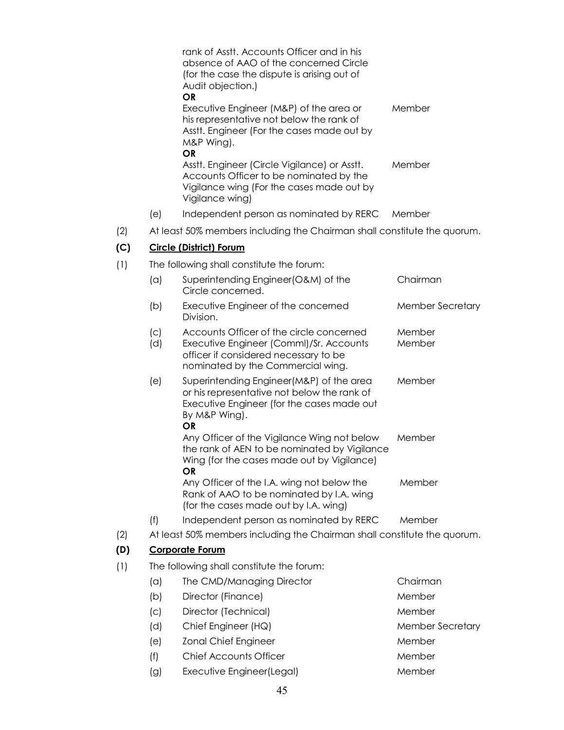rank of Asstt. Accounts Officer and in his absence of AAO of the concerned Circle (for the case the dispute is arising out of Audit objection.)

**OR**

Executive Engineer (M&P) of the area or his representative not below the rank of Asstt. Engineer (For the cases made out by M&P Wing). — Member

**OR**

Asstt. Engineer (Circle Vigilance) or Asstt. Accounts Officer to be nominated by the Vigilance wing (For the cases made out by Vigilance wing) — Member

(e) Independent person as nominated by RERC — Member

(2) At least 50% members including the Chairman shall constitute the quorum.

## (C) Circle (District) Forum

(1) The following shall constitute the forum:

| | | |
|---|---|---|
| (a) | Superintending Engineer(O&M) of the Circle concerned. | Chairman |
| (b) | Executive Engineer of the concerned Division. | Member Secretary |
| (c) | Accounts Officer of the circle concerned | Member |
| (d) | Executive Engineer (Comml)/Sr. Accounts officer if considered necessary to be nominated by the Commercial wing. | Member |
| (e) | Superintending Engineer(M&P) of the area or his representative not below the rank of Executive Engineer (for the cases made out By M&P Wing). | Member |
| | **OR** | |
| | Any Officer of the Vigilance Wing not below the rank of AEN to be nominated by Vigilance Wing (for the cases made out by Vigilance) | Member |
| | **OR** | |
| | Any Officer of the I.A. wing not below the Rank of AAO to be nominated by I.A. wing (for the cases made out by I.A. wing) | Member |
| (f) | Independent person as nominated by RERC | Member |

(2) At least 50% members including the Chairman shall constitute the quorum.

## (D) Corporate Forum

(1) The following shall constitute the forum:

| | | |
|---|---|---|
| (a) | The CMD/Managing Director | Chairman |
| (b) | Director (Finance) | Member |
| (c) | Director (Technical) | Member |
| (d) | Chief Engineer (HQ) | Member Secretary |
| (e) | Zonal Chief Engineer | Member |
| (f) | Chief Accounts Officer | Member |
| (g) | Executive Engineer(Legal) | Member |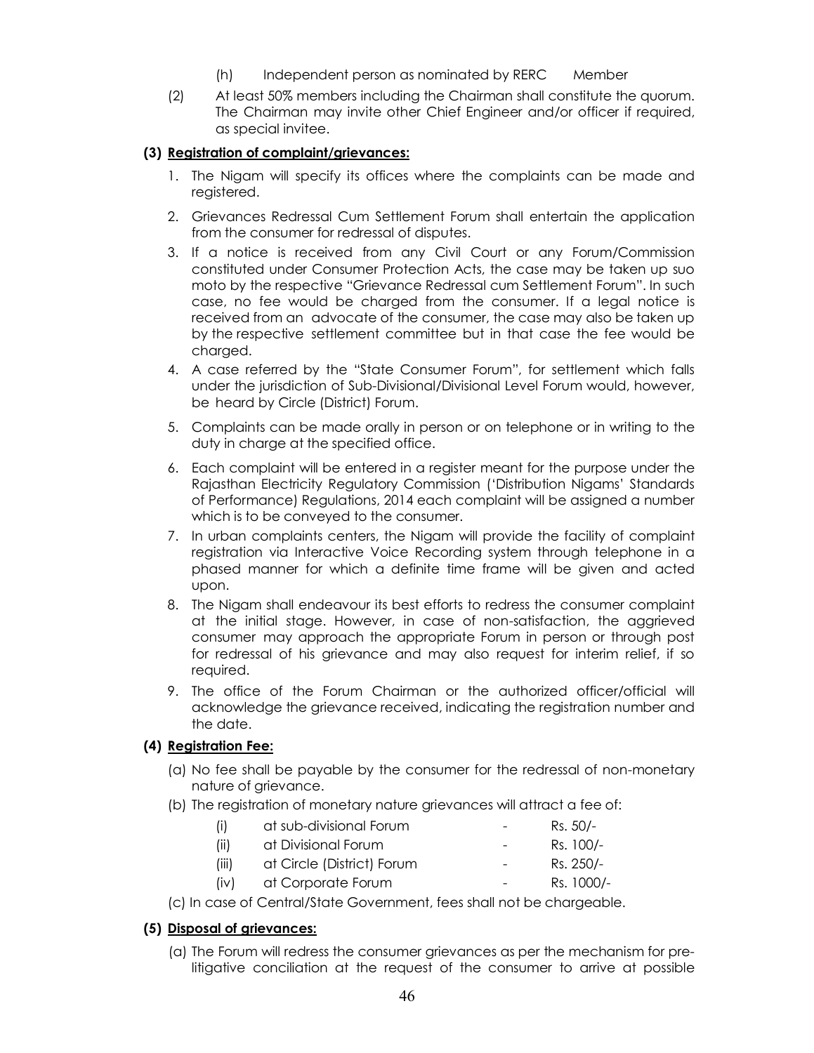(h) Independent person as nominated by RERC Member

(2) At least 50% members including the Chairman shall constitute the quorum. The Chairman may invite other Chief Engineer and/or officer if required, as special invitee.

**(3) Registration of complaint/grievances:**

1. The Nigam will specify its offices where the complaints can be made and registered.
2. Grievances Redressal Cum Settlement Forum shall entertain the application from the consumer for redressal of disputes.
3. If a notice is received from any Civil Court or any Forum/Commission constituted under Consumer Protection Acts, the case may be taken up suo moto by the respective "Grievance Redressal cum Settlement Forum". In such case, no fee would be charged from the consumer. If a legal notice is received from an advocate of the consumer, the case may also be taken up by the respective settlement committee but in that case the fee would be charged.
4. A case referred by the "State Consumer Forum", for settlement which falls under the jurisdiction of Sub-Divisional/Divisional Level Forum would, however, be heard by Circle (District) Forum.
5. Complaints can be made orally in person or on telephone or in writing to the duty in charge at the specified office.
6. Each complaint will be entered in a register meant for the purpose under the Rajasthan Electricity Regulatory Commission ('Distribution Nigams' Standards of Performance) Regulations, 2014 each complaint will be assigned a number which is to be conveyed to the consumer.
7. In urban complaints centers, the Nigam will provide the facility of complaint registration via Interactive Voice Recording system through telephone in a phased manner for which a definite time frame will be given and acted upon.
8. The Nigam shall endeavour its best efforts to redress the consumer complaint at the initial stage. However, in case of non-satisfaction, the aggrieved consumer may approach the appropriate Forum in person or through post for redressal of his grievance and may also request for interim relief, if so required.
9. The office of the Forum Chairman or the authorized officer/official will acknowledge the grievance received, indicating the registration number and the date.

**(4) Registration Fee:**

(a) No fee shall be payable by the consumer for the redressal of non-monetary nature of grievance.

(b) The registration of monetary nature grievances will attract a fee of:

| | | | |
|---|---|---|---|
| (i) | at sub-divisional Forum | - | Rs. 50/- |
| (ii) | at Divisional Forum | - | Rs. 100/- |
| (iii) | at Circle (District) Forum | - | Rs. 250/- |
| (iv) | at Corporate Forum | - | Rs. 1000/- |

(c) In case of Central/State Government, fees shall not be chargeable.

**(5) Disposal of grievances:**

(a) The Forum will redress the consumer grievances as per the mechanism for pre-litigative conciliation at the request of the consumer to arrive at possible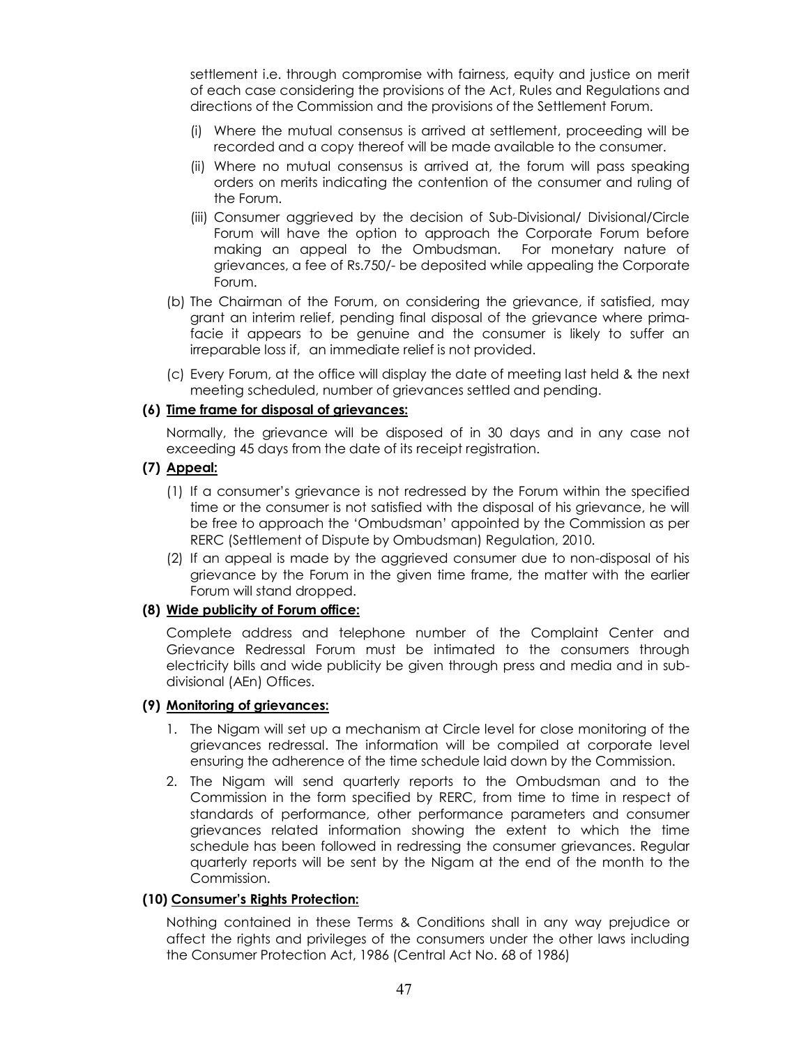settlement i.e. through compromise with fairness, equity and justice on merit of each case considering the provisions of the Act, Rules and Regulations and directions of the Commission and the provisions of the Settlement Forum.

(i) Where the mutual consensus is arrived at settlement, proceeding will be recorded and a copy thereof will be made available to the consumer.

(ii) Where no mutual consensus is arrived at, the forum will pass speaking orders on merits indicating the contention of the consumer and ruling of the Forum.

(iii) Consumer aggrieved by the decision of Sub-Divisional/ Divisional/Circle Forum will have the option to approach the Corporate Forum before making an appeal to the Ombudsman. For monetary nature of grievances, a fee of Rs.750/- be deposited while appealing the Corporate Forum.

(b) The Chairman of the Forum, on considering the grievance, if satisfied, may grant an interim relief, pending final disposal of the grievance where prima-facie it appears to be genuine and the consumer is likely to suffer an irreparable loss if, an immediate relief is not provided.

(c) Every Forum, at the office will display the date of meeting last held & the next meeting scheduled, number of grievances settled and pending.

**(6) <u>Time frame for disposal of grievances:</u>**

Normally, the grievance will be disposed of in 30 days and in any case not exceeding 45 days from the date of its receipt registration.

**(7) <u>Appeal:</u>**

(1) If a consumer's grievance is not redressed by the Forum within the specified time or the consumer is not satisfied with the disposal of his grievance, he will be free to approach the 'Ombudsman' appointed by the Commission as per RERC (Settlement of Dispute by Ombudsman) Regulation, 2010.

(2) If an appeal is made by the aggrieved consumer due to non-disposal of his grievance by the Forum in the given time frame, the matter with the earlier Forum will stand dropped.

**(8) <u>Wide publicity of Forum office:</u>**

Complete address and telephone number of the Complaint Center and Grievance Redressal Forum must be intimated to the consumers through electricity bills and wide publicity be given through press and media and in sub-divisional (AEn) Offices.

**(9) <u>Monitoring of grievances:</u>**

1. The Nigam will set up a mechanism at Circle level for close monitoring of the grievances redressal. The information will be compiled at corporate level ensuring the adherence of the time schedule laid down by the Commission.
2. The Nigam will send quarterly reports to the Ombudsman and to the Commission in the form specified by RERC, from time to time in respect of standards of performance, other performance parameters and consumer grievances related information showing the extent to which the time schedule has been followed in redressing the consumer grievances. Regular quarterly reports will be sent by the Nigam at the end of the month to the Commission.

**(10) <u>Consumer's Rights Protection:</u>**

Nothing contained in these Terms & Conditions shall in any way prejudice or affect the rights and privileges of the consumers under the other laws including the Consumer Protection Act, 1986 (Central Act No. 68 of 1986)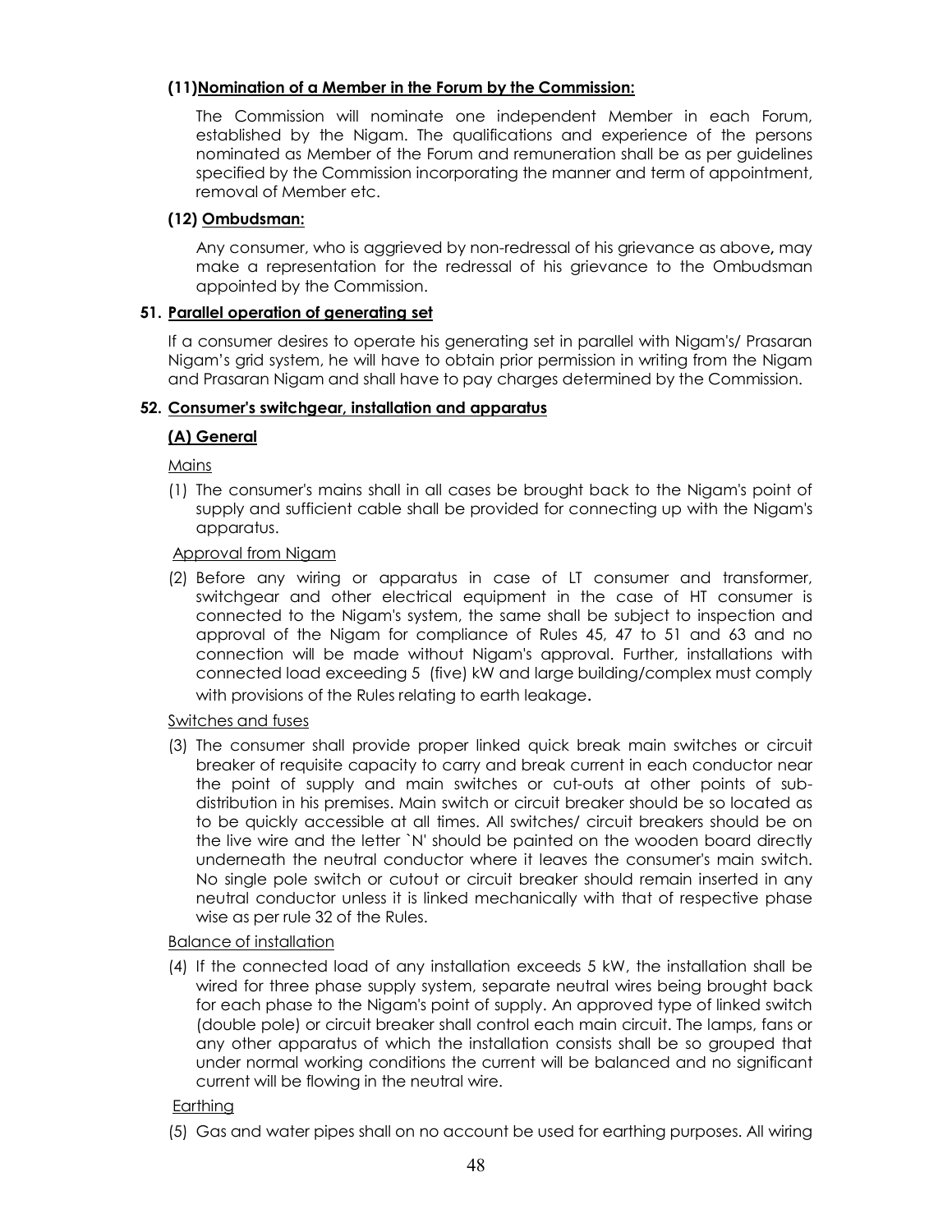**(11)** **Nomination of a Member in the Forum by the Commission:**

The Commission will nominate one independent Member in each Forum, established by the Nigam. The qualifications and experience of the persons nominated as Member of the Forum and remuneration shall be as per guidelines specified by the Commission incorporating the manner and term of appointment, removal of Member etc.

**(12)** **Ombudsman:**

Any consumer, who is aggrieved by non-redressal of his grievance as above**,** may make a representation for the redressal of his grievance to the Ombudsman appointed by the Commission.

**51.** **Parallel operation of generating set**

If a consumer desires to operate his generating set in parallel with Nigam's/ Prasaran Nigam's grid system, he will have to obtain prior permission in writing from the Nigam and Prasaran Nigam and shall have to pay charges determined by the Commission.

**52.** **Consumer's switchgear, installation and apparatus**

**(A) General**

Mains

(1) The consumer's mains shall in all cases be brought back to the Nigam's point of supply and sufficient cable shall be provided for connecting up with the Nigam's apparatus.

Approval from Nigam

(2) Before any wiring or apparatus in case of LT consumer and transformer, switchgear and other electrical equipment in the case of HT consumer is connected to the Nigam's system, the same shall be subject to inspection and approval of the Nigam for compliance of Rules 45, 47 to 51 and 63 and no connection will be made without Nigam's approval. Further, installations with connected load exceeding 5 (five) kW and large building/complex must comply with provisions of the Rules relating to earth leakage.

Switches and fuses

(3) The consumer shall provide proper linked quick break main switches or circuit breaker of requisite capacity to carry and break current in each conductor near the point of supply and main switches or cut-outs at other points of sub-distribution in his premises. Main switch or circuit breaker should be so located as to be quickly accessible at all times. All switches/ circuit breakers should be on the live wire and the letter `N' should be painted on the wooden board directly underneath the neutral conductor where it leaves the consumer's main switch. No single pole switch or cutout or circuit breaker should remain inserted in any neutral conductor unless it is linked mechanically with that of respective phase wise as per rule 32 of the Rules.

Balance of installation

(4) If the connected load of any installation exceeds 5 kW, the installation shall be wired for three phase supply system, separate neutral wires being brought back for each phase to the Nigam's point of supply. An approved type of linked switch (double pole) or circuit breaker shall control each main circuit. The lamps, fans or any other apparatus of which the installation consists shall be so grouped that under normal working conditions the current will be balanced and no significant current will be flowing in the neutral wire.

Earthing

(5) Gas and water pipes shall on no account be used for earthing purposes. All wiring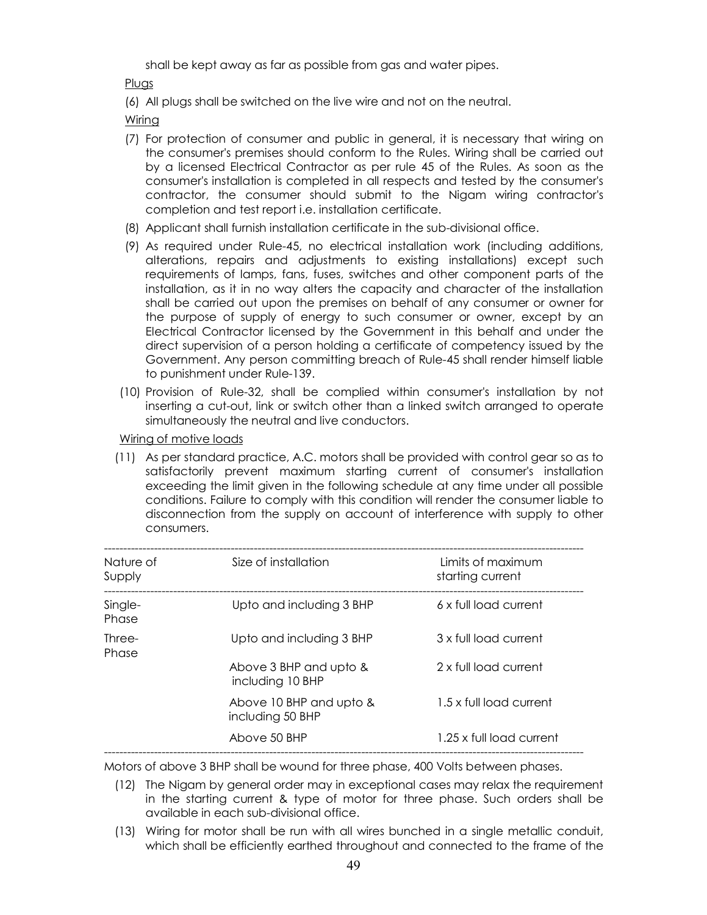shall be kept away as far as possible from gas and water pipes.

Plugs

(6) All plugs shall be switched on the live wire and not on the neutral.

Wiring

(7) For protection of consumer and public in general, it is necessary that wiring on the consumer's premises should conform to the Rules. Wiring shall be carried out by a licensed Electrical Contractor as per rule 45 of the Rules. As soon as the consumer's installation is completed in all respects and tested by the consumer's contractor, the consumer should submit to the Nigam wiring contractor's completion and test report i.e. installation certificate.

(8) Applicant shall furnish installation certificate in the sub-divisional office.

(9) As required under Rule-45, no electrical installation work (including additions, alterations, repairs and adjustments to existing installations) except such requirements of lamps, fans, fuses, switches and other component parts of the installation, as it in no way alters the capacity and character of the installation shall be carried out upon the premises on behalf of any consumer or owner for the purpose of supply of energy to such consumer or owner, except by an Electrical Contractor licensed by the Government in this behalf and under the direct supervision of a person holding a certificate of competency issued by the Government. Any person committing breach of Rule-45 shall render himself liable to punishment under Rule-139.

(10) Provision of Rule-32, shall be complied within consumer's installation by not inserting a cut-out, link or switch other than a linked switch arranged to operate simultaneously the neutral and live conductors.

Wiring of motive loads

(11) As per standard practice, A.C. motors shall be provided with control gear so as to satisfactorily prevent maximum starting current of consumer's installation exceeding the limit given in the following schedule at any time under all possible conditions. Failure to comply with this condition will render the consumer liable to disconnection from the supply on account of interference with supply to other consumers.

| Nature of Supply | Size of installation | Limits of maximum starting current |
|---|---|---|
| Single-Phase | Upto and including 3 BHP | 6 x full load current |
| Three-Phase | Upto and including 3 BHP | 3 x full load current |
| | Above 3 BHP and upto & including 10 BHP | 2 x full load current |
| | Above 10 BHP and upto & including 50 BHP | 1.5 x full load current |
| | Above 50 BHP | 1.25 x full load current |

Motors of above 3 BHP shall be wound for three phase, 400 Volts between phases.

(12) The Nigam by general order may in exceptional cases may relax the requirement in the starting current & type of motor for three phase. Such orders shall be available in each sub-divisional office.

(13) Wiring for motor shall be run with all wires bunched in a single metallic conduit, which shall be efficiently earthed throughout and connected to the frame of the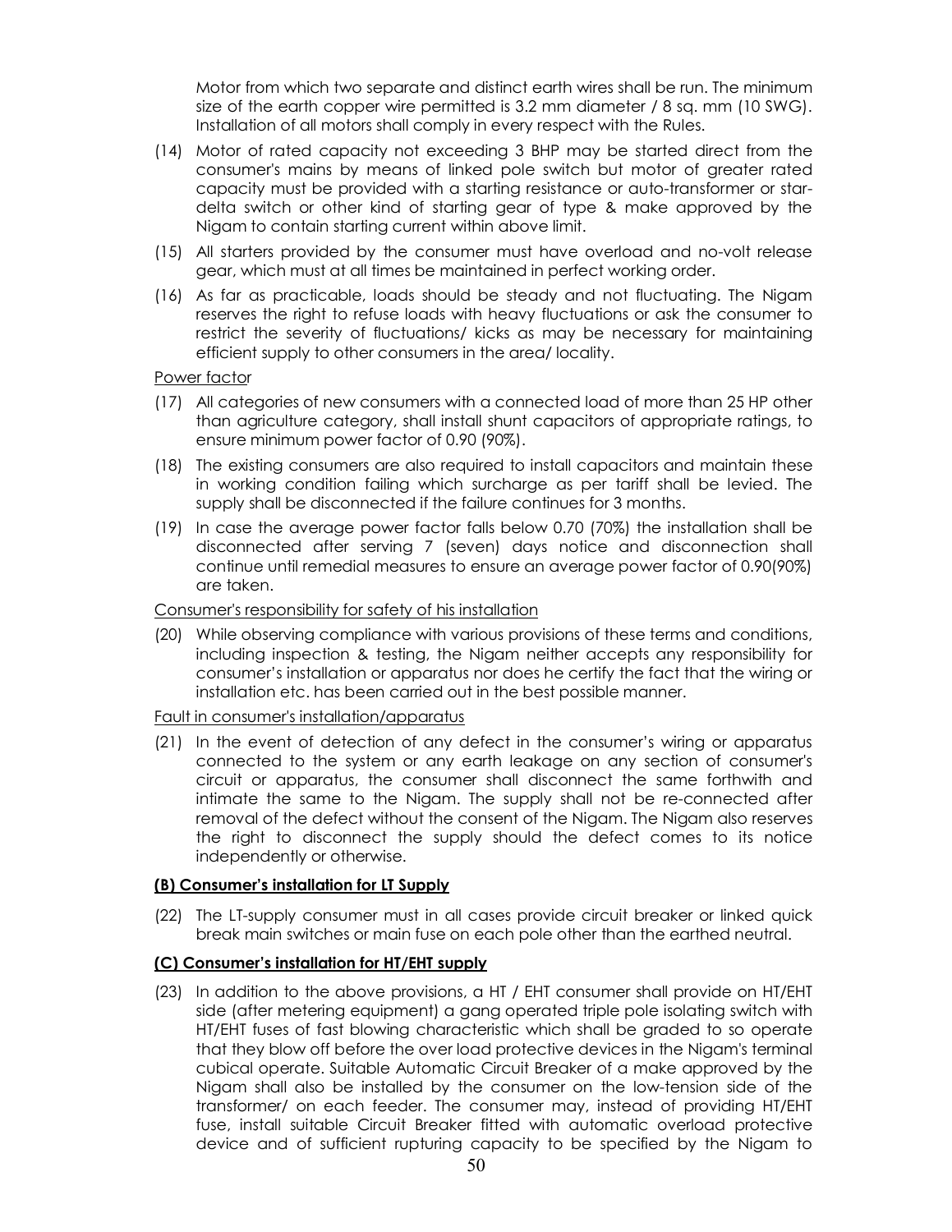Motor from which two separate and distinct earth wires shall be run. The minimum size of the earth copper wire permitted is 3.2 mm diameter / 8 sq. mm (10 SWG). Installation of all motors shall comply in every respect with the Rules.

(14) Motor of rated capacity not exceeding 3 BHP may be started direct from the consumer's mains by means of linked pole switch but motor of greater rated capacity must be provided with a starting resistance or auto-transformer or star-delta switch or other kind of starting gear of type & make approved by the Nigam to contain starting current within above limit.

(15) All starters provided by the consumer must have overload and no-volt release gear, which must at all times be maintained in perfect working order.

(16) As far as practicable, loads should be steady and not fluctuating. The Nigam reserves the right to refuse loads with heavy fluctuations or ask the consumer to restrict the severity of fluctuations/ kicks as may be necessary for maintaining efficient supply to other consumers in the area/ locality.

Power factor

(17) All categories of new consumers with a connected load of more than 25 HP other than agriculture category, shall install shunt capacitors of appropriate ratings, to ensure minimum power factor of 0.90 (90%).

(18) The existing consumers are also required to install capacitors and maintain these in working condition failing which surcharge as per tariff shall be levied. The supply shall be disconnected if the failure continues for 3 months.

(19) In case the average power factor falls below 0.70 (70%) the installation shall be disconnected after serving 7 (seven) days notice and disconnection shall continue until remedial measures to ensure an average power factor of 0.90(90%) are taken.

Consumer's responsibility for safety of his installation

(20) While observing compliance with various provisions of these terms and conditions, including inspection & testing, the Nigam neither accepts any responsibility for consumer's installation or apparatus nor does he certify the fact that the wiring or installation etc. has been carried out in the best possible manner.

Fault in consumer's installation/apparatus

(21) In the event of detection of any defect in the consumer's wiring or apparatus connected to the system or any earth leakage on any section of consumer's circuit or apparatus, the consumer shall disconnect the same forthwith and intimate the same to the Nigam. The supply shall not be re-connected after removal of the defect without the consent of the Nigam. The Nigam also reserves the right to disconnect the supply should the defect comes to its notice independently or otherwise.

**(B) Consumer's installation for LT Supply**

(22) The LT-supply consumer must in all cases provide circuit breaker or linked quick break main switches or main fuse on each pole other than the earthed neutral.

**(C) Consumer's installation for HT/EHT supply**

(23) In addition to the above provisions, a HT / EHT consumer shall provide on HT/EHT side (after metering equipment) a gang operated triple pole isolating switch with HT/EHT fuses of fast blowing characteristic which shall be graded to so operate that they blow off before the over load protective devices in the Nigam's terminal cubical operate. Suitable Automatic Circuit Breaker of a make approved by the Nigam shall also be installed by the consumer on the low-tension side of the transformer/ on each feeder. The consumer may, instead of providing HT/EHT fuse, install suitable Circuit Breaker fitted with automatic overload protective device and of sufficient rupturing capacity to be specified by the Nigam to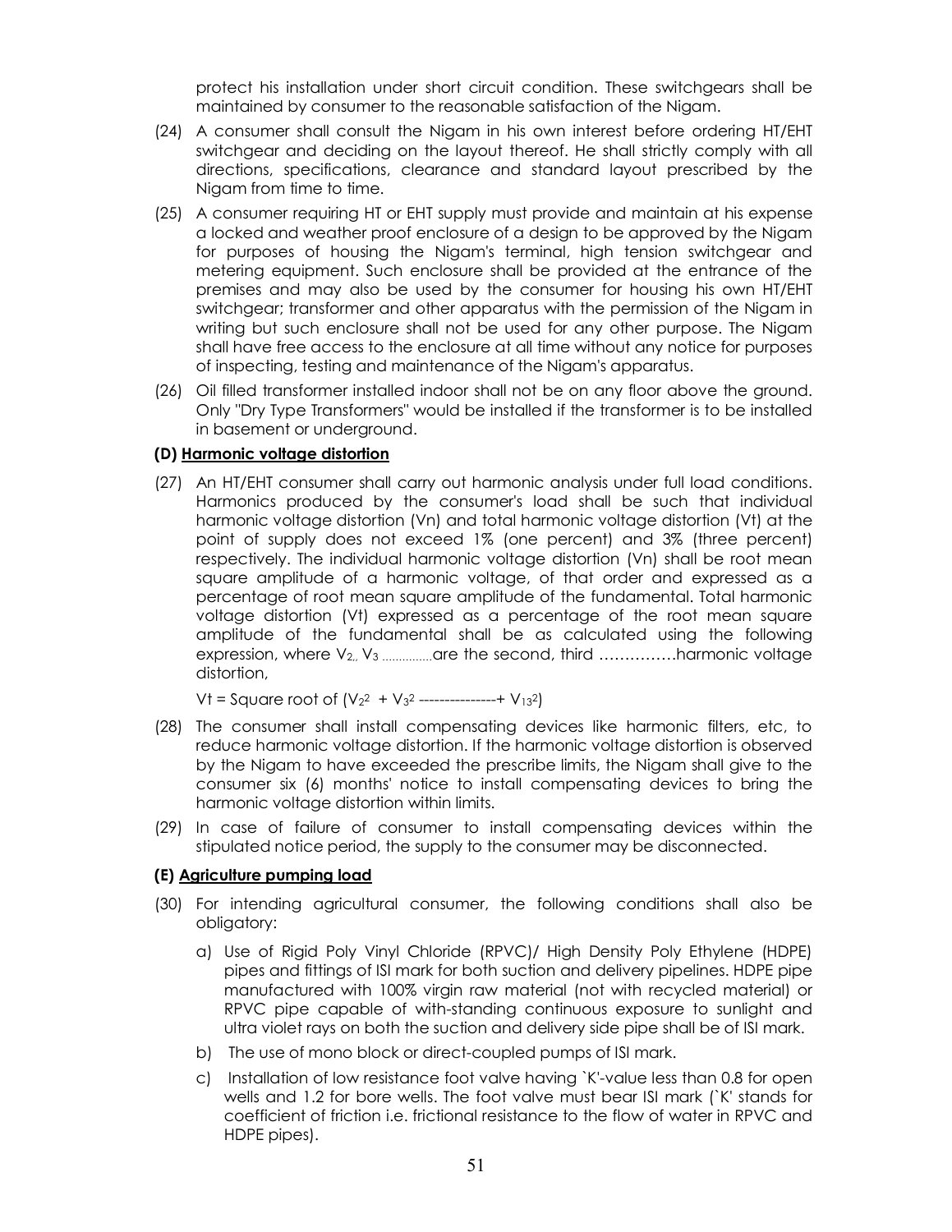protect his installation under short circuit condition. These switchgears shall be maintained by consumer to the reasonable satisfaction of the Nigam.

(24) A consumer shall consult the Nigam in his own interest before ordering HT/EHT switchgear and deciding on the layout thereof. He shall strictly comply with all directions, specifications, clearance and standard layout prescribed by the Nigam from time to time.

(25) A consumer requiring HT or EHT supply must provide and maintain at his expense a locked and weather proof enclosure of a design to be approved by the Nigam for purposes of housing the Nigam's terminal, high tension switchgear and metering equipment. Such enclosure shall be provided at the entrance of the premises and may also be used by the consumer for housing his own HT/EHT switchgear; transformer and other apparatus with the permission of the Nigam in writing but such enclosure shall not be used for any other purpose. The Nigam shall have free access to the enclosure at all time without any notice for purposes of inspecting, testing and maintenance of the Nigam's apparatus.

(26) Oil filled transformer installed indoor shall not be on any floor above the ground. Only "Dry Type Transformers" would be installed if the transformer is to be installed in basement or underground.

### (D) Harmonic voltage distortion

(27) An HT/EHT consumer shall carry out harmonic analysis under full load conditions. Harmonics produced by the consumer's load shall be such that individual harmonic voltage distortion (Vn) and total harmonic voltage distortion (Vt) at the point of supply does not exceed 1% (one percent) and 3% (three percent) respectively. The individual harmonic voltage distortion (Vn) shall be root mean square amplitude of a harmonic voltage, of that order and expressed as a percentage of root mean square amplitude of the fundamental. Total harmonic voltage distortion (Vt) expressed as a percentage of the root mean square amplitude of the fundamental shall be as calculated using the following expression, where $V_2$, $V_3$ ............... are the second, third ……………harmonic voltage distortion,

Vt = Square root of ($V_2^2$ + $V_3^2$ ---------------+ $V_{13}^2$)

(28) The consumer shall install compensating devices like harmonic filters, etc, to reduce harmonic voltage distortion. If the harmonic voltage distortion is observed by the Nigam to have exceeded the prescribe limits, the Nigam shall give to the consumer six (6) months' notice to install compensating devices to bring the harmonic voltage distortion within limits.

(29) In case of failure of consumer to install compensating devices within the stipulated notice period, the supply to the consumer may be disconnected.

### (E) Agriculture pumping load

(30) For intending agricultural consumer, the following conditions shall also be obligatory:

a) Use of Rigid Poly Vinyl Chloride (RPVC)/ High Density Poly Ethylene (HDPE) pipes and fittings of ISI mark for both suction and delivery pipelines. HDPE pipe manufactured with 100% virgin raw material (not with recycled material) or RPVC pipe capable of with-standing continuous exposure to sunlight and ultra violet rays on both the suction and delivery side pipe shall be of ISI mark.

b) The use of mono block or direct-coupled pumps of ISI mark.

c) Installation of low resistance foot valve having `K'-value less than 0.8 for open wells and 1.2 for bore wells. The foot valve must bear ISI mark (`K' stands for coefficient of friction i.e. frictional resistance to the flow of water in RPVC and HDPE pipes).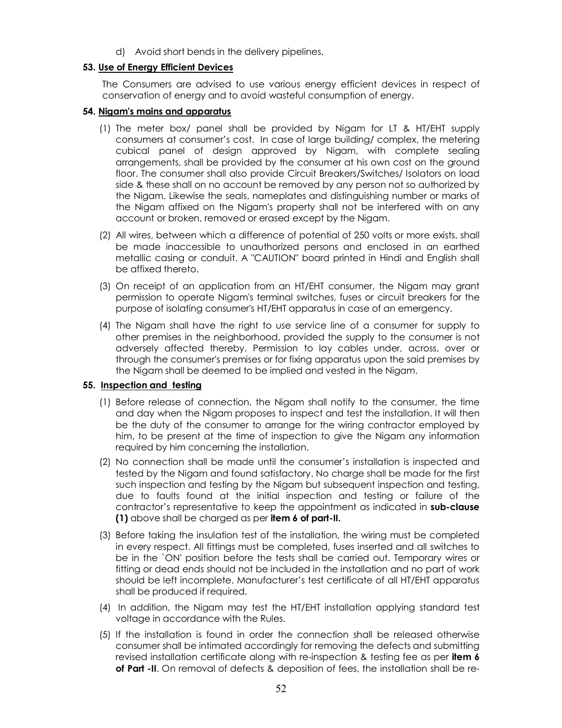d) Avoid short bends in the delivery pipelines.

**53. Use of Energy Efficient Devices**

The Consumers are advised to use various energy efficient devices in respect of conservation of energy and to avoid wasteful consumption of energy.

**54. Nigam's mains and apparatus**

(1) The meter box/ panel shall be provided by Nigam for LT & HT/EHT supply consumers at consumer's cost. In case of large building/ complex, the metering cubical panel of design approved by Nigam, with complete sealing arrangements, shall be provided by the consumer at his own cost on the ground floor. The consumer shall also provide Circuit Breakers/Switches/ Isolators on load side & these shall on no account be removed by any person not so authorized by the Nigam. Likewise the seals, nameplates and distinguishing number or marks of the Nigam affixed on the Nigam's property shall not be interfered with on any account or broken, removed or erased except by the Nigam.

(2) All wires, between which a difference of potential of 250 volts or more exists, shall be made inaccessible to unauthorized persons and enclosed in an earthed metallic casing or conduit. A "CAUTION" board printed in Hindi and English shall be affixed thereto.

(3) On receipt of an application from an HT/EHT consumer, the Nigam may grant permission to operate Nigam's terminal switches, fuses or circuit breakers for the purpose of isolating consumer's HT/EHT apparatus in case of an emergency.

(4) The Nigam shall have the right to use service line of a consumer for supply to other premises in the neighborhood, provided the supply to the consumer is not adversely affected thereby. Permission to lay cables under, across, over or through the consumer's premises or for fixing apparatus upon the said premises by the Nigam shall be deemed to be implied and vested in the Nigam.

**55. Inspection and testing**

(1) Before release of connection, the Nigam shall notify to the consumer, the time and day when the Nigam proposes to inspect and test the installation. It will then be the duty of the consumer to arrange for the wiring contractor employed by him, to be present at the time of inspection to give the Nigam any information required by him concerning the installation.

(2) No connection shall be made until the consumer's installation is inspected and tested by the Nigam and found satisfactory. No charge shall be made for the first such inspection and testing by the Nigam but subsequent inspection and testing, due to faults found at the initial inspection and testing or failure of the contractor's representative to keep the appointment as indicated in **sub-clause (1)** above shall be charged as per **item 6 of part-II.**

(3) Before taking the insulation test of the installation, the wiring must be completed in every respect. All fittings must be completed, fuses inserted and all switches to be in the `ON' position before the tests shall be carried out. Temporary wires or fitting or dead ends should not be included in the installation and no part of work should be left incomplete. Manufacturer's test certificate of all HT/EHT apparatus shall be produced if required.

(4) In addition, the Nigam may test the HT/EHT installation applying standard test voltage in accordance with the Rules.

(5) If the installation is found in order the connection shall be released otherwise consumer shall be intimated accordingly for removing the defects and submitting revised installation certificate along with re-inspection & testing fee as per **item 6 of Part -II**. On removal of defects & deposition of fees, the installation shall be re-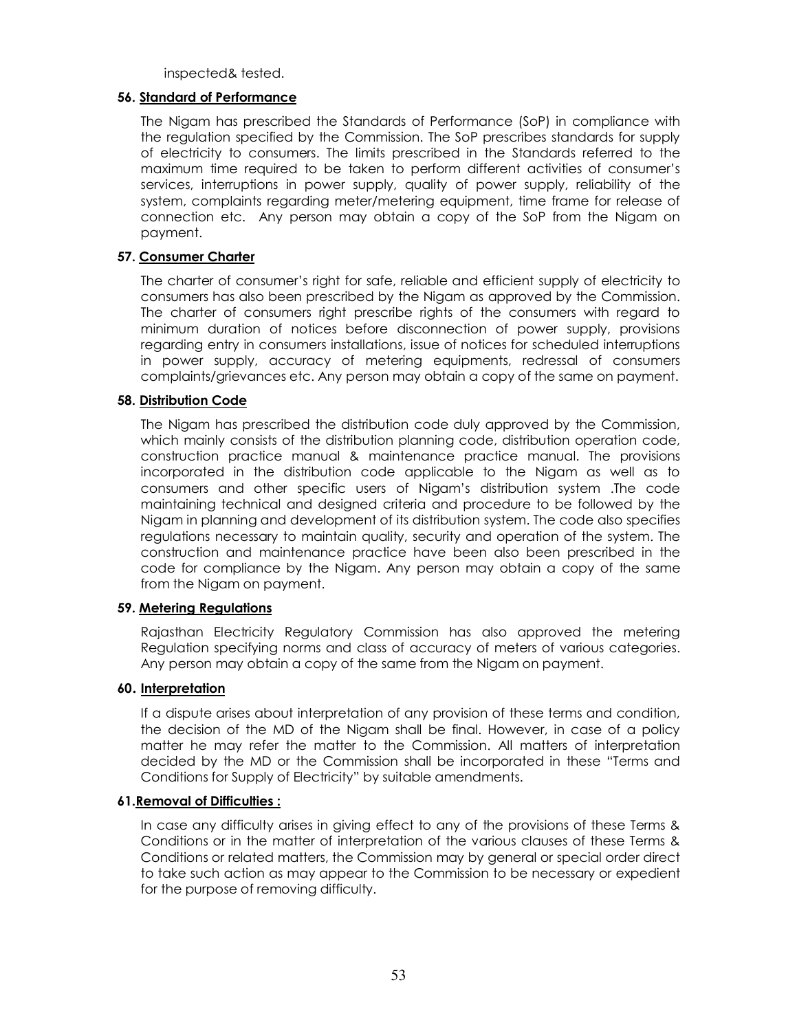inspected& tested.

### 56. **Standard of Performance**

The Nigam has prescribed the Standards of Performance (SoP) in compliance with the regulation specified by the Commission. The SoP prescribes standards for supply of electricity to consumers. The limits prescribed in the Standards referred to the maximum time required to be taken to perform different activities of consumer's services, interruptions in power supply, quality of power supply, reliability of the system, complaints regarding meter/metering equipment, time frame for release of connection etc. Any person may obtain a copy of the SoP from the Nigam on payment.

### 57. **Consumer Charter**

The charter of consumer's right for safe, reliable and efficient supply of electricity to consumers has also been prescribed by the Nigam as approved by the Commission. The charter of consumers right prescribe rights of the consumers with regard to minimum duration of notices before disconnection of power supply, provisions regarding entry in consumers installations, issue of notices for scheduled interruptions in power supply, accuracy of metering equipments, redressal of consumers complaints/grievances etc. Any person may obtain a copy of the same on payment.

### 58. **Distribution Code**

The Nigam has prescribed the distribution code duly approved by the Commission, which mainly consists of the distribution planning code, distribution operation code, construction practice manual & maintenance practice manual. The provisions incorporated in the distribution code applicable to the Nigam as well as to consumers and other specific users of Nigam's distribution system .The code maintaining technical and designed criteria and procedure to be followed by the Nigam in planning and development of its distribution system. The code also specifies regulations necessary to maintain quality, security and operation of the system. The construction and maintenance practice have been also been prescribed in the code for compliance by the Nigam. Any person may obtain a copy of the same from the Nigam on payment.

### 59. **Metering Regulations**

Rajasthan Electricity Regulatory Commission has also approved the metering Regulation specifying norms and class of accuracy of meters of various categories. Any person may obtain a copy of the same from the Nigam on payment.

### 60. **Interpretation**

If a dispute arises about interpretation of any provision of these terms and condition, the decision of the MD of the Nigam shall be final. However, in case of a policy matter he may refer the matter to the Commission. All matters of interpretation decided by the MD or the Commission shall be incorporated in these "Terms and Conditions for Supply of Electricity" by suitable amendments.

### 61.**Removal of Difficulties :**

In case any difficulty arises in giving effect to any of the provisions of these Terms & Conditions or in the matter of interpretation of the various clauses of these Terms & Conditions or related matters, the Commission may by general or special order direct to take such action as may appear to the Commission to be necessary or expedient for the purpose of removing difficulty.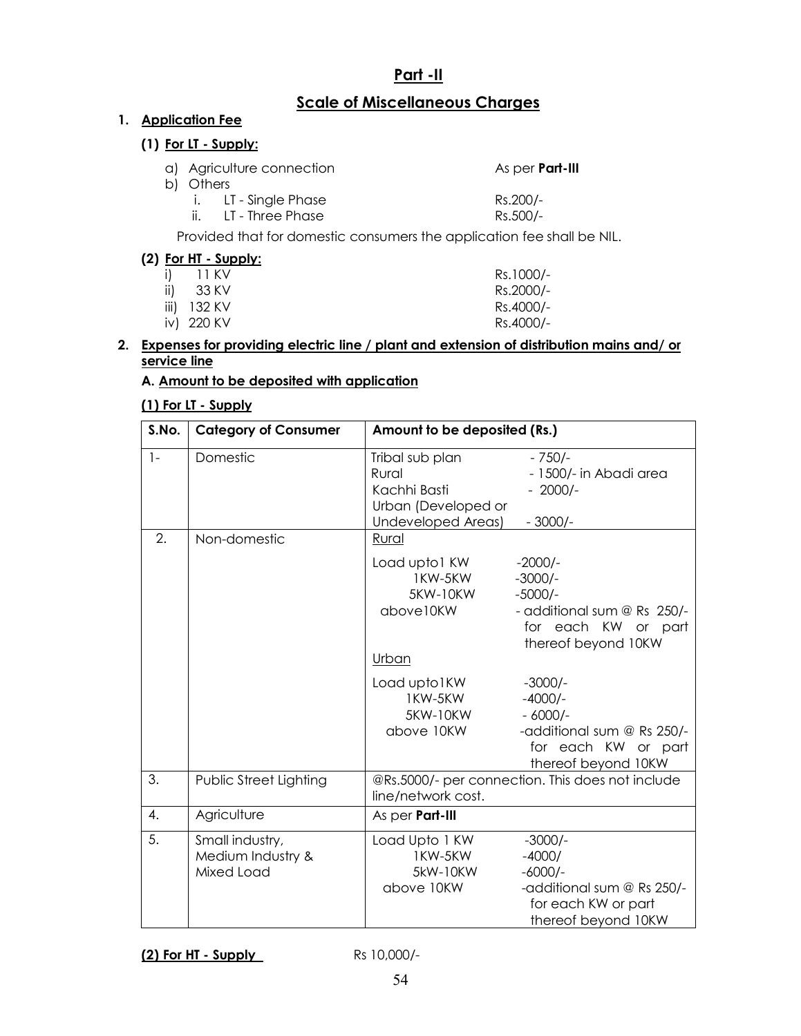## Part -II

## Scale of Miscellaneous Charges

### 1. Application Fee

#### (1) For LT - Supply:

a) Agriculture connection — As per **Part-III**

b) Others

i. LT - Single Phase — Rs.200/-

ii. LT - Three Phase — Rs.500/-

Provided that for domestic consumers the application fee shall be NIL.

#### (2) For HT - Supply:

| | | |
|---|---|---|
| i) | 11 KV | Rs.1000/- |
| ii) | 33 KV | Rs.2000/- |
| iii) | 132 KV | Rs.4000/- |
| iv) | 220 KV | Rs.4000/- |

### 2. Expenses for providing electric line / plant and extension of distribution mains and/ or service line

#### A. Amount to be deposited with application

#### (1) For LT - Supply

| S.No. | Category of Consumer | Amount to be deposited (Rs.) |
|---|---|---|
| 1- | Domestic | Tribal sub plan - 750/-<br>Rural - 1500/- in Abadi area<br>Kachhi Basti - 2000/-<br>Urban (Developed or Undeveloped Areas) - 3000/- |
| 2. | Non-domestic | Rural<br>Load upto1 KW -2000/-<br>1KW-5KW -3000/-<br>5KW-10KW -5000/-<br>above10KW - additional sum @ Rs 250/- for each KW or part thereof beyond 10KW<br>Urban<br>Load upto1KW -3000/-<br>1KW-5KW -4000/-<br>5KW-10KW - 6000/-<br>above 10KW -additional sum @ Rs 250/- for each KW or part thereof beyond 10KW |
| 3. | Public Street Lighting | @Rs.5000/- per connection. This does not include line/network cost. |
| 4. | Agriculture | As per **Part-III** |
| 5. | Small industry, Medium Industry & Mixed Load | Load Upto 1 KW -3000/-<br>1KW-5KW -4000/<br>5kW-10KW -6000/-<br>above 10KW -additional sum @ Rs 250/- for each KW or part thereof beyond 10KW |

**(2) For HT - Supply** Rs 10,000/-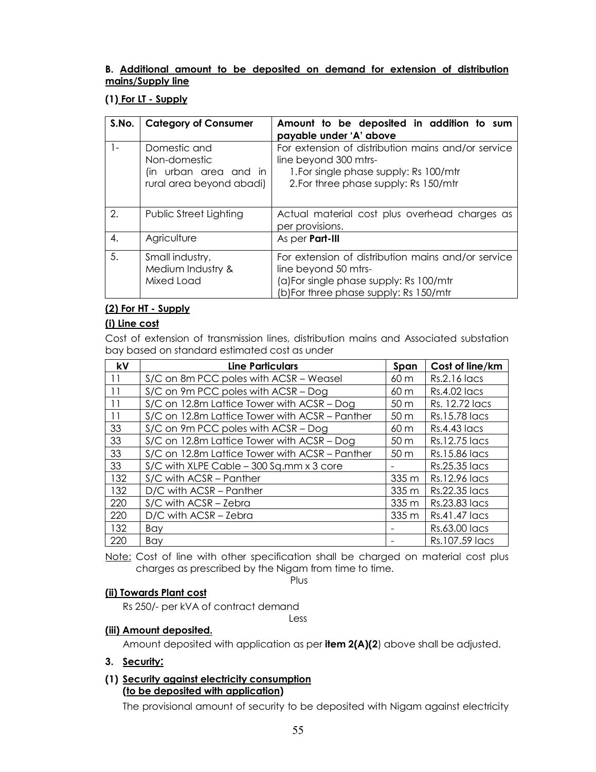**B. Additional amount to be deposited on demand for extension of distribution mains/Supply line**

**(1) For LT - Supply**

| S.No. | Category of Consumer | Amount to be deposited in addition to sum payable under 'A' above |
|---|---|---|
| 1- | Domestic and Non-domestic (in urban area and in rural area beyond abadi) | For extension of distribution mains and/or service line beyond 300 mtrs-<br>1. For single phase supply: Rs 100/mtr<br>2. For three phase supply: Rs 150/mtr |
| 2. | Public Street Lighting | Actual material cost plus overhead charges as per provisions. |
| 4. | Agriculture | As per **Part-III** |
| 5. | Small industry, Medium Industry & Mixed Load | For extension of distribution mains and/or service line beyond 50 mtrs-<br>(a) For single phase supply: Rs 100/mtr<br>(b) For three phase supply: Rs 150/mtr |

**(2) For HT - Supply**

**(i) Line cost**

Cost of extension of transmission lines, distribution mains and Associated substation bay based on standard estimated cost as under

| kV | Line Particulars | Span | Cost of line/km |
|---|---|---|---|
| 11 | S/C on 8m PCC poles with ACSR – Weasel | 60 m | Rs.2.16 lacs |
| 11 | S/C on 9m PCC poles with ACSR – Dog | 60 m | Rs.4.02 lacs |
| 11 | S/C on 12.8m Lattice Tower with ACSR – Dog | 50 m | Rs. 12.72 lacs |
| 11 | S/C on 12.8m Lattice Tower with ACSR – Panther | 50 m | Rs.15.78 lacs |
| 33 | S/C on 9m PCC poles with ACSR – Dog | 60 m | Rs.4.43 lacs |
| 33 | S/C on 12.8m Lattice Tower with ACSR – Dog | 50 m | Rs.12.75 lacs |
| 33 | S/C on 12.8m Lattice Tower with ACSR – Panther | 50 m | Rs.15.86 lacs |
| 33 | S/C with XLPE Cable – 300 Sq.mm x 3 core | - | Rs.25.35 lacs |
| 132 | S/C with ACSR – Panther | 335 m | Rs.12.96 lacs |
| 132 | D/C with ACSR – Panther | 335 m | Rs.22.35 lacs |
| 220 | S/C with ACSR – Zebra | 335 m | Rs.23.83 lacs |
| 220 | D/C with ACSR – Zebra | 335 m | Rs.41.47 lacs |
| 132 | Bay | - | Rs.63.00 lacs |
| 220 | Bay | - | Rs.107.59 lacs |

Note: Cost of line with other specification shall be charged on material cost plus charges as prescribed by the Nigam from time to time.

Plus

**(ii) Towards Plant cost**

Rs 250/- per kVA of contract demand

Less

**(iii) Amount deposited.**

Amount deposited with application as per **item 2(A)(2**) above shall be adjusted.

**3. Security:**

**(1) Security against electricity consumption (to be deposited with application)**

The provisional amount of security to be deposited with Nigam against electricity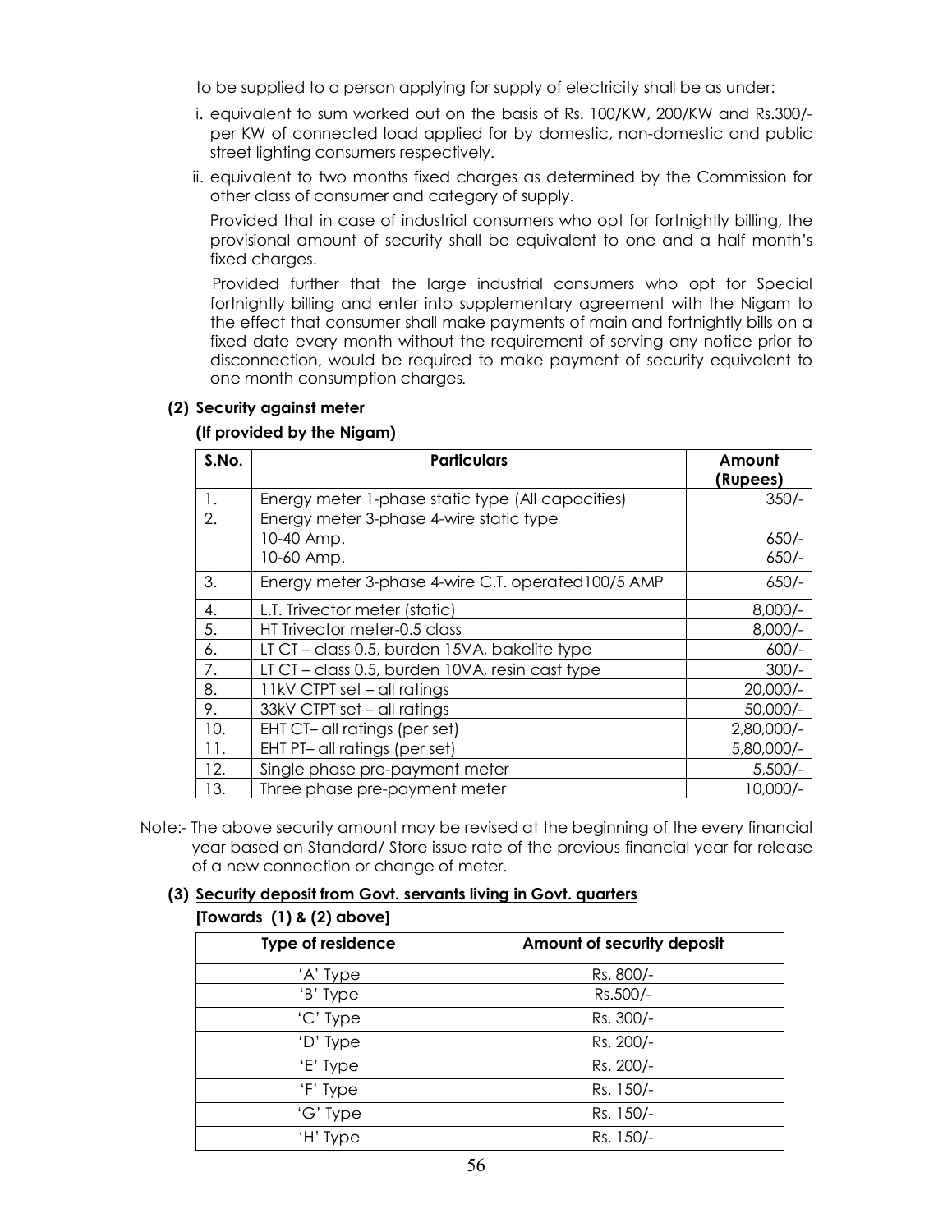to be supplied to a person applying for supply of electricity shall be as under:

i. equivalent to sum worked out on the basis of Rs. 100/KW, 200/KW and Rs.300/- per KW of connected load applied for by domestic, non-domestic and public street lighting consumers respectively.

ii. equivalent to two months fixed charges as determined by the Commission for other class of consumer and category of supply.

Provided that in case of industrial consumers who opt for fortnightly billing, the provisional amount of security shall be equivalent to one and a half month's fixed charges.

Provided further that the large industrial consumers who opt for Special fortnightly billing and enter into supplementary agreement with the Nigam to the effect that consumer shall make payments of main and fortnightly bills on a fixed date every month without the requirement of serving any notice prior to disconnection, would be required to make payment of security equivalent to one month consumption charges.

**(2) Security against meter**

**(If provided by the Nigam)**

| S.No. | Particulars | Amount (Rupees) |
|---|---|---|
| 1. | Energy meter 1-phase static type (All capacities) | 350/- |
| 2. | Energy meter 3-phase 4-wire static type<br>10-40 Amp.<br>10-60 Amp. | <br>650/-<br>650/- |
| 3. | Energy meter 3-phase 4-wire C.T. operated100/5 AMP | 650/- |
| 4. | L.T. Trivector meter (static) | 8,000/- |
| 5. | HT Trivector meter-0.5 class | 8,000/- |
| 6. | LT CT – class 0.5, burden 15VA, bakelite type | 600/- |
| 7. | LT CT – class 0.5, burden 10VA, resin cast type | 300/- |
| 8. | 11kV CTPT set – all ratings | 20,000/- |
| 9. | 33kV CTPT set – all ratings | 50,000/- |
| 10. | EHT CT– all ratings (per set) | 2,80,000/- |
| 11. | EHT PT– all ratings (per set) | 5,80,000/- |
| 12. | Single phase pre-payment meter | 5,500/- |
| 13. | Three phase pre-payment meter | 10,000/- |

Note:- The above security amount may be revised at the beginning of the every financial year based on Standard/ Store issue rate of the previous financial year for release of a new connection or change of meter.

**(3) Security deposit from Govt. servants living in Govt. quarters**

**[Towards (1) & (2) above]**

| Type of residence | Amount of security deposit |
|---|---|
| 'A' Type | Rs. 800/- |
| 'B' Type | Rs.500/- |
| 'C' Type | Rs. 300/- |
| 'D' Type | Rs. 200/- |
| 'E' Type | Rs. 200/- |
| 'F' Type | Rs. 150/- |
| 'G' Type | Rs. 150/- |
| 'H' Type | Rs. 150/- |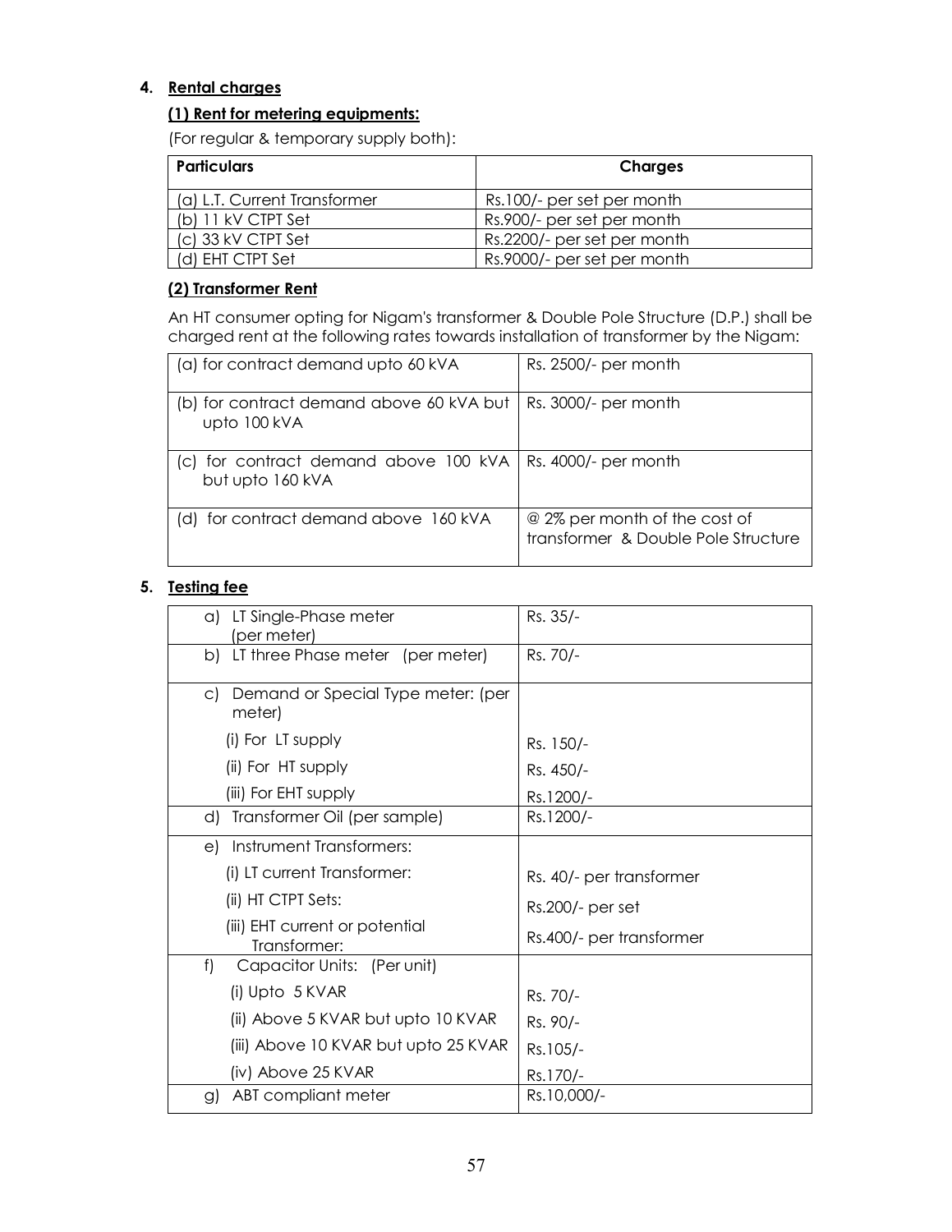**4. Rental charges**

**(1) Rent for metering equipments:**

(For regular & temporary supply both):

| Particulars | Charges |
|---|---|
| (a) L.T. Current Transformer | Rs.100/- per set per month |
| (b) 11 kV CTPT Set | Rs.900/- per set per month |
| (c) 33 kV CTPT Set | Rs.2200/- per set per month |
| (d) EHT CTPT Set | Rs.9000/- per set per month |

**(2) Transformer Rent**

An HT consumer opting for Nigam's transformer & Double Pole Structure (D.P.) shall be charged rent at the following rates towards installation of transformer by the Nigam:

| | |
|---|---|
| (a) for contract demand upto 60 kVA | Rs. 2500/- per month |
| (b) for contract demand above 60 kVA but upto 100 kVA | Rs. 3000/- per month |
| (c) for contract demand above 100 kVA but upto 160 kVA | Rs. 4000/- per month |
| (d) for contract demand above 160 kVA | @ 2% per month of the cost of transformer & Double Pole Structure |

**5. Testing fee**

| | |
|---|---|
| a) LT Single-Phase meter (per meter) | Rs. 35/- |
| b) LT three Phase meter (per meter) | Rs. 70/- |
| c) Demand or Special Type meter: (per meter) | |
| (i) For LT supply | Rs. 150/- |
| (ii) For HT supply | Rs. 450/- |
| (iii) For EHT supply | Rs.1200/- |
| d) Transformer Oil (per sample) | Rs.1200/- |
| e) Instrument Transformers: | |
| (i) LT current Transformer: | Rs. 40/- per transformer |
| (ii) HT CTPT Sets: | Rs.200/- per set |
| (iii) EHT current or potential Transformer: | Rs.400/- per transformer |
| f) Capacitor Units: (Per unit) | |
| (i) Upto 5 KVAR | Rs. 70/- |
| (ii) Above 5 KVAR but upto 10 KVAR | Rs. 90/- |
| (iii) Above 10 KVAR but upto 25 KVAR | Rs.105/- |
| (iv) Above 25 KVAR | Rs.170/- |
| g) ABT compliant meter | Rs.10,000/- |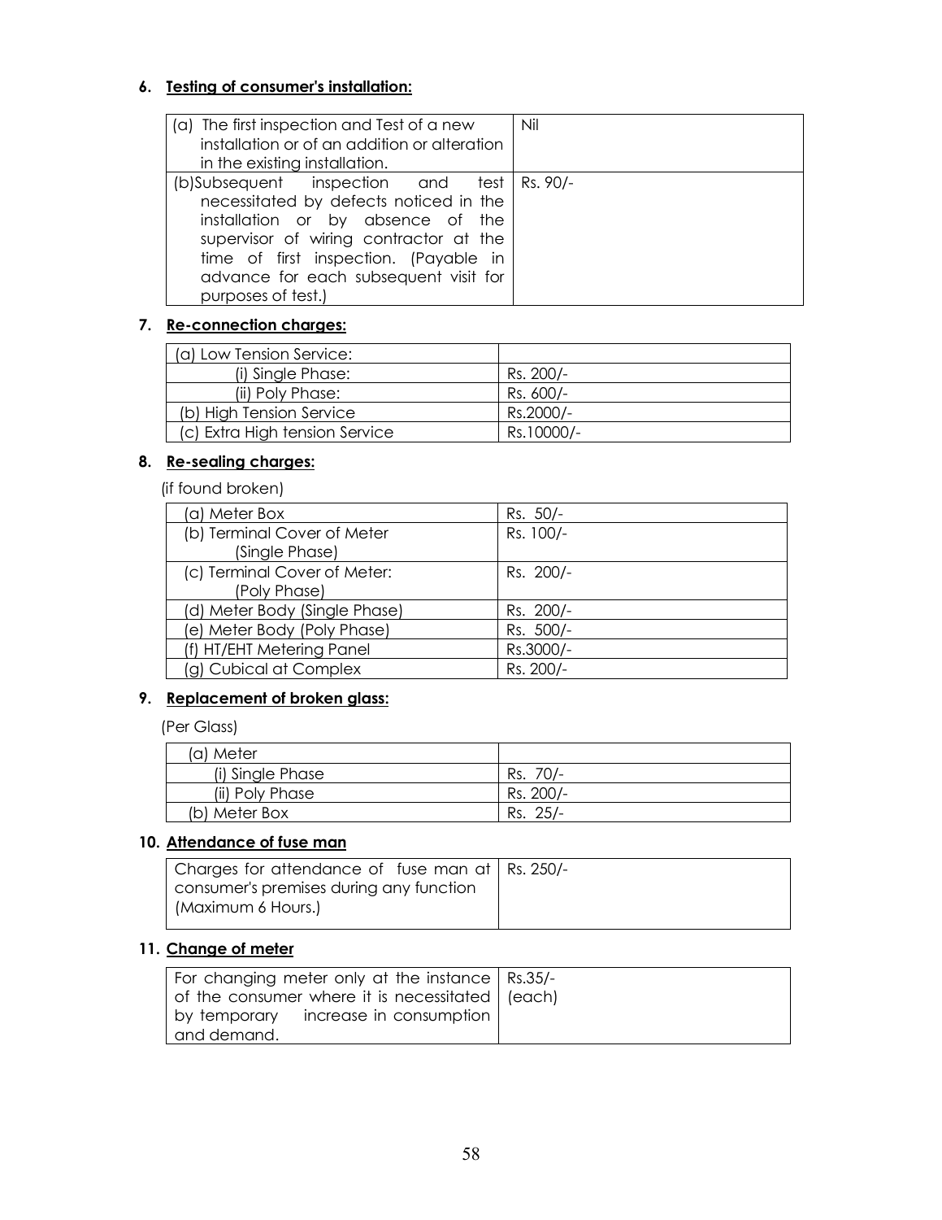**6. Testing of consumer's installation:**

| | |
|---|---|
| (a) The first inspection and Test of a new installation or of an addition or alteration in the existing installation. | Nil |
| (b)Subsequent inspection and test necessitated by defects noticed in the installation or by absence of the supervisor of wiring contractor at the time of first inspection. (Payable in advance for each subsequent visit for purposes of test.) | Rs. 90/- |

**7. Re-connection charges:**

| | |
|---|---|
| (a) Low Tension Service: | |
| (i) Single Phase: | Rs. 200/- |
| (ii) Poly Phase: | Rs. 600/- |
| (b) High Tension Service | Rs.2000/- |
| (c) Extra High tension Service | Rs.10000/- |

**8. Re-sealing charges:**

(if found broken)

| | |
|---|---|
| (a) Meter Box | Rs. 50/- |
| (b) Terminal Cover of Meter (Single Phase) | Rs. 100/- |
| (c) Terminal Cover of Meter: (Poly Phase) | Rs. 200/- |
| (d) Meter Body (Single Phase) | Rs. 200/- |
| (e) Meter Body (Poly Phase) | Rs. 500/- |
| (f) HT/EHT Metering Panel | Rs.3000/- |
| (g) Cubical at Complex | Rs. 200/- |

**9. Replacement of broken glass:**

(Per Glass)

| | |
|---|---|
| (a) Meter | |
| (i) Single Phase | Rs. 70/- |
| (ii) Poly Phase | Rs. 200/- |
| (b) Meter Box | Rs. 25/- |

**10. Attendance of fuse man**

| | |
|---|---|
| Charges for attendance of fuse man at consumer's premises during any function (Maximum 6 Hours.) | Rs. 250/- |

**11. Change of meter**

| | |
|---|---|
| For changing meter only at the instance of the consumer where it is necessitated by temporary increase in consumption and demand. | Rs.35/- (each) |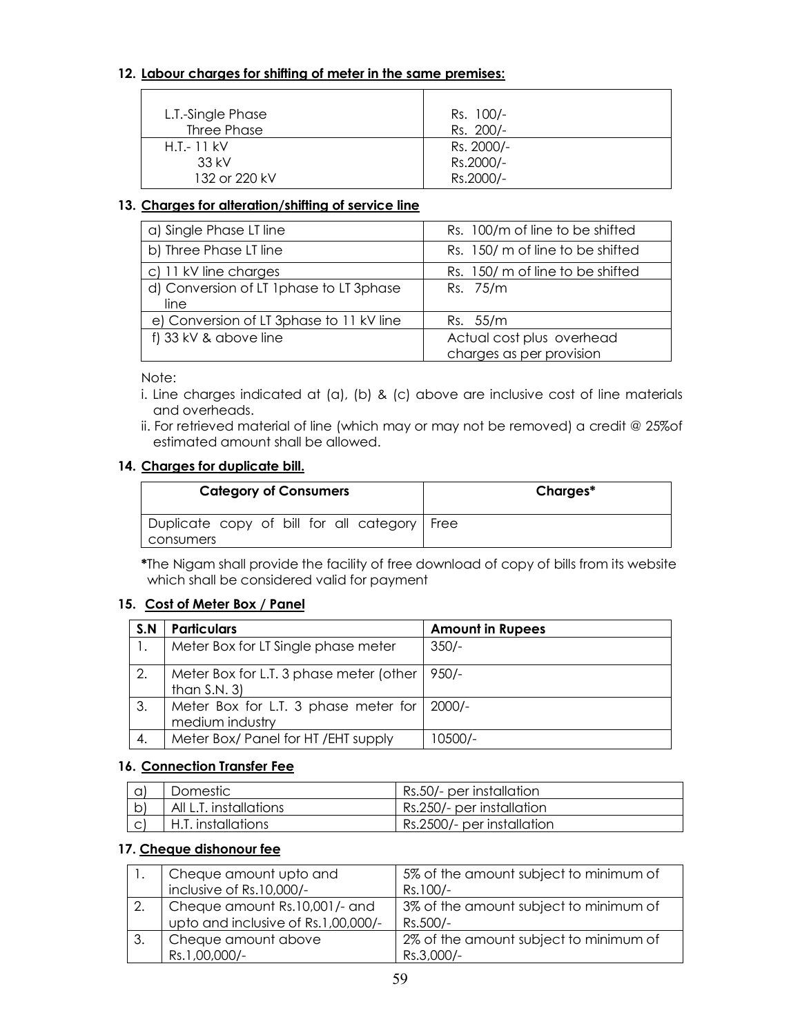**12. Labour charges for shifting of meter in the same premises:**

| | |
|---|---|
| L.T.-Single Phase<br>Three Phase | Rs. 100/-<br>Rs. 200/- |
| H.T.- 11 kV<br>33 kV<br>132 or 220 kV | Rs. 2000/-<br>Rs.2000/-<br>Rs.2000/- |

**13. Charges for alteration/shifting of service line**

| | |
|---|---|
| a) Single Phase LT line | Rs. 100/m of line to be shifted |
| b) Three Phase LT line | Rs. 150/ m of line to be shifted |
| c) 11 kV line charges | Rs. 150/ m of line to be shifted |
| d) Conversion of LT 1phase to LT 3phase line | Rs. 75/m |
| e) Conversion of LT 3phase to 11 kV line | Rs. 55/m |
| f) 33 kV & above line | Actual cost plus overhead charges as per provision |

Note:

i. Line charges indicated at (a), (b) & (c) above are inclusive cost of line materials and overheads.

ii. For retrieved material of line (which may or may not be removed) a credit @ 25%of estimated amount shall be allowed.

**14. Charges for duplicate bill.**

| Category of Consumers | Charges* |
|---|---|
| Duplicate copy of bill for all category consumers | Free |

*The Nigam shall provide the facility of free download of copy of bills from its website which shall be considered valid for payment

**15. Cost of Meter Box / Panel**

| S.N | Particulars | Amount in Rupees |
|---|---|---|
| 1. | Meter Box for LT Single phase meter | 350/- |
| 2. | Meter Box for L.T. 3 phase meter (other than S.N. 3) | 950/- |
| 3. | Meter Box for L.T. 3 phase meter for medium industry | 2000/- |
| 4. | Meter Box/ Panel for HT /EHT supply | 10500/- |

**16. Connection Transfer Fee**

| | | |
|---|---|---|
| a) | Domestic | Rs.50/- per installation |
| b) | All L.T. installations | Rs.250/- per installation |
| c) | H.T. installations | Rs.2500/- per installation |

**17. Cheque dishonour fee**

| | | |
|---|---|---|
| 1. | Cheque amount upto and inclusive of Rs.10,000/- | 5% of the amount subject to minimum of Rs.100/- |
| 2. | Cheque amount Rs.10,001/- and upto and inclusive of Rs.1,00,000/- | 3% of the amount subject to minimum of Rs.500/- |
| 3. | Cheque amount above Rs.1,00,000/- | 2% of the amount subject to minimum of Rs.3,000/- |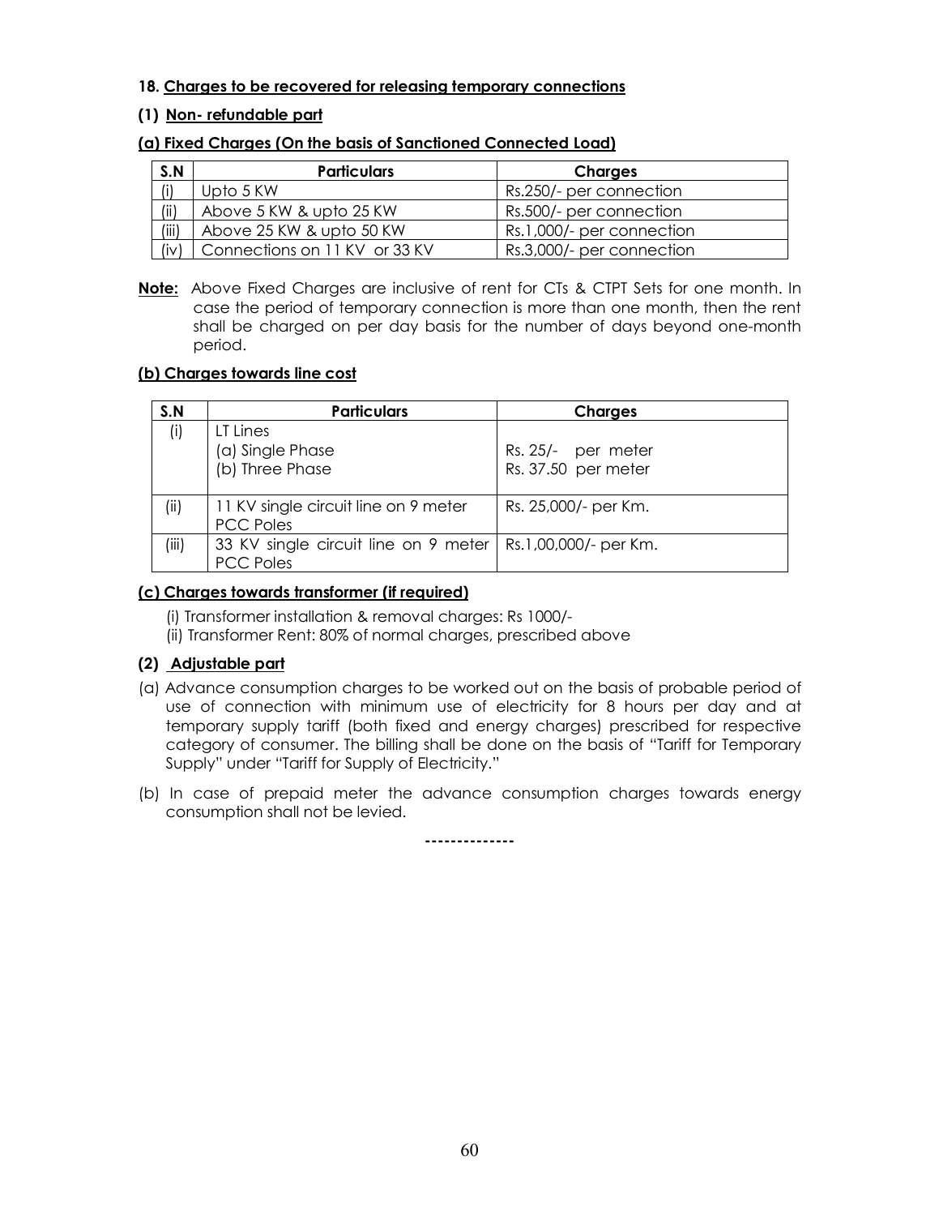**18. Charges to be recovered for releasing temporary connections**

**(1) Non- refundable part**

**(a) Fixed Charges (On the basis of Sanctioned Connected Load)**

| S.N | Particulars | Charges |
|---|---|---|
| (i) | Upto 5 KW | Rs.250/- per connection |
| (ii) | Above 5 KW & upto 25 KW | Rs.500/- per connection |
| (iii) | Above 25 KW & upto 50 KW | Rs.1,000/- per connection |
| (iv) | Connections on 11 KV or 33 KV | Rs.3,000/- per connection |

**Note:** Above Fixed Charges are inclusive of rent for CTs & CTPT Sets for one month. In case the period of temporary connection is more than one month, then the rent shall be charged on per day basis for the number of days beyond one-month period.

**(b) Charges towards line cost**

| S.N | Particulars | Charges |
|---|---|---|
| (i) | LT Lines<br>(a) Single Phase<br>(b) Three Phase | <br>Rs. 25/- per meter<br>Rs. 37.50 per meter |
| (ii) | 11 KV single circuit line on 9 meter PCC Poles | Rs. 25,000/- per Km. |
| (iii) | 33 KV single circuit line on 9 meter PCC Poles | Rs.1,00,000/- per Km. |

**(c) Charges towards transformer (if required)**

(i) Transformer installation & removal charges: Rs 1000/-
(ii) Transformer Rent: 80% of normal charges, prescribed above

**(2) Adjustable part**

(a) Advance consumption charges to be worked out on the basis of probable period of use of connection with minimum use of electricity for 8 hours per day and at temporary supply tariff (both fixed and energy charges) prescribed for respective category of consumer. The billing shall be done on the basis of "Tariff for Temporary Supply" under "Tariff for Supply of Electricity."

(b) In case of prepaid meter the advance consumption charges towards energy consumption shall not be levied.

-------------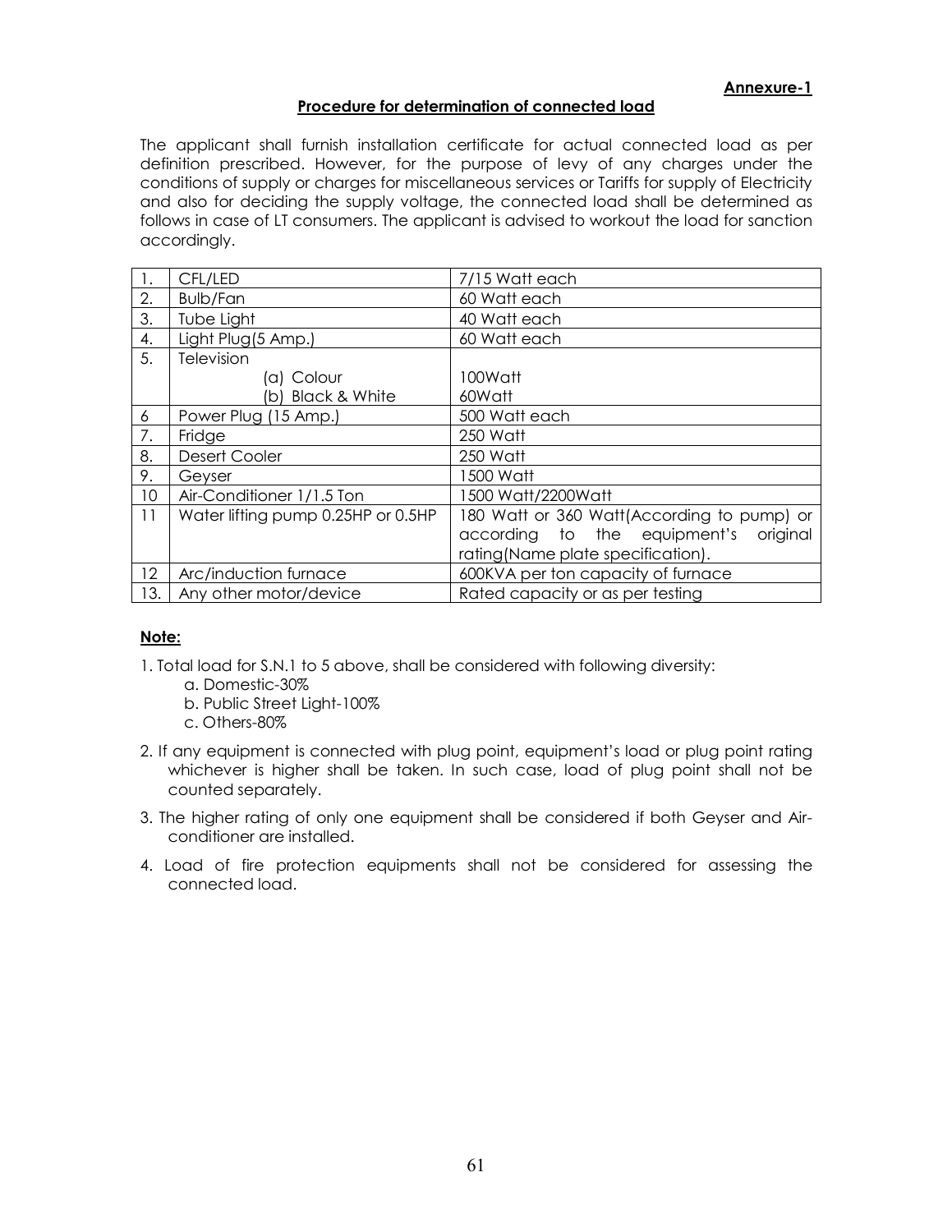**Annexure-1**

**Procedure for determination of connected load**

The applicant shall furnish installation certificate for actual connected load as per definition prescribed. However, for the purpose of levy of any charges under the conditions of supply or charges for miscellaneous services or Tariffs for supply of Electricity and also for deciding the supply voltage, the connected load shall be determined as follows in case of LT consumers. The applicant is advised to workout the load for sanction accordingly.

| | | |
|---|---|---|
| 1. | CFL/LED | 7/15 Watt each |
| 2. | Bulb/Fan | 60 Watt each |
| 3. | Tube Light | 40 Watt each |
| 4. | Light Plug(5 Amp.) | 60 Watt each |
| 5. | Television<br>(a) Colour<br>(b) Black & White | <br>100Watt<br>60Watt |
| 6 | Power Plug (15 Amp.) | 500 Watt each |
| 7. | Fridge | 250 Watt |
| 8. | Desert Cooler | 250 Watt |
| 9. | Geyser | 1500 Watt |
| 10 | Air-Conditioner 1/1.5 Ton | 1500 Watt/2200Watt |
| 11 | Water lifting pump 0.25HP or 0.5HP | 180 Watt or 360 Watt(According to pump) or according to the equipment's original rating(Name plate specification). |
| 12 | Arc/induction furnace | 600KVA per ton capacity of furnace |
| 13. | Any other motor/device | Rated capacity or as per testing |

**Note:**

1. Total load for S.N.1 to 5 above, shall be considered with following diversity:
   a. Domestic-30%
   b. Public Street Light-100%
   c. Others-80%

2. If any equipment is connected with plug point, equipment's load or plug point rating whichever is higher shall be taken. In such case, load of plug point shall not be counted separately.

3. The higher rating of only one equipment shall be considered if both Geyser and Air-conditioner are installed.

4. Load of fire protection equipments shall not be considered for assessing the connected load.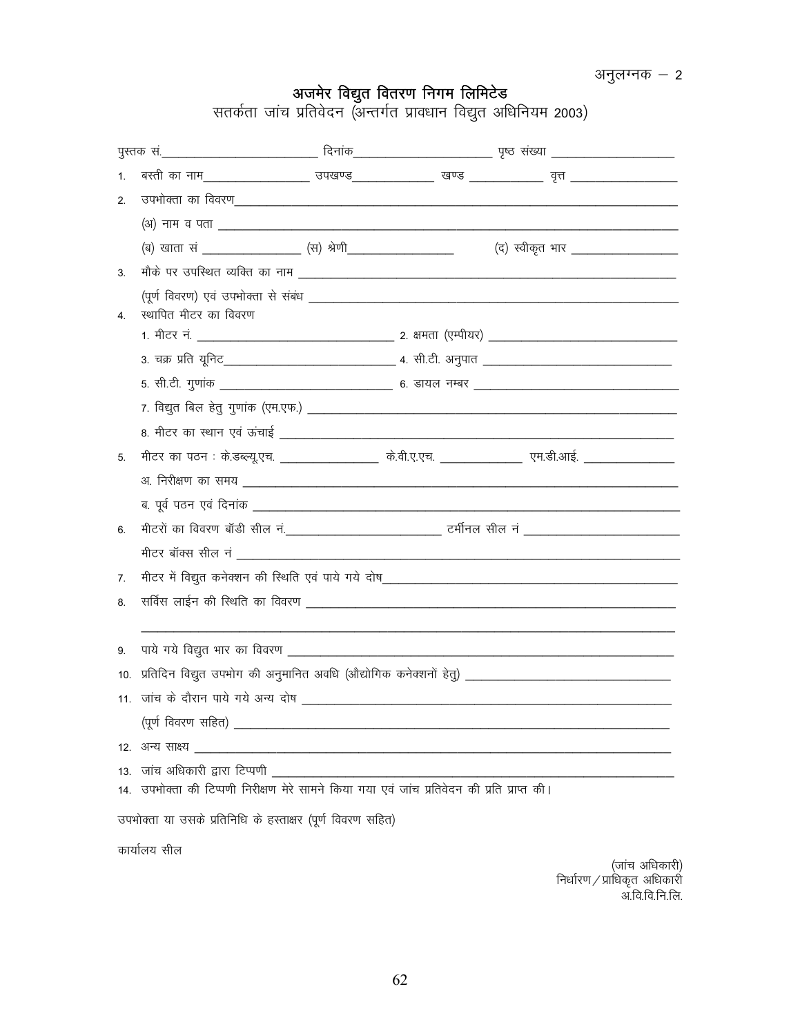अनुलग्नक – 2

# अजमेर विद्युत वितरण निगम लिमिटेड

## सतर्कता जांच प्रतिवेदन (अन्तर्गत प्रावधान विद्युत अधिनियम 2003)

पुस्तक सं.__________________ दिनांक__________________ पृष्ठ संख्या __________________

1. बस्ती का नाम______________ उपखण्ड______________ खण्ड ______________ वृत्त ______________
2. उपभोक्ता का विवरण______________________________________________
   (अ) नाम व पता ______________________________________________
   (ब) खाता सं ______________ (स) श्रेणी______________ (द) स्वीकृत भार ______________
3. मौके पर उपस्थित व्यक्ति का नाम ______________________________________________
   (पूर्ण विवरण) एवं उपभोक्ता से संबंध ______________________________________________
4. स्थापित मीटर का विवरण
   1. मीटर नं. ______________________ 2. क्षमता (एम्पीयर) ______________________
   3. चक्र प्रति यूनिट______________________ 4. सी.टी. अनुपात ______________________
   5. सी.टी. गुणांक ______________________ 6. डायल नम्बर ______________________
   7. विद्युत बिल हेतु गुणांक (एम.एफ.) ______________________________________________
   8. मीटर का स्थान एवं ऊंचाई ______________________________________________
5. मीटर का पठन : के.डब्ल्यू.एच. ______________ के.वी.ए.एच. ______________ एम.डी.आई. ______________
   अ. निरीक्षण का समय ______________________________________________
   ब. पूर्व पठन एवं दिनांक ______________________________________________
6. मीटरों का विवरण बॉडी सील नं.______________________ टर्मीनल सील नं ______________________
   मीटर बॉक्स सील नं ______________________________________________
7. मीटर में विद्युत कनेक्शन की स्थिति एवं पाये गये दोष______________________________________________
8. सर्विस लाईन की स्थिति का विवरण ______________________________________________
   ______________________________________________
9. पाये गये विद्युत भार का विवरण ______________________________________________
10. प्रतिदिन विद्युत उपभोग की अनुमानित अवधि (औद्योगिक कनेक्शनों हेतु) ______________________
11. जांच के दौरान पाये गये अन्य दोष ______________________________________________
    (पूर्ण विवरण सहित) ______________________________________________
12. अन्य साक्ष्य ______________________________________________
13. जांच अधिकारी द्वारा टिप्पणी ______________________________________________
14. उपभोक्ता की टिप्पणी निरीक्षण मेरे सामने किया गया एवं जांच प्रतिवेदन की प्रति प्राप्त की।

उपभोक्ता या उसके प्रतिनिधि के हस्ताक्षर (पूर्ण विवरण सहित)

कार्यालय सील

(जांच अधिकारी)
निर्धारण / प्राधिकृत अधिकारी
अ.वि.वि.नि.लि.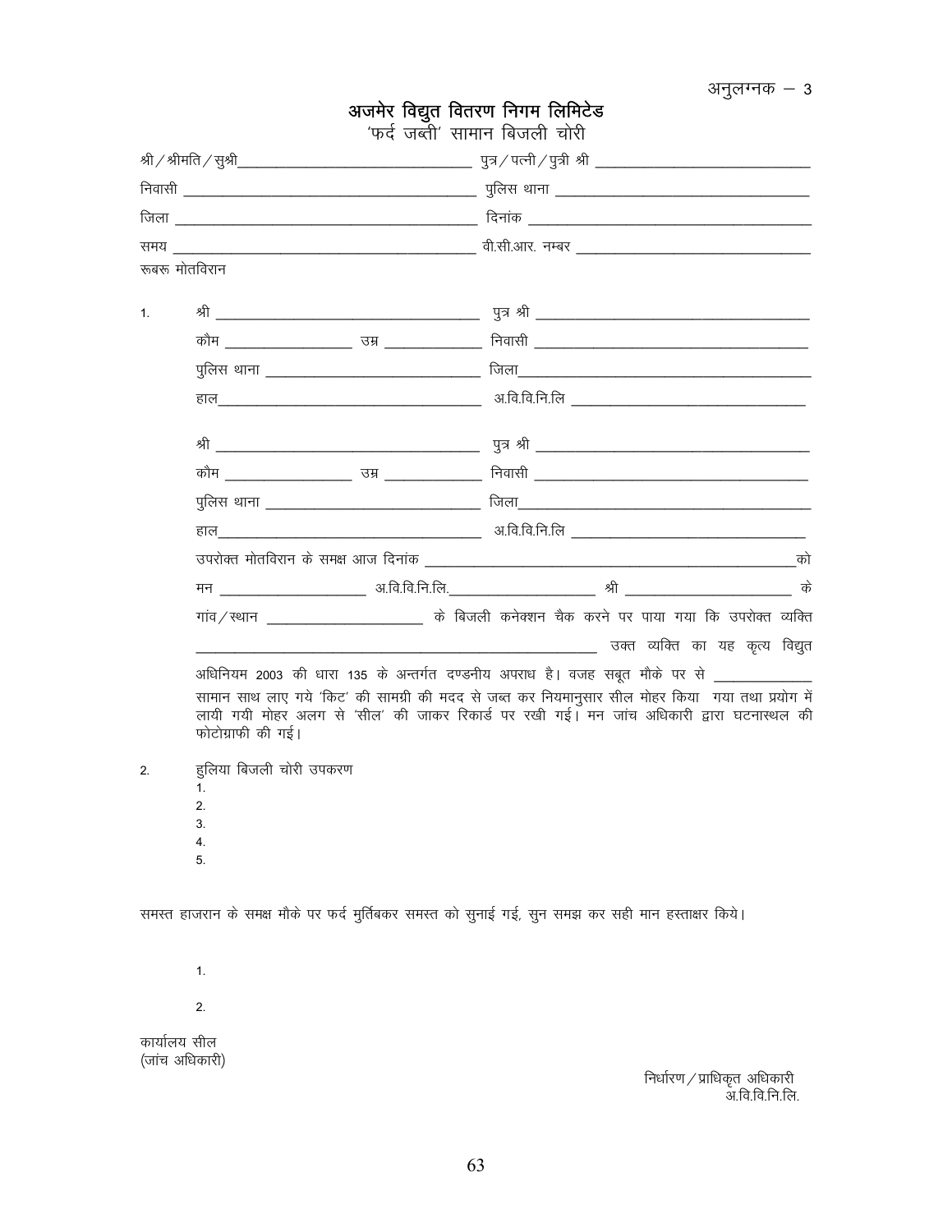अनुलग्नक – 3

# अजमेर विद्युत वितरण निगम लिमिटेड

## 'फर्द जब्ती' सामान बिजली चोरी

श्री / श्रीमति / सुश्री\_\_\_\_\_\_\_\_\_\_\_\_\_\_\_\_\_\_\_\_\_\_\_\_\_\_\_\_ पुत्र / पत्नी / पुत्री श्री \_\_\_\_\_\_\_\_\_\_\_\_\_\_\_\_\_\_\_\_\_\_\_\_\_\_\_\_

निवासी \_\_\_\_\_\_\_\_\_\_\_\_\_\_\_\_\_\_\_\_\_\_\_\_\_\_\_\_ पुलिस थाना \_\_\_\_\_\_\_\_\_\_\_\_\_\_\_\_\_\_\_\_\_\_\_\_\_\_\_\_

जिला \_\_\_\_\_\_\_\_\_\_\_\_\_\_\_\_\_\_\_\_\_\_\_\_\_\_\_\_ दिनांक \_\_\_\_\_\_\_\_\_\_\_\_\_\_\_\_\_\_\_\_\_\_\_\_\_\_\_\_

समय \_\_\_\_\_\_\_\_\_\_\_\_\_\_\_\_\_\_\_\_\_\_\_\_\_\_\_\_ वी.सी.आर. नम्बर \_\_\_\_\_\_\_\_\_\_\_\_\_\_\_\_\_\_\_\_\_\_\_\_\_\_\_\_

रूबरू मोतविरान

1. श्री \_\_\_\_\_\_\_\_\_\_\_\_\_\_\_\_\_\_\_\_\_\_\_\_\_\_\_\_ पुत्र श्री \_\_\_\_\_\_\_\_\_\_\_\_\_\_\_\_\_\_\_\_\_\_\_\_\_\_\_\_

   कौम \_\_\_\_\_\_\_\_\_\_\_\_\_\_ उम्र \_\_\_\_\_\_\_\_\_\_\_\_ निवासी \_\_\_\_\_\_\_\_\_\_\_\_\_\_\_\_\_\_\_\_\_\_\_\_\_\_\_\_

   पुलिस थाना \_\_\_\_\_\_\_\_\_\_\_\_\_\_\_\_\_\_\_\_\_\_\_\_\_\_\_\_ जिला\_\_\_\_\_\_\_\_\_\_\_\_\_\_\_\_\_\_\_\_\_\_\_\_\_\_\_\_

   हाल\_\_\_\_\_\_\_\_\_\_\_\_\_\_\_\_\_\_\_\_\_\_\_\_\_\_\_\_ अ.वि.वि.नि.लि \_\_\_\_\_\_\_\_\_\_\_\_\_\_\_\_\_\_\_\_\_\_\_\_\_\_\_\_

   श्री \_\_\_\_\_\_\_\_\_\_\_\_\_\_\_\_\_\_\_\_\_\_\_\_\_\_\_\_ पुत्र श्री \_\_\_\_\_\_\_\_\_\_\_\_\_\_\_\_\_\_\_\_\_\_\_\_\_\_\_\_

   कौम \_\_\_\_\_\_\_\_\_\_\_\_\_\_ उम्र \_\_\_\_\_\_\_\_\_\_\_\_ निवासी \_\_\_\_\_\_\_\_\_\_\_\_\_\_\_\_\_\_\_\_\_\_\_\_\_\_\_\_

   पुलिस थाना \_\_\_\_\_\_\_\_\_\_\_\_\_\_\_\_\_\_\_\_\_\_\_\_\_\_\_\_ जिला\_\_\_\_\_\_\_\_\_\_\_\_\_\_\_\_\_\_\_\_\_\_\_\_\_\_\_\_

   हाल\_\_\_\_\_\_\_\_\_\_\_\_\_\_\_\_\_\_\_\_\_\_\_\_\_\_\_\_ अ.वि.वि.नि.लि \_\_\_\_\_\_\_\_\_\_\_\_\_\_\_\_\_\_\_\_\_\_\_\_\_\_\_\_

   उपरोक्त मोतविरान के समक्ष आज दिनांक \_\_\_\_\_\_\_\_\_\_\_\_\_\_\_\_\_\_\_\_\_\_\_\_\_\_\_\_को मन \_\_\_\_\_\_\_\_\_\_\_\_\_\_ अ.वि.वि.नि.लि.\_\_\_\_\_\_\_\_\_\_\_\_\_\_ श्री \_\_\_\_\_\_\_\_\_\_\_\_\_\_ के गांव / स्थान \_\_\_\_\_\_\_\_\_\_\_\_\_\_ के बिजली कनेक्शन चैक करने पर पाया गया कि उपरोक्त व्यक्ति \_\_\_\_\_\_\_\_\_\_\_\_\_\_\_\_\_\_\_\_\_\_\_\_\_\_\_\_ उक्त व्यक्ति का यह कृत्य विद्युत अधिनियम 2003 की धारा 135 के अन्तर्गत दण्डनीय अपराध है। वजह सबूत मौके पर से \_\_\_\_\_\_\_\_\_\_\_\_ सामान साथ लाए गये 'किट' की सामग्री की मदद से जब्त कर नियमानुसार सील मोहर किया गया तथा प्रयोग में लायी गयी मोहर अलग से 'सील' की जाकर रिकार्ड पर रखी गई। मन जांच अधिकारी द्वारा घटनास्थल की फोटोग्राफी की गई।

2. हुलिया बिजली चोरी उपकरण
   1.
   2.
   3.
   4.
   5.

समस्त हाजरान के समक्ष मौके पर फर्द मुर्तिबकर समस्त को सुनाई गई, सुन समझ कर सही मान हस्ताक्षर किये।

1.

2.

कार्यालय सील
(जांच अधिकारी)

निर्धारण / प्राधिकृत अधिकारी
अ.वि.वि.नि.लि.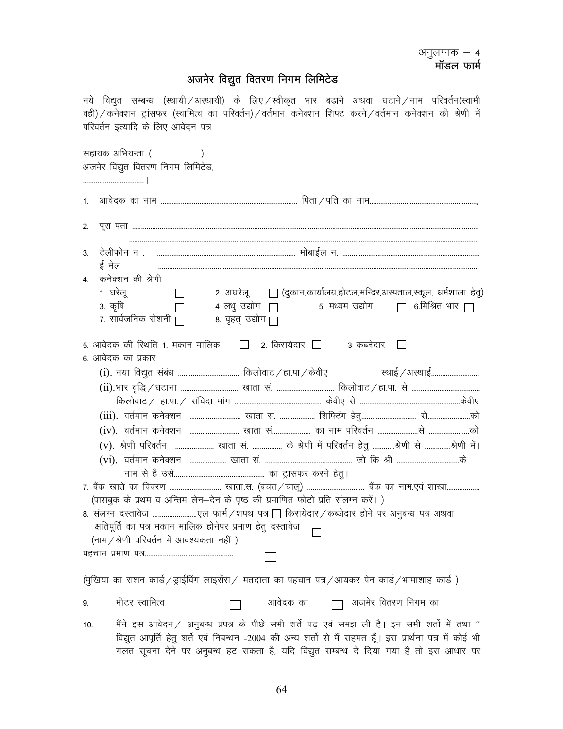अनुलग्नक – 4

**मॉडल फार्म**

## अजमेर विद्युत वितरण निगम लिमिटेड

नये विद्युत सम्बन्ध (स्थायी/अस्थायी) के लिए/स्वीकृत भार बढाने अथवा घटाने/नाम परिवर्तन(स्वामी वही)/कनेक्शन ट्रांसफर (स्वामित्व का परिवर्तन)/वर्तमान कनेक्शन शिफ्ट करने/वर्तमान कनेक्शन की श्रेणी में परिवर्तन इत्यादि के लिए आवेदन पत्र

सहायक अभियन्ता (                )
अजमेर विद्युत वितरण निगम लिमिटेड,
................................ ।

1. आवेदक का नाम ........................................................................ पिता/पति का नाम..........................................................,

2. पूरा पता ..........................................................................................................................................................................
   ..........................................................................................................................................................................

3. टेलीफोन न . .......................................................................... मोबाईल न. ........................................................................
   ई मेल ..........................................................................................................................................................................

4. कनेक्शन की श्रेणी
   1. घरेलू ☐ 2. अघरेलू ☐ (दुकान,कार्यालय,होटल,मन्दिर,अस्पताल,स्कूल, धर्मशाला हेतु)
   3. कृषि ☐ 4 लधु उद्योग ☐ 5. मध्यम उद्योग ☐ 6.मिश्रित भार ☐
   7. सार्वजनिक रोशनी ☐ 8. वृहत् उद्योग ☐

5. आवेदक की स्थिति 1. मकान मालिक ☐ 2. किरायेदार ☐ 3 कब्जेदार ☐

6. आवेदक का प्रकार
   (i). नया विद्युत संबंध ................................ किलोवाट/हा.पा/केवीए स्थाई/अस्थाई.........................
   (ii).भार वृद्धि/घटाना .............................. खाता सं. ............................. किलोवाट/हा.पा. से ...................................
   किलोवाट/ हा.पा./ संविदा मांग .............................................. केवीए से .....................................................केवीए
   (iii). वर्तमान कनेक्शन .......................... खाता स. .................. शिफिटंग हेतु............................ से......................को
   (iv). वर्तमान कनेक्शन .......................... खाता सं.................... का नाम परिवर्तन .....................से .....................को
   (v). श्रेणी परिवर्तन .................... खाता सं. ................ के श्रेणी में परिवर्तन हेतु ...........श्रेणी से .............श्रेणी में।
   (vi). वर्तमान कनेक्शन ................... खाता सं. ............................................... जो कि श्री ..................................के
   नाम से है उसे................................................ का ट्रांसफर करने हेतु।

7. बैंक खाते का विवरण ........................... खाता.स. (बचत/चालू) .............................. बैंक का नाम.एवं शाखा.................
   (पासबुक के प्रथम व अन्तिम लेन–देन के पृष्ठ की प्रमाणित फोटो प्रति संलग्न करें। )

8. संलग्न दस्तावेज .......................एल फार्म/शपथ पत्र ☐ किरायेदार/कब्जेदार होने पर अनुबन्ध पत्र अथवा
   क्षतिपूर्ति का पत्र मकान मालिक होनेपर प्रमाण हेतु दस्तावेज ☐
   (नाम/श्रेणी परिवर्तन में आवश्यकता नहीं )

पहचान प्रमाण पत्र................................................ ☐

(मुखिया का राशन कार्ड/ड्राईविंग लाइसेंस/ मतदाता का पहचान पत्र/आयकर पेन कार्ड/भामाशाह कार्ड )

9. मीटर स्वामित्व ☐ आवेदक का ☐ अजमेर वितरण निगम का

10. मैंने इस आवेदन/ अनुबन्ध प्रपत्र के पीछे सभी शर्ते पढ़ एवं समझ ली है। इन सभी शर्तो में तथा '' विद्युत आपूर्ति हेतु शर्ते एवं निबन्धन -2004 की अन्य शर्तो से मैं सहमत हूँ। इस प्रार्थना पत्र में कोई भी गलत सूचना देने पर अनुबन्ध हट सकता है, यदि विद्युत सम्बन्ध दे दिया गया है तो इस आधार पर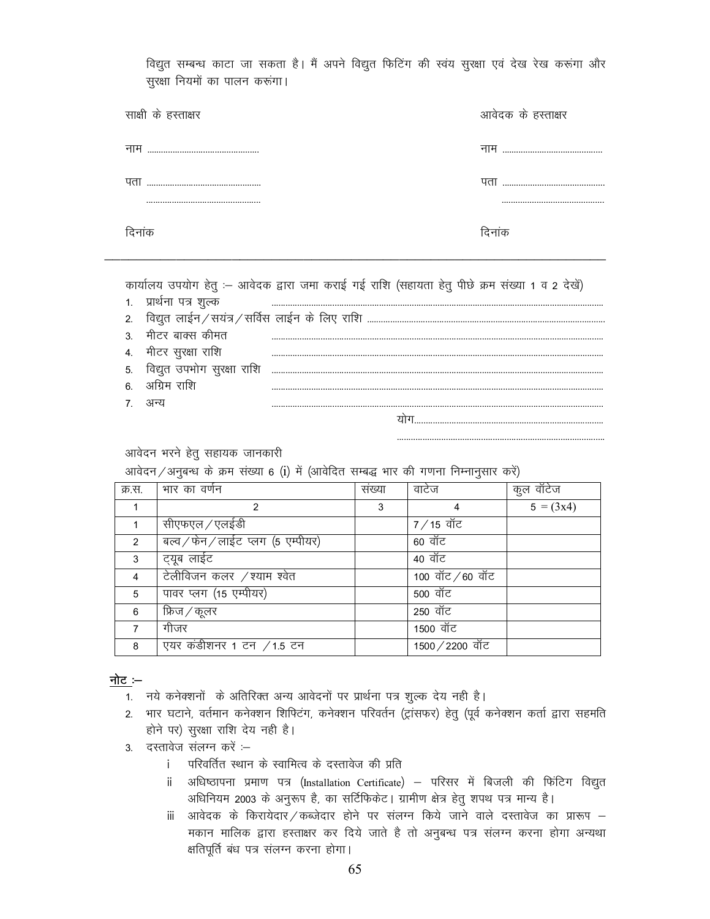विद्युत सम्बन्ध काटा जा सकता है। मैं अपने विद्युत फिटिंग की स्वंय सुरक्षा एवं देख रेख करूंगा और सुरक्षा नियमों का पालन करूंगा।

साक्षी के हस्ताक्षर

नाम ...............................................

पता ...............................................
...............................................

दिनांक

आवेदक के हस्ताक्षर

नाम ...............................................

पता ...............................................
...............................................

दिनांक

---

कार्यालय उपयोग हेतु :– आवेदक द्वारा जमा कराई गई राशि (सहायता हेतु पीछे क्रम संख्या 1 व 2 देखें)

1. प्रार्थना पत्र शुल्क ...............................................
2. विद्युत लाईन / सयंत्र / सर्विस लाईन के लिए राशि ...............................................
3. मीटर बाक्स कीमत ...............................................
4. मीटर सुरक्षा राशि ...............................................
5. विद्युत उपभोग सुरक्षा राशि ...............................................
6. अग्रिम राशि ...............................................
7. अन्य ...............................................

योग...............................................

...............................................

आवेदन भरने हेतु सहायक जानकारी

आवेदन / अनुबन्ध के क्रम संख्या 6 (i) में (आवेदित सम्बद्ध भार की गणना निम्नानुसार करें)

| क्र.स. | भार का वर्णन | संख्या | वाटेज | कुल वॉटेज |
|---|---|---|---|---|
| 1 | 2 | 3 | 4 | 5 = (3x4) |
| 1 | सीएफएल / एलईडी | | 7 / 15 वॉट | |
| 2 | बल्व / फेन / लाईट प्लग (5 एम्पीयर) | | 60 वॉट | |
| 3 | ट्यूब लाईट | | 40 वॉट | |
| 4 | टेलीविजन कलर / श्याम श्वेत | | 100 वॉट / 60 वॉट | |
| 5 | पावर प्लग (15 एम्पीयर) | | 500 वॉट | |
| 6 | फ्रिज / कूलर | | 250 वॉट | |
| 7 | गीजर | | 1500 वॉट | |
| 8 | एयर कंडीशनर 1 टन / 1.5 टन | | 1500 / 2200 वॉट | |

**नोट :–**

1. नये कनेक्शनों के अतिरिक्त अन्य आवेदनों पर प्रार्थना पत्र शुल्क देय नही है।
2. भार घटाने, वर्तमान कनेक्शन शिफ्टिंग, कनेक्शन परिवर्तन (ट्रांसफर) हेतु (पूर्व कनेक्शन कर्ता द्वारा सहमति होने पर) सुरक्षा राशि देय नही है।
3. दस्तावेज संलग्न करें :–
   - i परिवर्तित स्थान के स्वामित्व के दस्तावेज की प्रति
   - ii अधिष्ठापना प्रमाण पत्र (Installation Certificate) – परिसर में बिजली की फिंटिग विद्युत अधिनियम 2003 के अनुरूप है, का सर्टिफिकेट। ग्रामीण क्षेत्र हेतु शपथ पत्र मान्य है।
   - iii आवेदक के किरायेदार / कब्जेदार होने पर संलग्न किये जाने वाले दस्तावेज का प्रारूप – मकान मालिक द्वारा हस्ताक्षर कर दिये जाते है तो अनुबन्ध पत्र संलग्न करना होगा अन्यथा क्षतिपूर्ति बंध पत्र संलग्न करना होगा।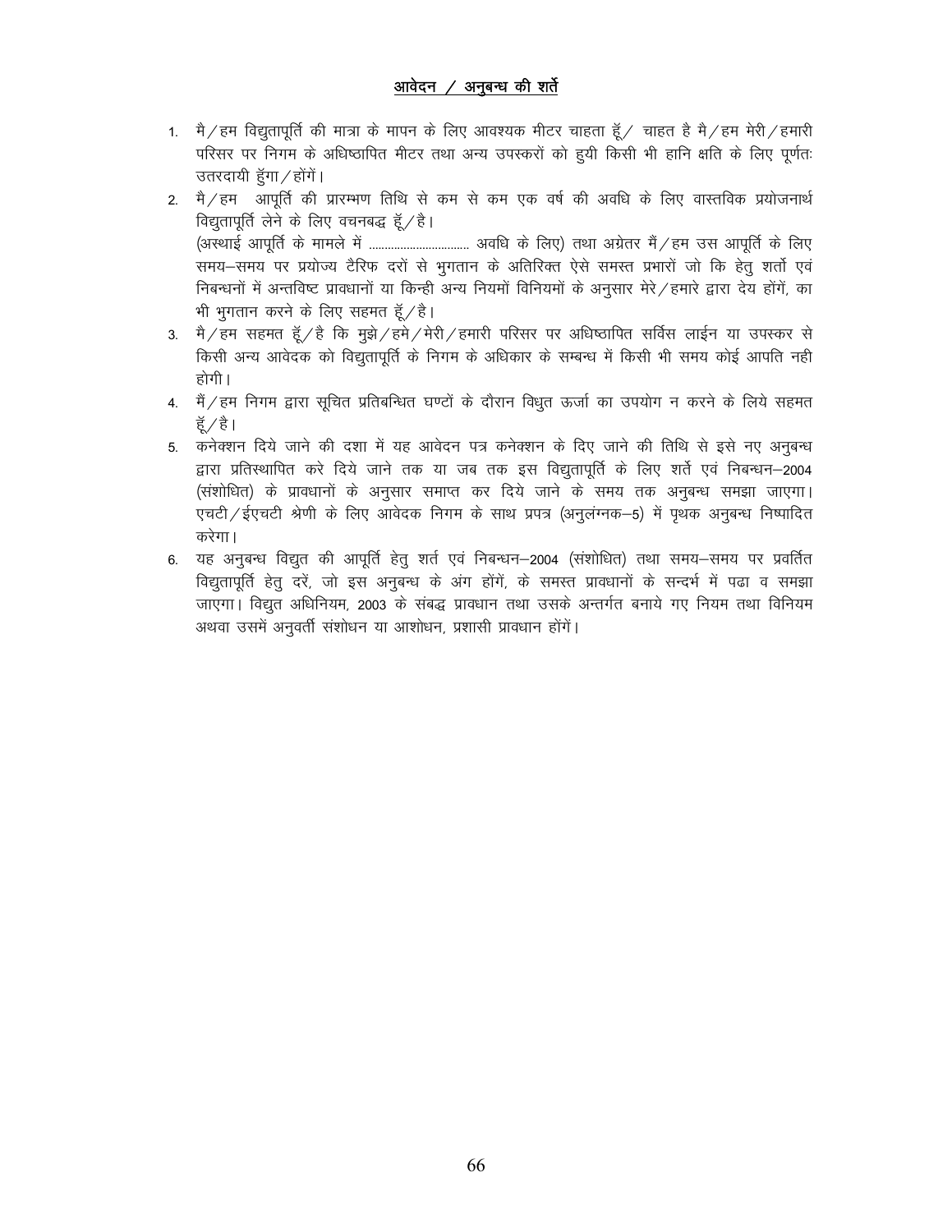## आवेदन / अनुबन्ध की शर्ते

1. मै/हम विद्युतापूर्ति की मात्रा के मापन के लिए आवश्यक मीटर चाहता हूँ/ चाहत है मै/हम मेरी/हमारी परिसर पर निगम के अधिष्ठापित मीटर तथा अन्य उपस्करों को हुयी किसी भी हानि क्षति के लिए पूर्णतः उतरदायी हुॅगा/होंगें।
2. मै/हम आपूर्ति की प्रारम्भण तिथि से कम से कम एक वर्ष की अवधि के लिए वास्तविक प्रयोजनार्थ विद्युतापूर्ति लेने के लिए वचनबद्ध हूँ/है।
   (अस्थाई आपूर्ति के मामले में ................................ अवधि के लिए) तथा अग्रेतर मैं/हम उस आपूर्ति के लिए समय–समय पर प्रयोज्य टैरिफ दरों से भुगतान के अतिरिक्त ऐसे समस्त प्रभारों जो कि हेतु शर्तो एवं निबन्धनों में अन्तविष्ट प्रावधानों या किन्ही अन्य नियमों विनियमों के अनुसार मेरे/हमारे द्वारा देय होंगें, का भी भुगतान करने के लिए सहमत हूँ/है।
3. मै/हम सहमत हूँ/है कि मुझे/हमे/मेरी/हमारी परिसर पर अधिष्ठापित सर्विस लाईन या उपस्कर से किसी अन्य आवेदक को विद्युतापूर्ति के निगम के अधिकार के सम्बन्ध में किसी भी समय कोई आपति नही होगी।
4. मैं/हम निगम द्वारा सूचित प्रतिबन्धित घण्टों के दौरान विधुत ऊर्जा का उपयोग न करने के लिये सहमत हूँ/है।
5. कनेक्शन दिये जाने की दशा में यह आवेदन पत्र कनेक्शन के दिए जाने की तिथि से इसे नए अनुबन्ध द्वारा प्रतिस्थापित करे दिये जाने तक या जब तक इस विद्युतापूर्ति के लिए शर्ते एवं निबन्धन–2004 (संशोधित) के प्रावधानों के अनुसार समाप्त कर दिये जाने के समय तक अनुबन्ध समझा जाएगा। एचटी/ईएचटी श्रेणी के लिए आवेदक निगम के साथ प्रपत्र (अनुलंग्नक–5) में पृथक अनुबन्ध निष्पादित करेगा।
6. यह अनुबन्ध विद्युत की आपूर्ति हेतु शर्त एवं निबन्धन–2004 (संशोधित) तथा समय–समय पर प्रवर्तित विद्युतापूर्ति हेतु दरें, जो इस अनुबन्ध के अंग होंगें, के समस्त प्रावधानों के सन्दर्भ में पढा व समझा जाएगा। विद्युत अधिनियम, 2003 के संबद्ध प्रावधान तथा उसके अन्तर्गत बनाये गए नियम तथा विनियम अथवा उसमें अनुवर्ती संशोधन या आशोधन, प्रशासी प्रावधान होंगें।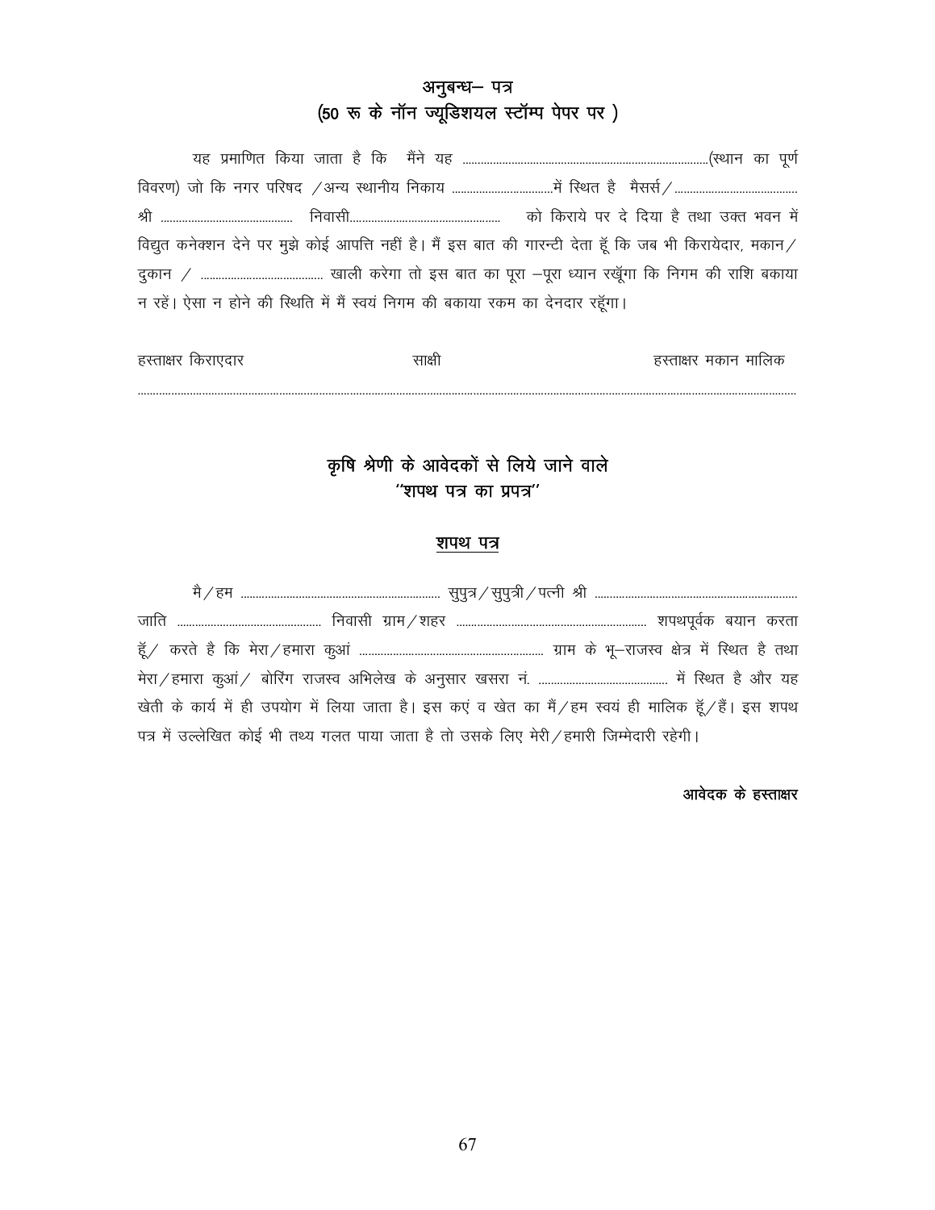# अनुबन्ध– पत्र
## (50 रू के नॉन ज्यूडिशयल स्टॉम्प पेपर पर )

यह प्रमाणित किया जाता है कि मैंने यह ..................................................................................(स्थान का पूर्ण विवरण) जो कि नगर परिषद /अन्य स्थानीय निकाय ..................................में स्थित है मैसर्स/.......................................... श्री ........................................... निवासी................................................. को किराये पर दे दिया है तथा उक्त भवन में विद्युत कनेक्शन देने पर मुझे कोई आपत्ति नहीं है। मैं इस बात की गारन्टी देता हूँ कि जब भी किरायेदार, मकान/ दुकान / ........................................ खाली करेगा तो इस बात का पूरा –पूरा ध्यान रखूँगा कि निगम की राशि बकाया न रहें। ऐसा न होने की स्थिति में मैं स्वयं निगम की बकाया रकम का देनदार रहूँगा।

हस्ताक्षर किराएदार &nbsp;&nbsp;&nbsp;&nbsp;&nbsp;&nbsp;&nbsp;&nbsp;&nbsp;&nbsp; साक्षी &nbsp;&nbsp;&nbsp;&nbsp;&nbsp;&nbsp;&nbsp;&nbsp;&nbsp;&nbsp; हस्ताक्षर मकान मालिक

---

## कृषि श्रेणी के आवेदकों से लिये जाने वाले "शपथ पत्र का प्रपत्र"

### शपथ पत्र

मै/हम ................................................................... सुपुत्र/सुपुत्री/पत्नी श्री ................................................................... जाति ................................................ निवासी ग्राम/शहर ............................................................... शपथपूर्वक बयान करता हूँ/ करते है कि मेरा/हमारा कुआं ............................................................ ग्राम के भू–राजस्व क्षेत्र में स्थित है तथा मेरा/हमारा कुआं/ बोरिंग राजस्व अभिलेख के अनुसार खसरा नं. .......................................... में स्थित है और यह खेती के कार्य में ही उपयोग में लिया जाता है। इस कएं व खेत का मैं/हम स्वयं ही मालिक हूँ/हैं। इस शपथ पत्र में उल्लेखित कोई भी तथ्य गलत पाया जाता है तो उसके लिए मेरी/हमारी जिम्मेदारी रहेगी।

**आवेदक के हस्ताक्षर**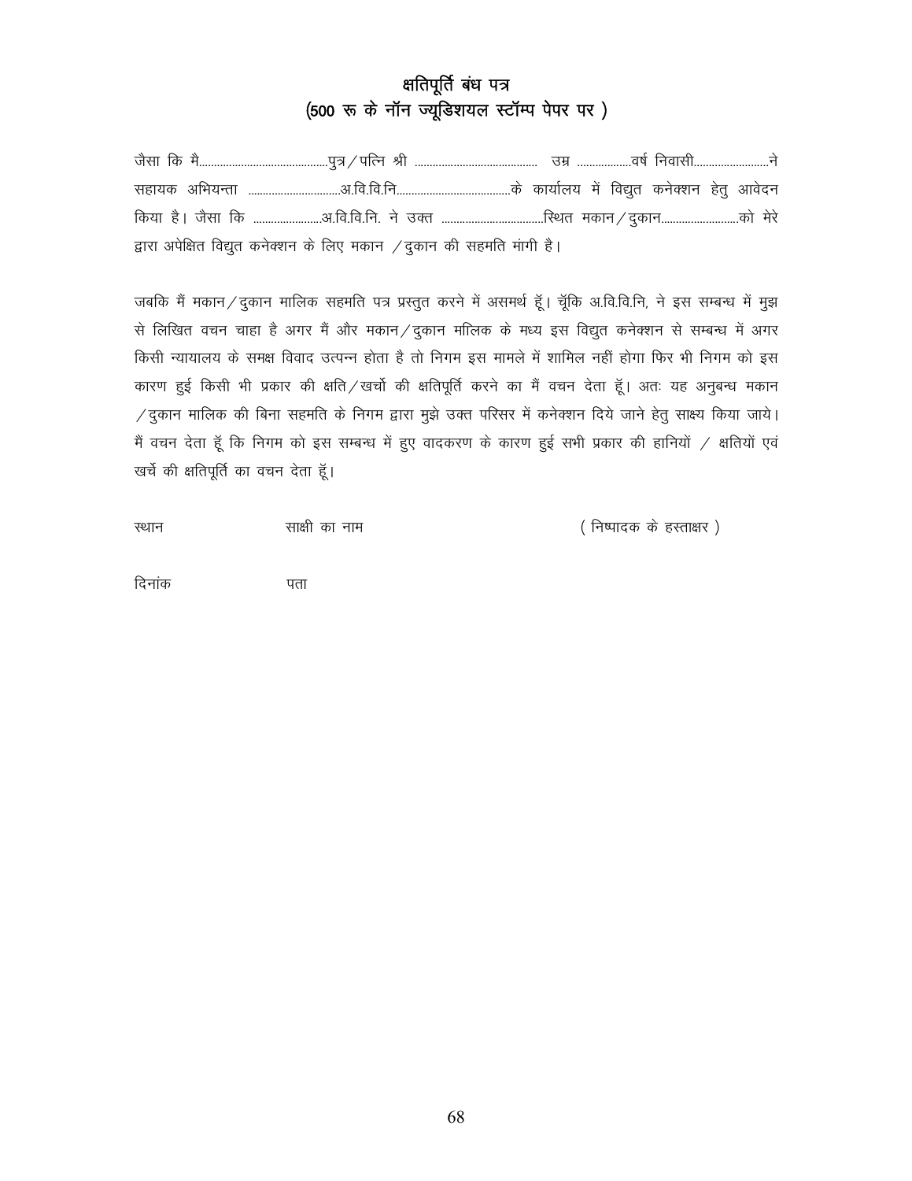# क्षतिपूर्ति बंध पत्र
## (500 रू के नॉन ज्यूडिशियल स्टॉम्प पेपर पर )

जैसा कि मै...........................................पुत्र/पत्नि श्री .......................................... उम्र ..................वर्ष निवासी.........................ने सहायक अभियन्ता ...............................अ.वि.वि.नि......................................के कार्यालय में विद्युत कनेक्शन हेतु आवेदन किया है। जैसा कि .......................अ.वि.वि.नि. ने उक्त ..................................स्थित मकान/दुकान..........................को मेरे द्वारा अपेक्षित विद्युत कनेक्शन के लिए मकान /दुकान की सहमति मांगी है।

जबकि मैं मकान/दुकान मालिक सहमति पत्र प्रस्तुत करने में असमर्थ हूॅ। चूॅकि अ.वि.वि.नि, ने इस सम्बन्ध में मुझ से लिखित वचन चाहा है अगर मैं और मकान/दुकान मालिक के मध्य इस विद्युत कनेक्शन से सम्बन्ध में अगर किसी न्यायालय के समक्ष विवाद उत्पन्न होता है तो निगम इस मामले में शामिल नहीं होगा फिर भी निगम को इस कारण हुई किसी भी प्रकार की क्षति/खर्चो की क्षतिपूर्ति करने का मैं वचन देता हूॅ। अतः यह अनुबन्ध मकान /दुकान मालिक की बिना सहमति के निगम द्वारा मुझे उक्त परिसर में कनेक्शन दिये जाने हेतु साक्ष्य किया जाये। मैं वचन देता हूॅ कि निगम को इस सम्बन्ध में हुए वादकरण के कारण हुई सभी प्रकार की हानियों / क्षतियों एवं खर्चे की क्षतिपूर्ति का वचन देता हूॅ।

स्थान    साक्षी का नाम    ( निष्पादक के हस्ताक्षर )

दिनांक    पता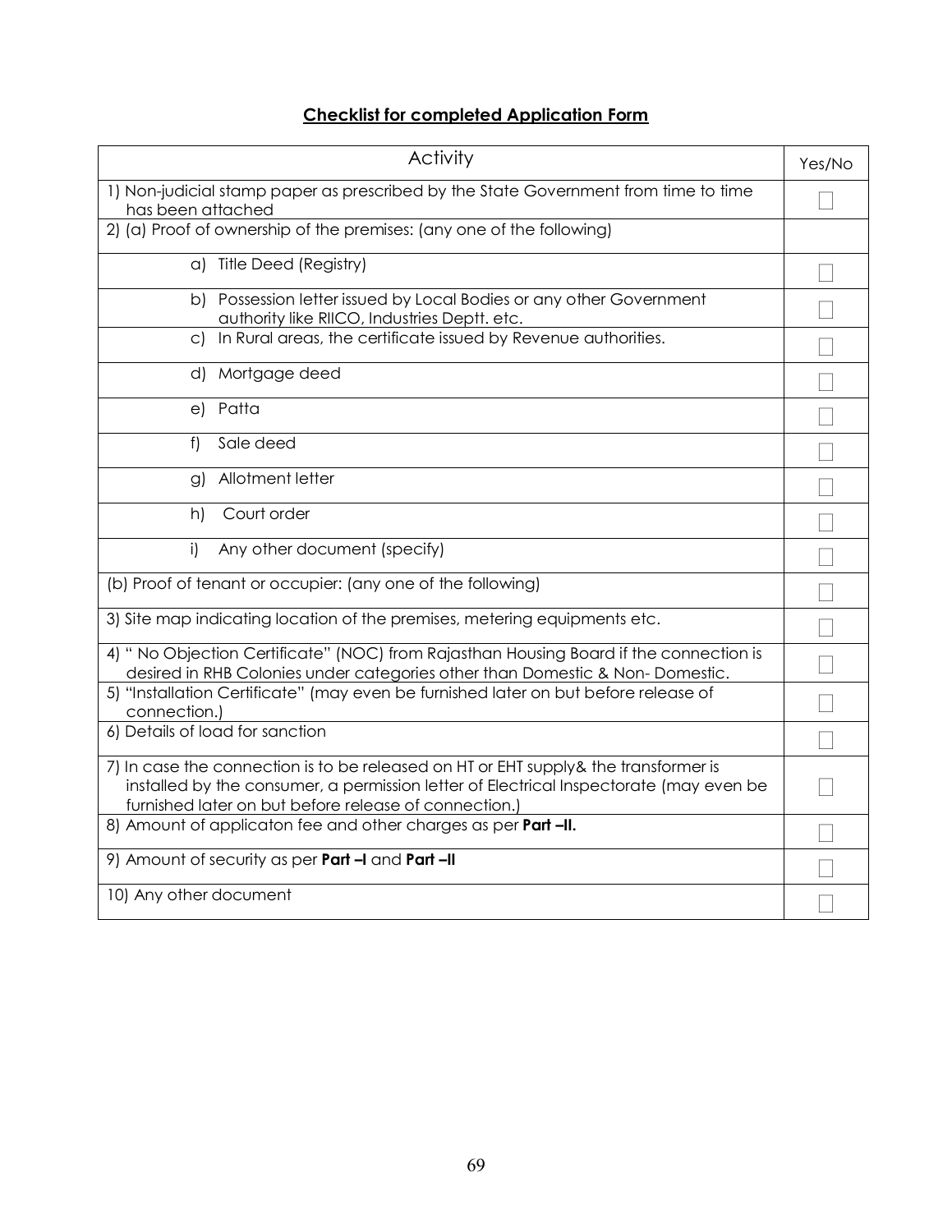## **Checklist for completed Application Form**

| Activity | Yes/No |
|---|---|
| 1) Non-judicial stamp paper as prescribed by the State Government from time to time has been attached | ☐ |
| 2) (a) Proof of ownership of the premises: (any one of the following) | |
| a) Title Deed (Registry) | ☐ |
| b) Possession letter issued by Local Bodies or any other Government authority like RIICO, Industries Deptt. etc. | ☐ |
| c) In Rural areas, the certificate issued by Revenue authorities. | ☐ |
| d) Mortgage deed | ☐ |
| e) Patta | ☐ |
| f) Sale deed | ☐ |
| g) Allotment letter | ☐ |
| h) Court order | ☐ |
| i) Any other document (specify) | ☐ |
| (b) Proof of tenant or occupier: (any one of the following) | ☐ |
| 3) Site map indicating location of the premises, metering equipments etc. | ☐ |
| 4) " No Objection Certificate" (NOC) from Rajasthan Housing Board if the connection is desired in RHB Colonies under categories other than Domestic & Non- Domestic. | ☐ |
| 5) "Installation Certificate" (may even be furnished later on but before release of connection.) | ☐ |
| 6) Details of load for sanction | ☐ |
| 7) In case the connection is to be released on HT or EHT supply& the transformer is installed by the consumer, a permission letter of Electrical Inspectorate (may even be furnished later on but before release of connection.) | ☐ |
| 8) Amount of applicaton fee and other charges as per **Part –II.** | ☐ |
| 9) Amount of security as per **Part –I** and **Part –II** | ☐ |
| 10) Any other document | ☐ |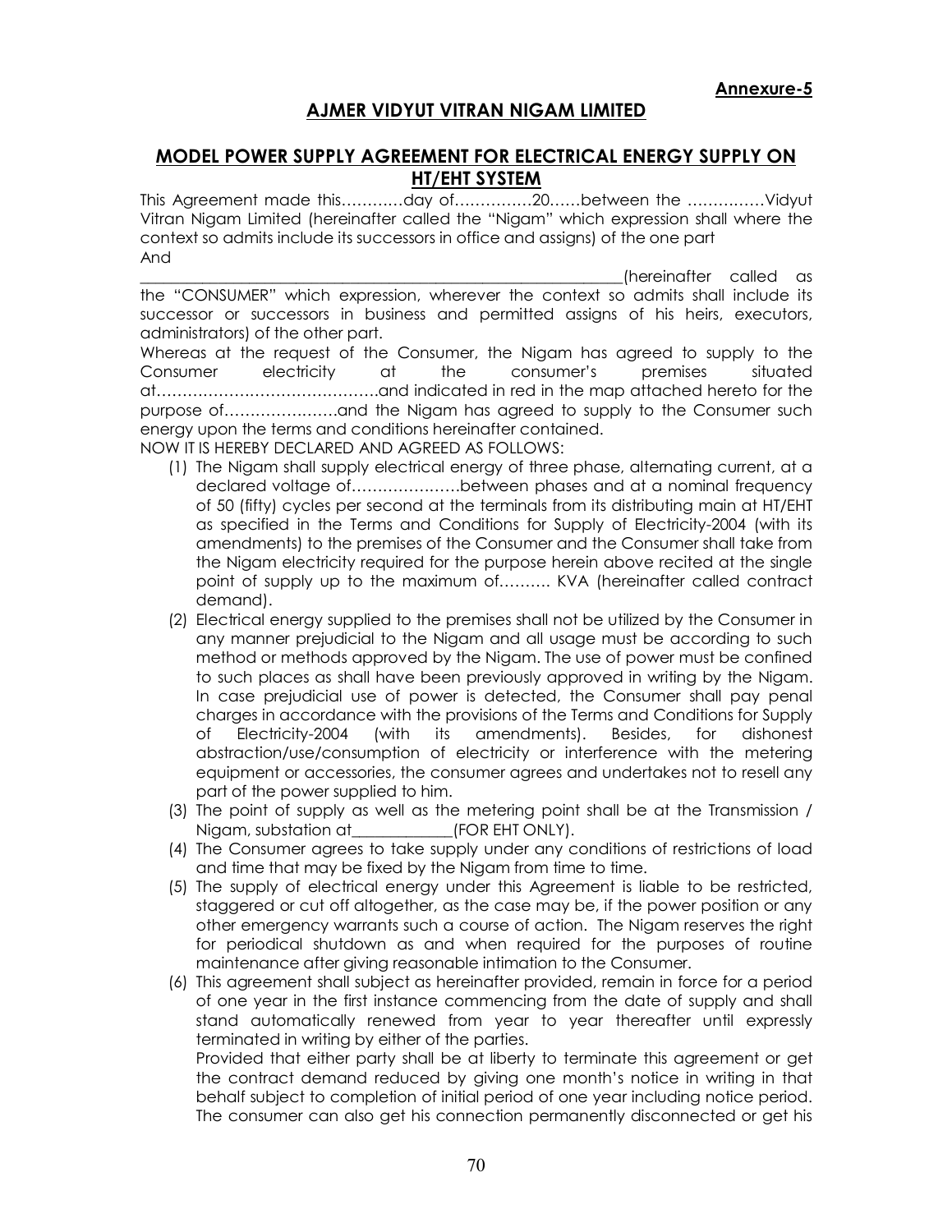**Annexure-5**

## AJMER VIDYUT VITRAN NIGAM LIMITED

## MODEL POWER SUPPLY AGREEMENT FOR ELECTRICAL ENERGY SUPPLY ON HT/EHT SYSTEM

This Agreement made this…………day of……………20……between the ……………Vidyut Vitran Nigam Limited (hereinafter called the "Nigam" which expression shall where the context so admits include its successors in office and assigns) of the one part

And

_______________________________________________________________(hereinafter called as the "CONSUMER" which expression, wherever the context so admits shall include its successor or successors in business and permitted assigns of his heirs, executors, administrators) of the other part.

Whereas at the request of the Consumer, the Nigam has agreed to supply to the Consumer electricity at the consumer's premises situated at…………………………………….and indicated in red in the map attached hereto for the purpose of………………….and the Nigam has agreed to supply to the Consumer such energy upon the terms and conditions hereinafter contained.

NOW IT IS HEREBY DECLARED AND AGREED AS FOLLOWS:

(1) The Nigam shall supply electrical energy of three phase, alternating current, at a declared voltage of…………………between phases and at a nominal frequency of 50 (fifty) cycles per second at the terminals from its distributing main at HT/EHT as specified in the Terms and Conditions for Supply of Electricity-2004 (with its amendments) to the premises of the Consumer and the Consumer shall take from the Nigam electricity required for the purpose herein above recited at the single point of supply up to the maximum of………. KVA (hereinafter called contract demand).

(2) Electrical energy supplied to the premises shall not be utilized by the Consumer in any manner prejudicial to the Nigam and all usage must be according to such method or methods approved by the Nigam. The use of power must be confined to such places as shall have been previously approved in writing by the Nigam. In case prejudicial use of power is detected, the Consumer shall pay penal charges in accordance with the provisions of the Terms and Conditions for Supply of Electricity-2004 (with its amendments). Besides, for dishonest abstraction/use/consumption of electricity or interference with the metering equipment or accessories, the consumer agrees and undertakes not to resell any part of the power supplied to him.

(3) The point of supply as well as the metering point shall be at the Transmission / Nigam, substation at_____________(FOR EHT ONLY).

(4) The Consumer agrees to take supply under any conditions of restrictions of load and time that may be fixed by the Nigam from time to time.

(5) The supply of electrical energy under this Agreement is liable to be restricted, staggered or cut off altogether, as the case may be, if the power position or any other emergency warrants such a course of action. The Nigam reserves the right for periodical shutdown as and when required for the purposes of routine maintenance after giving reasonable intimation to the Consumer.

(6) This agreement shall subject as hereinafter provided, remain in force for a period of one year in the first instance commencing from the date of supply and shall stand automatically renewed from year to year thereafter until expressly terminated in writing by either of the parties.

Provided that either party shall be at liberty to terminate this agreement or get the contract demand reduced by giving one month's notice in writing in that behalf subject to completion of initial period of one year including notice period. The consumer can also get his connection permanently disconnected or get his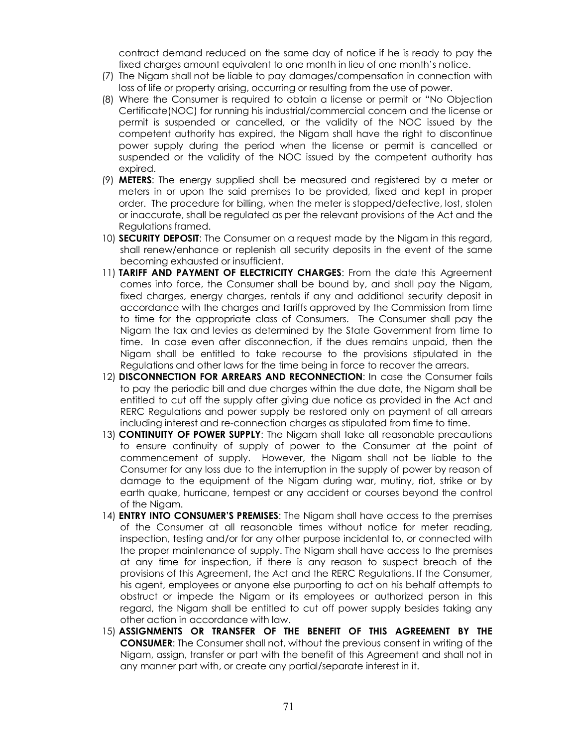contract demand reduced on the same day of notice if he is ready to pay the fixed charges amount equivalent to one month in lieu of one month's notice.

(7) The Nigam shall not be liable to pay damages/compensation in connection with loss of life or property arising, occurring or resulting from the use of power.

(8) Where the Consumer is required to obtain a license or permit or "No Objection Certificate(NOC) for running his industrial/commercial concern and the license or permit is suspended or cancelled, or the validity of the NOC issued by the competent authority has expired, the Nigam shall have the right to discontinue power supply during the period when the license or permit is cancelled or suspended or the validity of the NOC issued by the competent authority has expired.

(9) **METERS**: The energy supplied shall be measured and registered by a meter or meters in or upon the said premises to be provided, fixed and kept in proper order. The procedure for billing, when the meter is stopped/defective, lost, stolen or inaccurate, shall be regulated as per the relevant provisions of the Act and the Regulations framed.

10) **SECURITY DEPOSIT**: The Consumer on a request made by the Nigam in this regard, shall renew/enhance or replenish all security deposits in the event of the same becoming exhausted or insufficient.

11) **TARIFF AND PAYMENT OF ELECTRICITY CHARGES**: From the date this Agreement comes into force, the Consumer shall be bound by, and shall pay the Nigam, fixed charges, energy charges, rentals if any and additional security deposit in accordance with the charges and tariffs approved by the Commission from time to time for the appropriate class of Consumers. The Consumer shall pay the Nigam the tax and levies as determined by the State Government from time to time. In case even after disconnection, if the dues remains unpaid, then the Nigam shall be entitled to take recourse to the provisions stipulated in the Regulations and other laws for the time being in force to recover the arrears.

12) **DISCONNECTION FOR ARREARS AND RECONNECTION**: In case the Consumer fails to pay the periodic bill and due charges within the due date, the Nigam shall be entitled to cut off the supply after giving due notice as provided in the Act and RERC Regulations and power supply be restored only on payment of all arrears including interest and re-connection charges as stipulated from time to time.

13) **CONTINUITY OF POWER SUPPLY**: The Nigam shall take all reasonable precautions to ensure continuity of supply of power to the Consumer at the point of commencement of supply. However, the Nigam shall not be liable to the Consumer for any loss due to the interruption in the supply of power by reason of damage to the equipment of the Nigam during war, mutiny, riot, strike or by earth quake, hurricane, tempest or any accident or courses beyond the control of the Nigam.

14) **ENTRY INTO CONSUMER'S PREMISES**: The Nigam shall have access to the premises of the Consumer at all reasonable times without notice for meter reading, inspection, testing and/or for any other purpose incidental to, or connected with the proper maintenance of supply. The Nigam shall have access to the premises at any time for inspection, if there is any reason to suspect breach of the provisions of this Agreement, the Act and the RERC Regulations. If the Consumer, his agent, employees or anyone else purporting to act on his behalf attempts to obstruct or impede the Nigam or its employees or authorized person in this regard, the Nigam shall be entitled to cut off power supply besides taking any other action in accordance with law.

15) **ASSIGNMENTS OR TRANSFER OF THE BENEFIT OF THIS AGREEMENT BY THE CONSUMER**: The Consumer shall not, without the previous consent in writing of the Nigam, assign, transfer or part with the benefit of this Agreement and shall not in any manner part with, or create any partial/separate interest in it.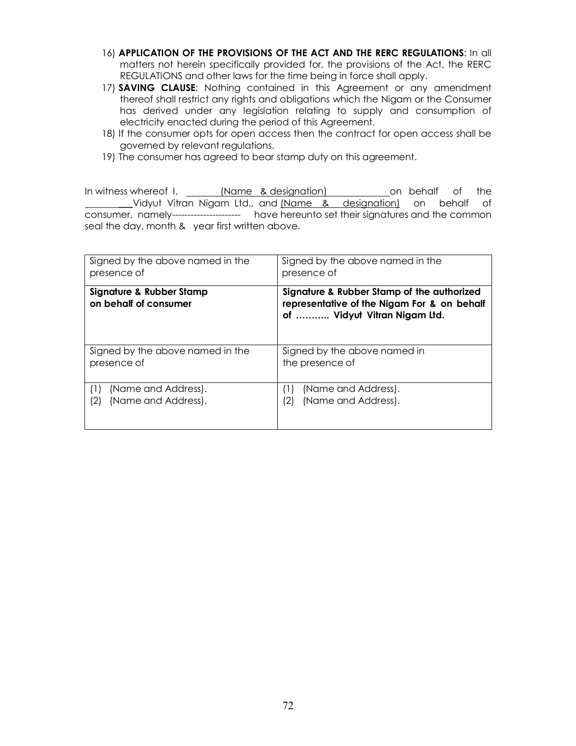16) **APPLICATION OF THE PROVISIONS OF THE ACT AND THE RERC REGULATIONS**: In all matters not herein specifically provided for, the provisions of the Act, the RERC REGULATIONS and other laws for the time being in force shall apply.

17) **SAVING CLAUSE**: Nothing contained in this Agreement or any amendment thereof shall restrict any rights and obligations which the Nigam or the Consumer has derived under any legislation relating to supply and consumption of electricity enacted during the period of this Agreement.

18) If the consumer opts for open access then the contract for open access shall be governed by relevant regulations.

19) The consumer has agreed to bear stamp duty on this agreement.

In witness whereof I, ________(Name & designation)____________ on behalf of the ________Vidyut Vitran Nigam Ltd., and (Name & designation) on behalf of consumer, namely---------------------- have hereunto set their signatures and the common seal the day, month & year first written above.

| | |
|---|---|
| Signed by the above named in the presence of | Signed by the above named in the presence of |
| **Signature & Rubber Stamp on behalf of consumer** | **Signature & Rubber Stamp of the authorized representative of the Nigam For & on behalf of ……….. Vidyut Vitran Nigam Ltd.** |
| Signed by the above named in the presence of | Signed by the above named in the presence of |
| (1) (Name and Address).<br>(2) (Name and Address). | (1) (Name and Address).<br>(2) (Name and Address). |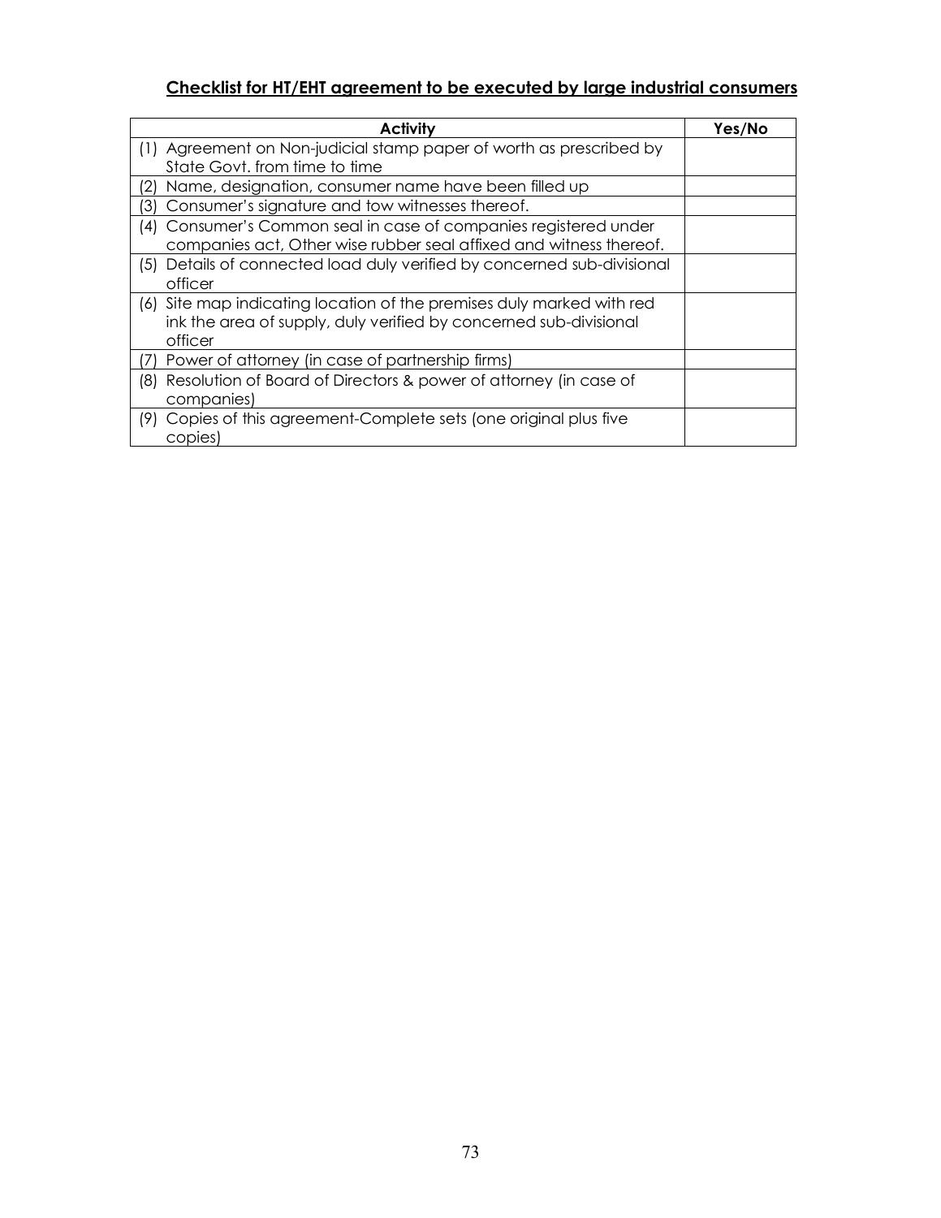## Checklist for HT/EHT agreement to be executed by large industrial consumers

| Activity | Yes/No |
|---|---|
| (1) Agreement on Non-judicial stamp paper of worth as prescribed by State Govt. from time to time | |
| (2) Name, designation, consumer name have been filled up | |
| (3) Consumer's signature and tow witnesses thereof. | |
| (4) Consumer's Common seal in case of companies registered under companies act, Other wise rubber seal affixed and witness thereof. | |
| (5) Details of connected load duly verified by concerned sub-divisional officer | |
| (6) Site map indicating location of the premises duly marked with red ink the area of supply, duly verified by concerned sub-divisional officer | |
| (7) Power of attorney (in case of partnership firms) | |
| (8) Resolution of Board of Directors & power of attorney (in case of companies) | |
| (9) Copies of this agreement-Complete sets (one original plus five copies) | |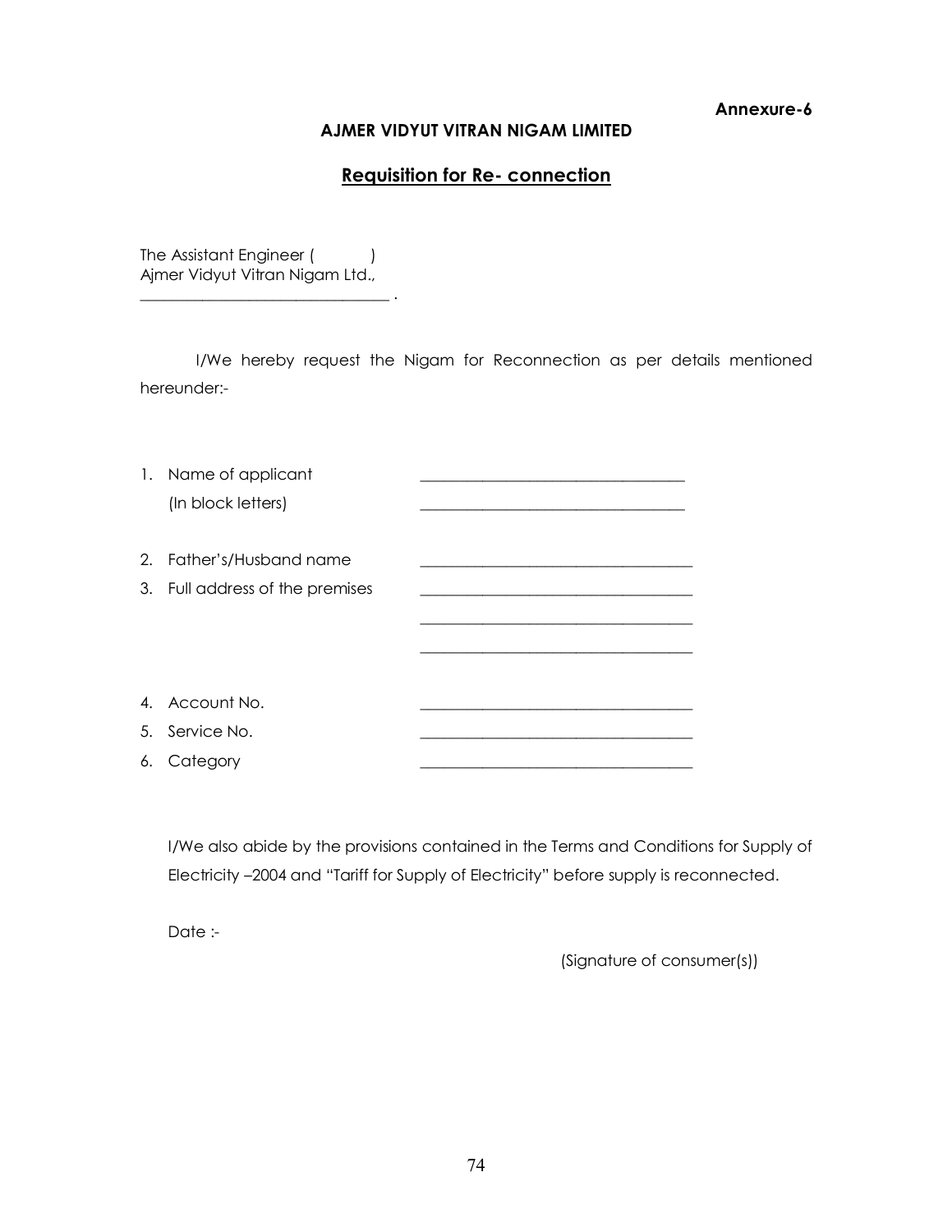**Annexure-6**

**AJMER VIDYUT VITRAN NIGAM LIMITED**

## Requisition for Re- connection

The Assistant Engineer (            )
Ajmer Vidyut Vitran Nigam Ltd.,
_______________________________ .

I/We hereby request the Nigam for Reconnection as per details mentioned hereunder:-

1. Name of applicant ___________________________________
   (In block letters) ___________________________________
2. Father's/Husband name ___________________________________
3. Full address of the premises ___________________________________
   ___________________________________
   ___________________________________
4. Account No. ___________________________________
5. Service No. ___________________________________
6. Category ___________________________________

I/We also abide by the provisions contained in the Terms and Conditions for Supply of Electricity –2004 and "Tariff for Supply of Electricity" before supply is reconnected.

Date :-

(Signature of consumer(s))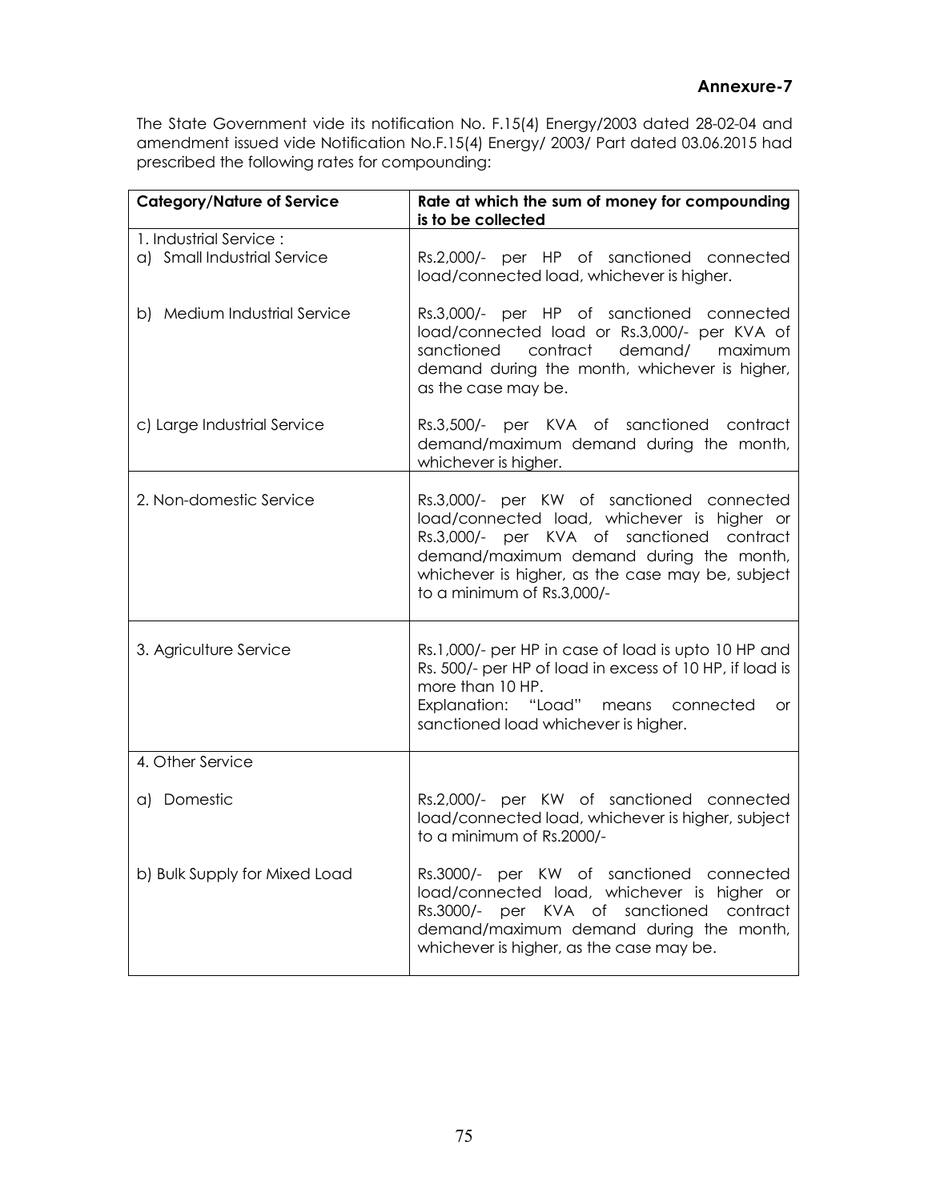**Annexure-7**

The State Government vide its notification No. F.15(4) Energy/2003 dated 28-02-04 and amendment issued vide Notification No.F.15(4) Energy/ 2003/ Part dated 03.06.2015 had prescribed the following rates for compounding:

| **Category/Nature of Service** | **Rate at which the sum of money for compounding is to be collected** |
|---|---|
| 1. Industrial Service : | |
| a) Small Industrial Service | Rs.2,000/- per HP of sanctioned connected load/connected load, whichever is higher. |
| b) Medium Industrial Service | Rs.3,000/- per HP of sanctioned connected load/connected load or Rs.3,000/- per KVA of sanctioned contract demand/ maximum demand during the month, whichever is higher, as the case may be. |
| c) Large Industrial Service | Rs.3,500/- per KVA of sanctioned contract demand/maximum demand during the month, whichever is higher. |
| 2. Non-domestic Service | Rs.3,000/- per KW of sanctioned connected load/connected load, whichever is higher or Rs.3,000/- per KVA of sanctioned contract demand/maximum demand during the month, whichever is higher, as the case may be, subject to a minimum of Rs.3,000/- |
| 3. Agriculture Service | Rs.1,000/- per HP in case of load is upto 10 HP and Rs. 500/- per HP of load in excess of 10 HP, if load is more than 10 HP.<br>Explanation: "Load" means connected or sanctioned load whichever is higher. |
| 4. Other Service | |
| a) Domestic | Rs.2,000/- per KW of sanctioned connected load/connected load, whichever is higher, subject to a minimum of Rs.2000/- |
| b) Bulk Supply for Mixed Load | Rs.3000/- per KW of sanctioned connected load/connected load, whichever is higher or Rs.3000/- per KVA of sanctioned contract demand/maximum demand during the month, whichever is higher, as the case may be. |